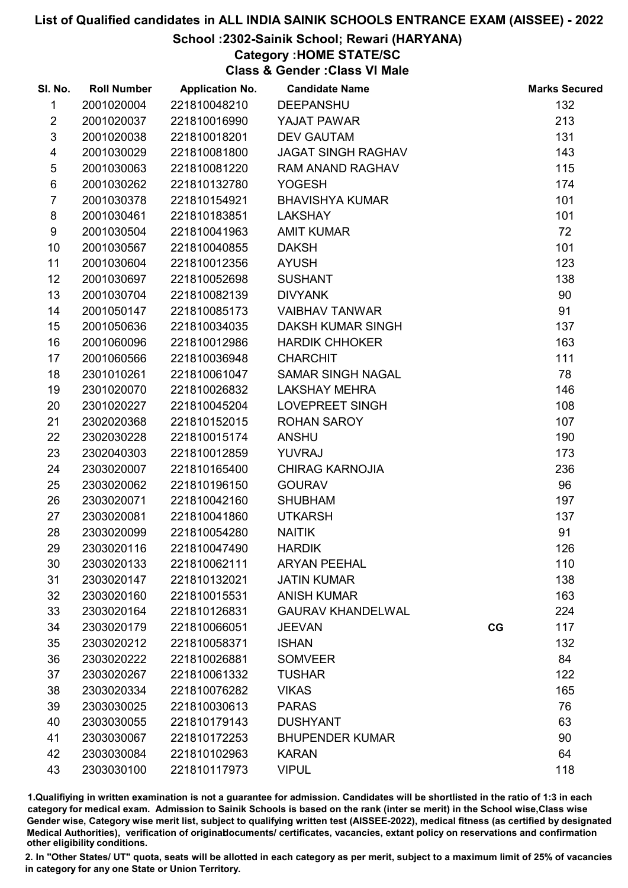# List of Qualified candidates in ALL INDIA SAINIK SCHOOLS ENTRANCE EXAM (AISSEE) - 2022

## School :2302-Sainik School; Rewari (HARYANA)

### Category :HOME STATE/SC

### Class & Gender :Class VI Male

| Sl. No. | Roll Number | Application No. | Candidate Name | | Marks Secured |
|---|---|---|---|---|---|
| 1 | 2001020004 | 221810048210 | DEEPANSHU | | 132 |
| 2 | 2001020037 | 221810016990 | YAJAT PAWAR | | 213 |
| 3 | 2001020038 | 221810018201 | DEV GAUTAM | | 131 |
| 4 | 2001030029 | 221810081800 | JAGAT SINGH RAGHAV | | 143 |
| 5 | 2001030063 | 221810081220 | RAM ANAND RAGHAV | | 115 |
| 6 | 2001030262 | 221810132780 | YOGESH | | 174 |
| 7 | 2001030378 | 221810154921 | BHAVISHYA KUMAR | | 101 |
| 8 | 2001030461 | 221810183851 | LAKSHAY | | 101 |
| 9 | 2001030504 | 221810041963 | AMIT KUMAR | | 72 |
| 10 | 2001030567 | 221810040855 | DAKSH | | 101 |
| 11 | 2001030604 | 221810012356 | AYUSH | | 123 |
| 12 | 2001030697 | 221810052698 | SUSHANT | | 138 |
| 13 | 2001030704 | 221810082139 | DIVYANK | | 90 |
| 14 | 2001050147 | 221810085173 | VAIBHAV TANWAR | | 91 |
| 15 | 2001050636 | 221810034035 | DAKSH KUMAR SINGH | | 137 |
| 16 | 2001060096 | 221810012986 | HARDIK CHHOKER | | 163 |
| 17 | 2001060566 | 221810036948 | CHARCHIT | | 111 |
| 18 | 2301010261 | 221810061047 | SAMAR SINGH NAGAL | | 78 |
| 19 | 2301020070 | 221810026832 | LAKSHAY MEHRA | | 146 |
| 20 | 2301020227 | 221810045204 | LOVEPREET SINGH | | 108 |
| 21 | 2302020368 | 221810152015 | ROHAN SAROY | | 107 |
| 22 | 2302030228 | 221810015174 | ANSHU | | 190 |
| 23 | 2302040303 | 221810012859 | YUVRAJ | | 173 |
| 24 | 2303020007 | 221810165400 | CHIRAG KARNOJIA | | 236 |
| 25 | 2303020062 | 221810196150 | GOURAV | | 96 |
| 26 | 2303020071 | 221810042160 | SHUBHAM | | 197 |
| 27 | 2303020081 | 221810041860 | UTKARSH | | 137 |
| 28 | 2303020099 | 221810054280 | NAITIK | | 91 |
| 29 | 2303020116 | 221810047490 | HARDIK | | 126 |
| 30 | 2303020133 | 221810062111 | ARYAN PEEHAL | | 110 |
| 31 | 2303020147 | 221810132021 | JATIN KUMAR | | 138 |
| 32 | 2303020160 | 221810015531 | ANISH KUMAR | | 163 |
| 33 | 2303020164 | 221810126831 | GAURAV KHANDELWAL | | 224 |
| 34 | 2303020179 | 221810066051 | JEEVAN | CG | 117 |
| 35 | 2303020212 | 221810058371 | ISHAN | | 132 |
| 36 | 2303020222 | 221810026881 | SOMVEER | | 84 |
| 37 | 2303020267 | 221810061332 | TUSHAR | | 122 |
| 38 | 2303020334 | 221810076282 | VIKAS | | 165 |
| 39 | 2303030025 | 221810030613 | PARAS | | 76 |
| 40 | 2303030055 | 221810179143 | DUSHYANT | | 63 |
| 41 | 2303030067 | 221810172253 | BHUPENDER KUMAR | | 90 |
| 42 | 2303030084 | 221810102963 | KARAN | | 64 |
| 43 | 2303030100 | 221810117973 | VIPUL | | 118 |

1.Qualifying in written examination is not a guarantee for admission. Candidates will be shortlisted in the ratio of 1:3 in each category for medical exam. Admission to Sainik Schools is based on the rank (inter se merit) in the School wise,Class wise Gender wise, Category wise merit list, subject to qualifying written test (AISSEE-2022), medical fitness (as certified by designated Medical Authorities), verification of originaldocuments/ certificates, vacancies, extant policy on reservations and confirmation other eligibility conditions.

2. In "Other States/ UT" quota, seats will be allotted in each category as per merit, subject to a maximum limit of 25% of vacancies in category for any one State or Union Territory.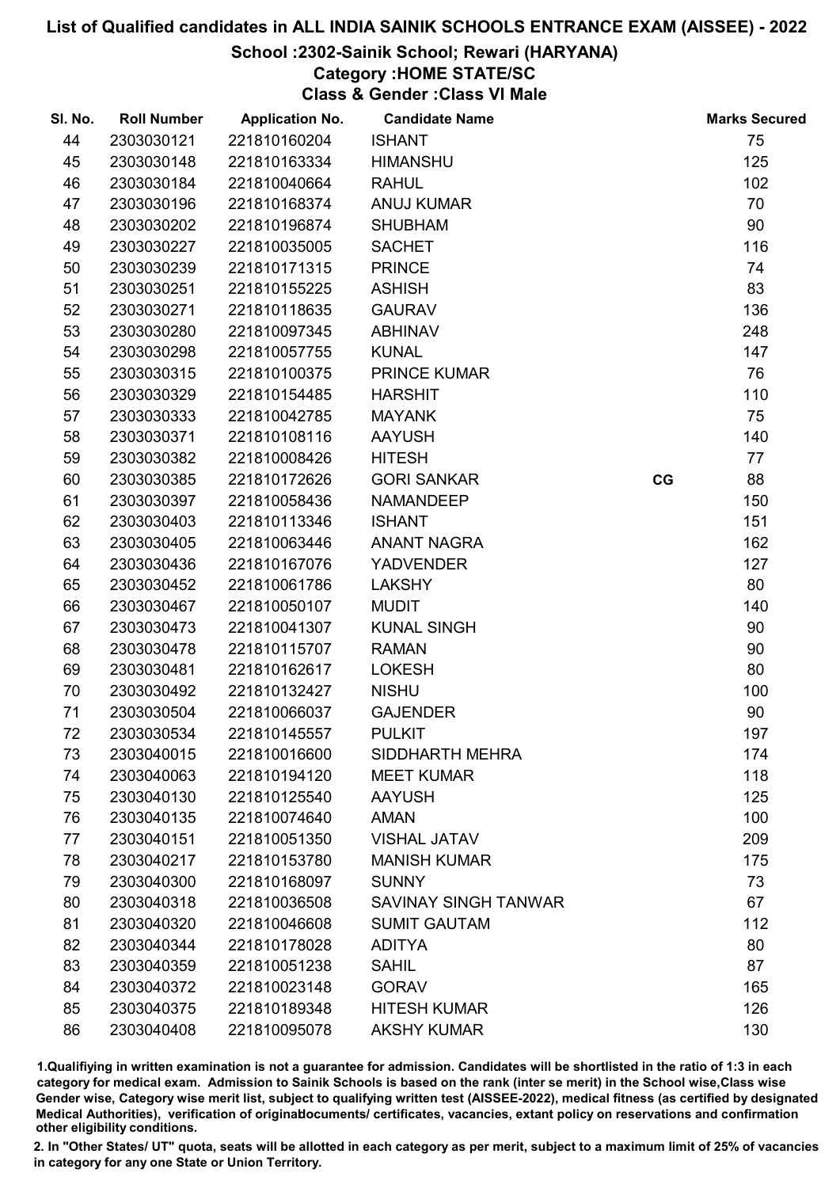# List of Qualified candidates in ALL INDIA SAINIK SCHOOLS ENTRANCE EXAM (AISSEE) - 2022

## School :2302-Sainik School; Rewari (HARYANA)

### Category :HOME STATE/SC

### Class & Gender :Class VI Male

| Sl. No. | Roll Number | Application No. | Candidate Name | | Marks Secured |
|---|---|---|---|---|---|
| 44 | 2303030121 | 221810160204 | ISHANT | | 75 |
| 45 | 2303030148 | 221810163334 | HIMANSHU | | 125 |
| 46 | 2303030184 | 221810040664 | RAHUL | | 102 |
| 47 | 2303030196 | 221810168374 | ANUJ KUMAR | | 70 |
| 48 | 2303030202 | 221810196874 | SHUBHAM | | 90 |
| 49 | 2303030227 | 221810035005 | SACHET | | 116 |
| 50 | 2303030239 | 221810171315 | PRINCE | | 74 |
| 51 | 2303030251 | 221810155225 | ASHISH | | 83 |
| 52 | 2303030271 | 221810118635 | GAURAV | | 136 |
| 53 | 2303030280 | 221810097345 | ABHINAV | | 248 |
| 54 | 2303030298 | 221810057755 | KUNAL | | 147 |
| 55 | 2303030315 | 221810100375 | PRINCE KUMAR | | 76 |
| 56 | 2303030329 | 221810154485 | HARSHIT | | 110 |
| 57 | 2303030333 | 221810042785 | MAYANK | | 75 |
| 58 | 2303030371 | 221810108116 | AAYUSH | | 140 |
| 59 | 2303030382 | 221810008426 | HITESH | | 77 |
| 60 | 2303030385 | 221810172626 | GORI SANKAR | CG | 88 |
| 61 | 2303030397 | 221810058436 | NAMANDEEP | | 150 |
| 62 | 2303030403 | 221810113346 | ISHANT | | 151 |
| 63 | 2303030405 | 221810063446 | ANANT NAGRA | | 162 |
| 64 | 2303030436 | 221810167076 | YADVENDER | | 127 |
| 65 | 2303030452 | 221810061786 | LAKSHY | | 80 |
| 66 | 2303030467 | 221810050107 | MUDIT | | 140 |
| 67 | 2303030473 | 221810041307 | KUNAL SINGH | | 90 |
| 68 | 2303030478 | 221810115707 | RAMAN | | 90 |
| 69 | 2303030481 | 221810162617 | LOKESH | | 80 |
| 70 | 2303030492 | 221810132427 | NISHU | | 100 |
| 71 | 2303030504 | 221810066037 | GAJENDER | | 90 |
| 72 | 2303030534 | 221810145557 | PULKIT | | 197 |
| 73 | 2303040015 | 221810016600 | SIDDHARTH MEHRA | | 174 |
| 74 | 2303040063 | 221810194120 | MEET KUMAR | | 118 |
| 75 | 2303040130 | 221810125540 | AAYUSH | | 125 |
| 76 | 2303040135 | 221810074640 | AMAN | | 100 |
| 77 | 2303040151 | 221810051350 | VISHAL JATAV | | 209 |
| 78 | 2303040217 | 221810153780 | MANISH KUMAR | | 175 |
| 79 | 2303040300 | 221810168097 | SUNNY | | 73 |
| 80 | 2303040318 | 221810036508 | SAVINAY SINGH TANWAR | | 67 |
| 81 | 2303040320 | 221810046608 | SUMIT GAUTAM | | 112 |
| 82 | 2303040344 | 221810178028 | ADITYA | | 80 |
| 83 | 2303040359 | 221810051238 | SAHIL | | 87 |
| 84 | 2303040372 | 221810023148 | GORAV | | 165 |
| 85 | 2303040375 | 221810189348 | HITESH KUMAR | | 126 |
| 86 | 2303040408 | 221810095078 | AKSHY KUMAR | | 130 |

1.Qualifiying in written examination is not a guarantee for admission. Candidates will be shortlisted in the ratio of 1:3 in each category for medical exam. Admission to Sainik Schools is based on the rank (inter se merit) in the School wise,Class wise Gender wise, Category wise merit list, subject to qualifying written test (AISSEE-2022), medical fitness (as certified by designated Medical Authorities), verification of originaldocuments/ certificates, vacancies, extant policy on reservations and confirmation other eligibility conditions.

2. In "Other States/ UT" quota, seats will be allotted in each category as per merit, subject to a maximum limit of 25% of vacancies in category for any one State or Union Territory.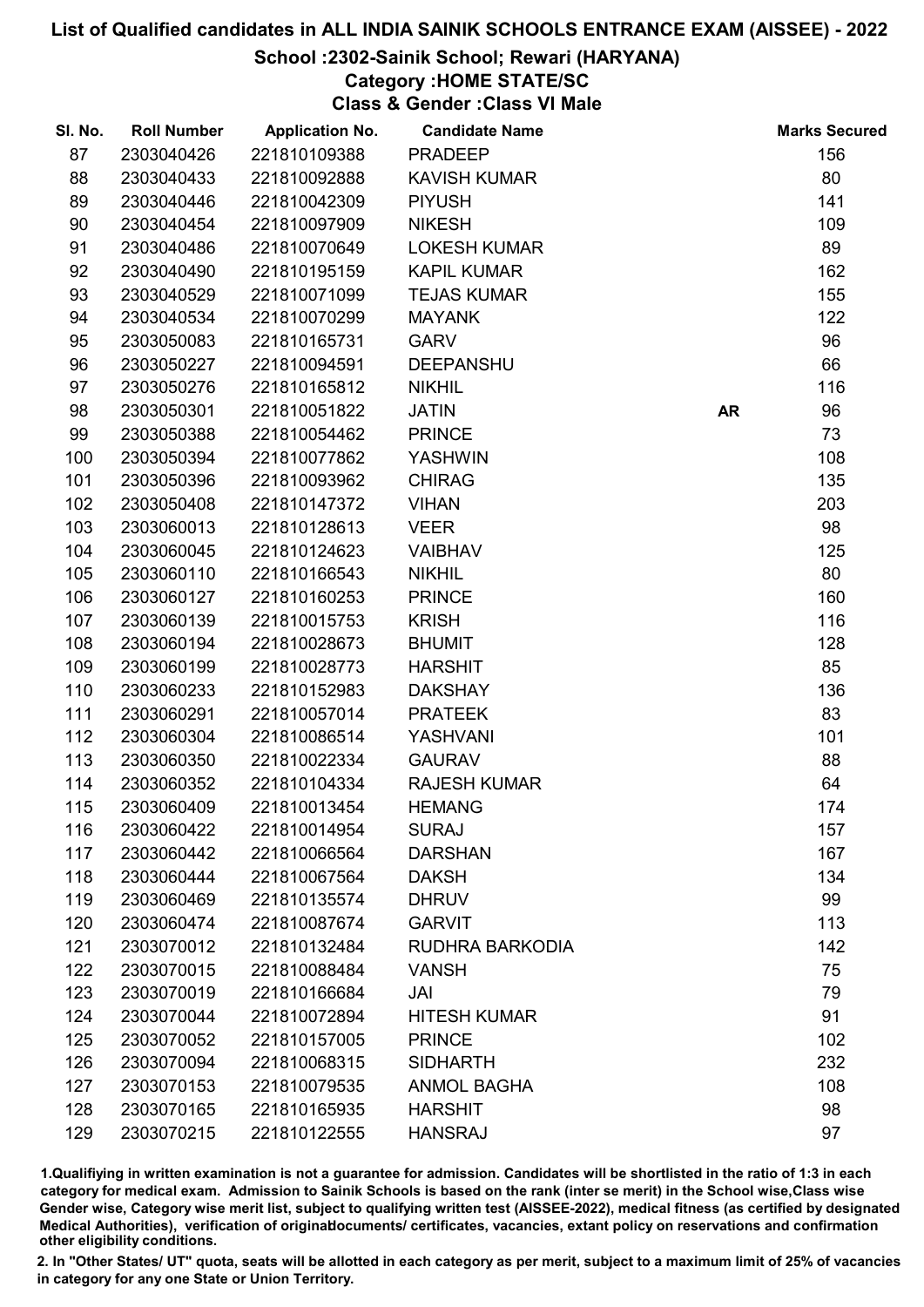# List of Qualified candidates in ALL INDIA SAINIK SCHOOLS ENTRANCE EXAM (AISSEE) - 2022

## School :2302-Sainik School; Rewari (HARYANA)

### Category :HOME STATE/SC

### Class & Gender :Class VI Male

| Sl. No. | Roll Number | Application No. | Candidate Name | | Marks Secured |
|---|---|---|---|---|---|
| 87 | 2303040426 | 221810109388 | PRADEEP | | 156 |
| 88 | 2303040433 | 221810092888 | KAVISH KUMAR | | 80 |
| 89 | 2303040446 | 221810042309 | PIYUSH | | 141 |
| 90 | 2303040454 | 221810097909 | NIKESH | | 109 |
| 91 | 2303040486 | 221810070649 | LOKESH KUMAR | | 89 |
| 92 | 2303040490 | 221810195159 | KAPIL KUMAR | | 162 |
| 93 | 2303040529 | 221810071099 | TEJAS KUMAR | | 155 |
| 94 | 2303040534 | 221810070299 | MAYANK | | 122 |
| 95 | 2303050083 | 221810165731 | GARV | | 96 |
| 96 | 2303050227 | 221810094591 | DEEPANSHU | | 66 |
| 97 | 2303050276 | 221810165812 | NIKHIL | | 116 |
| 98 | 2303050301 | 221810051822 | JATIN | AR | 96 |
| 99 | 2303050388 | 221810054462 | PRINCE | | 73 |
| 100 | 2303050394 | 221810077862 | YASHWIN | | 108 |
| 101 | 2303050396 | 221810093962 | CHIRAG | | 135 |
| 102 | 2303050408 | 221810147372 | VIHAN | | 203 |
| 103 | 2303060013 | 221810128613 | VEER | | 98 |
| 104 | 2303060045 | 221810124623 | VAIBHAV | | 125 |
| 105 | 2303060110 | 221810166543 | NIKHIL | | 80 |
| 106 | 2303060127 | 221810160253 | PRINCE | | 160 |
| 107 | 2303060139 | 221810015753 | KRISH | | 116 |
| 108 | 2303060194 | 221810028673 | BHUMIT | | 128 |
| 109 | 2303060199 | 221810028773 | HARSHIT | | 85 |
| 110 | 2303060233 | 221810152983 | DAKSHAY | | 136 |
| 111 | 2303060291 | 221810057014 | PRATEEK | | 83 |
| 112 | 2303060304 | 221810086514 | YASHVANI | | 101 |
| 113 | 2303060350 | 221810022334 | GAURAV | | 88 |
| 114 | 2303060352 | 221810104334 | RAJESH KUMAR | | 64 |
| 115 | 2303060409 | 221810013454 | HEMANG | | 174 |
| 116 | 2303060422 | 221810014954 | SURAJ | | 157 |
| 117 | 2303060442 | 221810066564 | DARSHAN | | 167 |
| 118 | 2303060444 | 221810067564 | DAKSH | | 134 |
| 119 | 2303060469 | 221810135574 | DHRUV | | 99 |
| 120 | 2303060474 | 221810087674 | GARVIT | | 113 |
| 121 | 2303070012 | 221810132484 | RUDHRA BARKODIA | | 142 |
| 122 | 2303070015 | 221810088484 | VANSH | | 75 |
| 123 | 2303070019 | 221810166684 | JAI | | 79 |
| 124 | 2303070044 | 221810072894 | HITESH KUMAR | | 91 |
| 125 | 2303070052 | 221810157005 | PRINCE | | 102 |
| 126 | 2303070094 | 221810068315 | SIDHARTH | | 232 |
| 127 | 2303070153 | 221810079535 | ANMOL BAGHA | | 108 |
| 128 | 2303070165 | 221810165935 | HARSHIT | | 98 |
| 129 | 2303070215 | 221810122555 | HANSRAJ | | 97 |

1.Qualifying in written examination is not a guarantee for admission. Candidates will be shortlisted in the ratio of 1:3 in each category for medical exam. Admission to Sainik Schools is based on the rank (inter se merit) in the School wise,Class wise Gender wise, Category wise merit list, subject to qualifying written test (AISSEE-2022), medical fitness (as certified by designated Medical Authorities), verification of originaldocuments/ certificates, vacancies, extant policy on reservations and confirmation other eligibility conditions.

2. In "Other States/ UT" quota, seats will be allotted in each category as per merit, subject to a maximum limit of 25% of vacancies in category for any one State or Union Territory.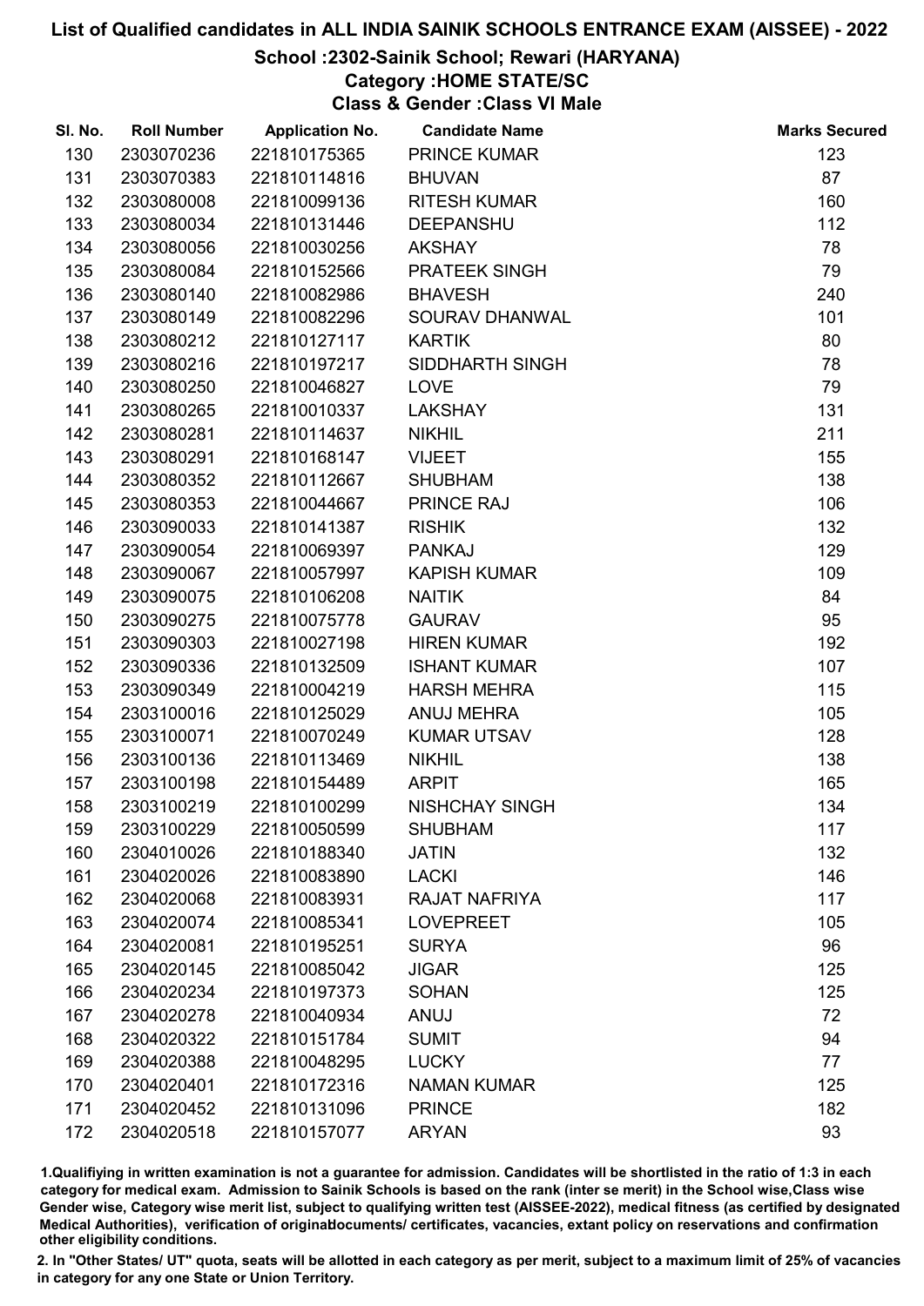# List of Qualified candidates in ALL INDIA SAINIK SCHOOLS ENTRANCE EXAM (AISSEE) - 2022

## School :2302-Sainik School; Rewari (HARYANA)

### Category :HOME STATE/SC

### Class & Gender :Class VI Male

| Sl. No. | Roll Number | Application No. | Candidate Name | Marks Secured |
|---|---|---|---|---|
| 130 | 2303070236 | 221810175365 | PRINCE KUMAR | 123 |
| 131 | 2303070383 | 221810114816 | BHUVAN | 87 |
| 132 | 2303080008 | 221810099136 | RITESH KUMAR | 160 |
| 133 | 2303080034 | 221810131446 | DEEPANSHU | 112 |
| 134 | 2303080056 | 221810030256 | AKSHAY | 78 |
| 135 | 2303080084 | 221810152566 | PRATEEK SINGH | 79 |
| 136 | 2303080140 | 221810082986 | BHAVESH | 240 |
| 137 | 2303080149 | 221810082296 | SOURAV DHANWAL | 101 |
| 138 | 2303080212 | 221810127117 | KARTIK | 80 |
| 139 | 2303080216 | 221810197217 | SIDDHARTH SINGH | 78 |
| 140 | 2303080250 | 221810046827 | LOVE | 79 |
| 141 | 2303080265 | 221810010337 | LAKSHAY | 131 |
| 142 | 2303080281 | 221810114637 | NIKHIL | 211 |
| 143 | 2303080291 | 221810168147 | VIJEET | 155 |
| 144 | 2303080352 | 221810112667 | SHUBHAM | 138 |
| 145 | 2303080353 | 221810044667 | PRINCE RAJ | 106 |
| 146 | 2303090033 | 221810141387 | RISHIK | 132 |
| 147 | 2303090054 | 221810069397 | PANKAJ | 129 |
| 148 | 2303090067 | 221810057997 | KAPISH KUMAR | 109 |
| 149 | 2303090075 | 221810106208 | NAITIK | 84 |
| 150 | 2303090275 | 221810075778 | GAURAV | 95 |
| 151 | 2303090303 | 221810027198 | HIREN KUMAR | 192 |
| 152 | 2303090336 | 221810132509 | ISHANT KUMAR | 107 |
| 153 | 2303090349 | 221810004219 | HARSH MEHRA | 115 |
| 154 | 2303100016 | 221810125029 | ANUJ MEHRA | 105 |
| 155 | 2303100071 | 221810070249 | KUMAR UTSAV | 128 |
| 156 | 2303100136 | 221810113469 | NIKHIL | 138 |
| 157 | 2303100198 | 221810154489 | ARPIT | 165 |
| 158 | 2303100219 | 221810100299 | NISHCHAY SINGH | 134 |
| 159 | 2303100229 | 221810050599 | SHUBHAM | 117 |
| 160 | 2304010026 | 221810188340 | JATIN | 132 |
| 161 | 2304020026 | 221810083890 | LACKI | 146 |
| 162 | 2304020068 | 221810083931 | RAJAT NAFRIYA | 117 |
| 163 | 2304020074 | 221810085341 | LOVEPREET | 105 |
| 164 | 2304020081 | 221810195251 | SURYA | 96 |
| 165 | 2304020145 | 221810085042 | JIGAR | 125 |
| 166 | 2304020234 | 221810197373 | SOHAN | 125 |
| 167 | 2304020278 | 221810040934 | ANUJ | 72 |
| 168 | 2304020322 | 221810151784 | SUMIT | 94 |
| 169 | 2304020388 | 221810048295 | LUCKY | 77 |
| 170 | 2304020401 | 221810172316 | NAMAN KUMAR | 125 |
| 171 | 2304020452 | 221810131096 | PRINCE | 182 |
| 172 | 2304020518 | 221810157077 | ARYAN | 93 |

1.Qualifying in written examination is not a guarantee for admission. Candidates will be shortlisted in the ratio of 1:3 in each category for medical exam. Admission to Sainik Schools is based on the rank (inter se merit) in the School wise,Class wise Gender wise, Category wise merit list, subject to qualifying written test (AISSEE-2022), medical fitness (as certified by designated Medical Authorities), verification of originaldocuments/ certificates, vacancies, extant policy on reservations and confirmation other eligibility conditions.

2. In "Other States/ UT" quota, seats will be allotted in each category as per merit, subject to a maximum limit of 25% of vacancies in category for any one State or Union Territory.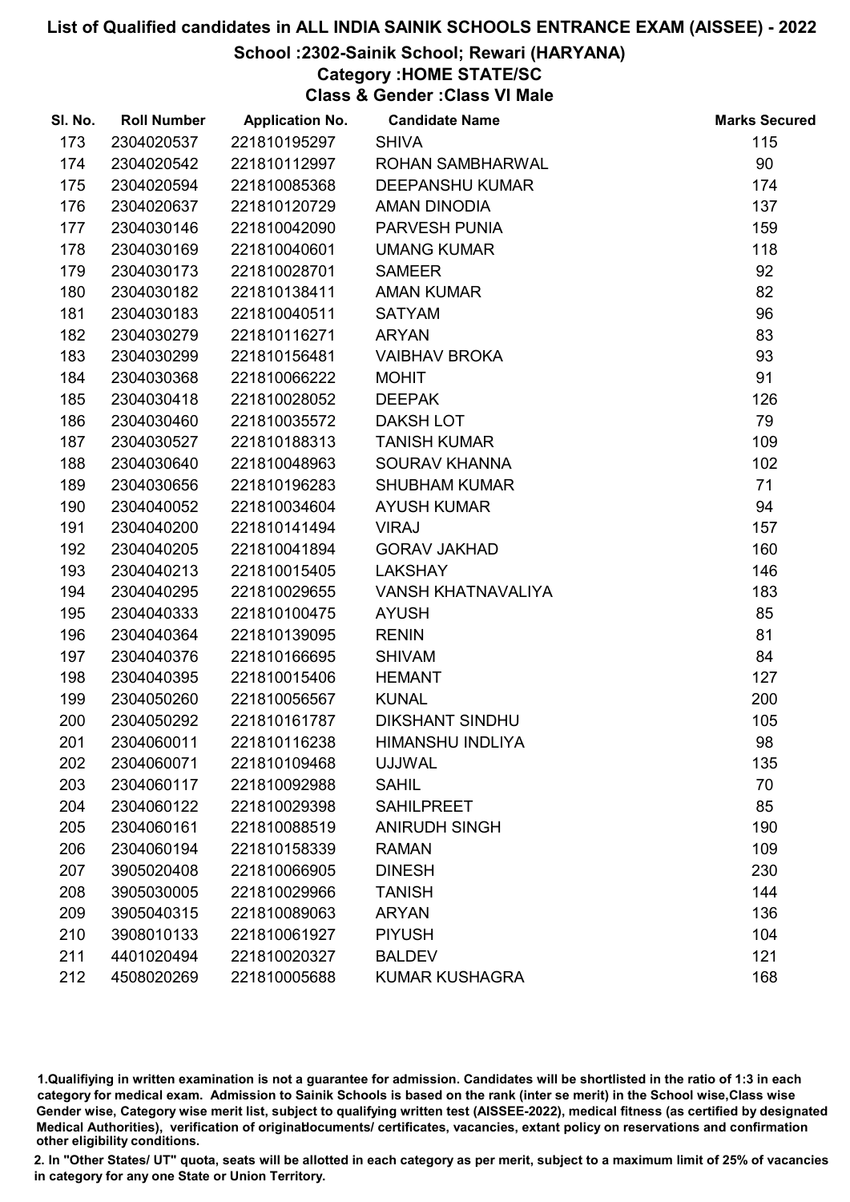# List of Qualified candidates in ALL INDIA SAINIK SCHOOLS ENTRANCE EXAM (AISSEE) - 2022

## School :2302-Sainik School; Rewari (HARYANA)

### Category :HOME STATE/SC

### Class & Gender :Class VI Male

| Sl. No. | Roll Number | Application No. | Candidate Name | Marks Secured |
|---|---|---|---|---|
| 173 | 2304020537 | 221810195297 | SHIVA | 115 |
| 174 | 2304020542 | 221810112997 | ROHAN SAMBHARWAL | 90 |
| 175 | 2304020594 | 221810085368 | DEEPANSHU KUMAR | 174 |
| 176 | 2304020637 | 221810120729 | AMAN DINODIA | 137 |
| 177 | 2304030146 | 221810042090 | PARVESH PUNIA | 159 |
| 178 | 2304030169 | 221810040601 | UMANG KUMAR | 118 |
| 179 | 2304030173 | 221810028701 | SAMEER | 92 |
| 180 | 2304030182 | 221810138411 | AMAN KUMAR | 82 |
| 181 | 2304030183 | 221810040511 | SATYAM | 96 |
| 182 | 2304030279 | 221810116271 | ARYAN | 83 |
| 183 | 2304030299 | 221810156481 | VAIBHAV BROKA | 93 |
| 184 | 2304030368 | 221810066222 | MOHIT | 91 |
| 185 | 2304030418 | 221810028052 | DEEPAK | 126 |
| 186 | 2304030460 | 221810035572 | DAKSH LOT | 79 |
| 187 | 2304030527 | 221810188313 | TANISH KUMAR | 109 |
| 188 | 2304030640 | 221810048963 | SOURAV KHANNA | 102 |
| 189 | 2304030656 | 221810196283 | SHUBHAM KUMAR | 71 |
| 190 | 2304040052 | 221810034604 | AYUSH KUMAR | 94 |
| 191 | 2304040200 | 221810141494 | VIRAJ | 157 |
| 192 | 2304040205 | 221810041894 | GORAV JAKHAD | 160 |
| 193 | 2304040213 | 221810015405 | LAKSHAY | 146 |
| 194 | 2304040295 | 221810029655 | VANSH KHATNAVALIYA | 183 |
| 195 | 2304040333 | 221810100475 | AYUSH | 85 |
| 196 | 2304040364 | 221810139095 | RENIN | 81 |
| 197 | 2304040376 | 221810166695 | SHIVAM | 84 |
| 198 | 2304040395 | 221810015406 | HEMANT | 127 |
| 199 | 2304050260 | 221810056567 | KUNAL | 200 |
| 200 | 2304050292 | 221810161787 | DIKSHANT SINDHU | 105 |
| 201 | 2304060011 | 221810116238 | HIMANSHU INDLIYA | 98 |
| 202 | 2304060071 | 221810109468 | UJJWAL | 135 |
| 203 | 2304060117 | 221810092988 | SAHIL | 70 |
| 204 | 2304060122 | 221810029398 | SAHILPREET | 85 |
| 205 | 2304060161 | 221810088519 | ANIRUDH SINGH | 190 |
| 206 | 2304060194 | 221810158339 | RAMAN | 109 |
| 207 | 3905020408 | 221810066905 | DINESH | 230 |
| 208 | 3905030005 | 221810029966 | TANISH | 144 |
| 209 | 3905040315 | 221810089063 | ARYAN | 136 |
| 210 | 3908010133 | 221810061927 | PIYUSH | 104 |
| 211 | 4401020494 | 221810020327 | BALDEV | 121 |
| 212 | 4508020269 | 221810005688 | KUMAR KUSHAGRA | 168 |

1.Qualifiying in written examination is not a guarantee for admission. Candidates will be shortlisted in the ratio of 1:3 in each category for medical exam. Admission to Sainik Schools is based on the rank (inter se merit) in the School wise,Class wise Gender wise, Category wise merit list, subject to qualifying written test (AISSEE-2022), medical fitness (as certified by designated Medical Authorities), verification of originaldocuments/ certificates, vacancies, extant policy on reservations and confirmation other eligibility conditions.

2. In "Other States/ UT" quota, seats will be allotted in each category as per merit, subject to a maximum limit of 25% of vacancies in category for any one State or Union Territory.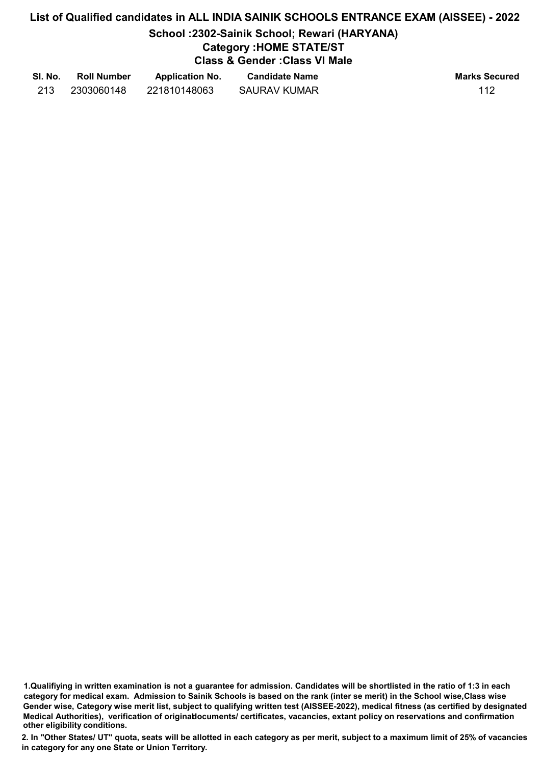# List of Qualified candidates in ALL INDIA SAINIK SCHOOLS ENTRANCE EXAM (AISSEE) - 2022

## School :2302-Sainik School; Rewari (HARYANA)

### Category :HOME STATE/ST

### Class & Gender :Class VI Male

| Sl. No. | Roll Number | Application No. | Candidate Name | Marks Secured |
|---|---|---|---|---|
| 213 | 2303060148 | 221810148063 | SAURAV KUMAR | 112 |

**1.Qualifiying in written examination is not a guarantee for admission. Candidates will be shortlisted in the ratio of 1:3 in each category for medical exam. Admission to Sainik Schools is based on the rank (inter se merit) in the School wise,Class wise Gender wise, Category wise merit list, subject to qualifying written test (AISSEE-2022), medical fitness (as certified by designated Medical Authorities), verification of originaldocuments/ certificates, vacancies, extant policy on reservations and confirmation other eligibility conditions.**

**2. In "Other States/ UT" quota, seats will be allotted in each category as per merit, subject to a maximum limit of 25% of vacancies in category for any one State or Union Territory.**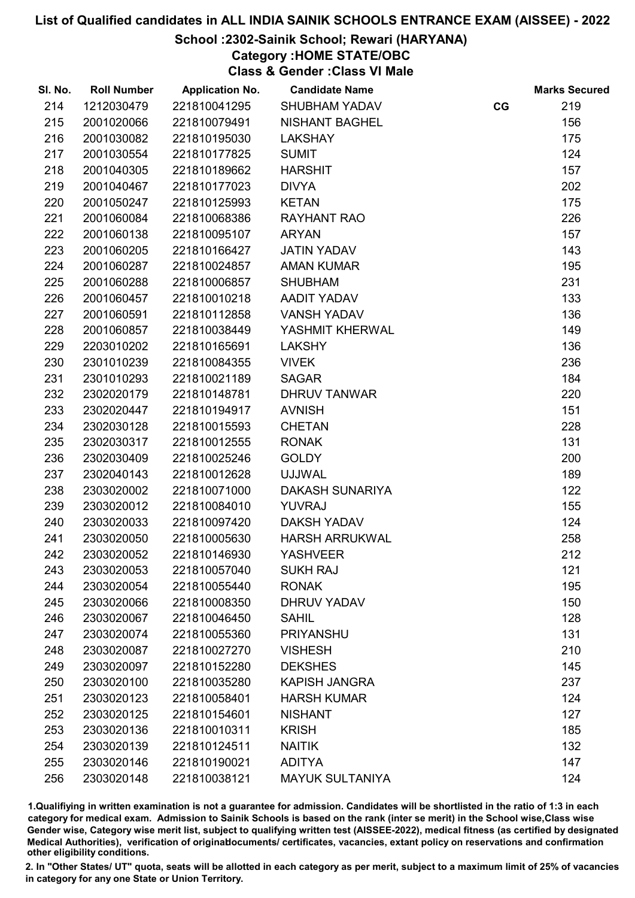# List of Qualified candidates in ALL INDIA SAINIK SCHOOLS ENTRANCE EXAM (AISSEE) - 2022

## School :2302-Sainik School; Rewari (HARYANA)

### Category :HOME STATE/OBC

### Class & Gender :Class VI Male

| Sl. No. | Roll Number | Application No. | Candidate Name | | Marks Secured |
|---|---|---|---|---|---|
| 214 | 1212030479 | 221810041295 | SHUBHAM YADAV | CG | 219 |
| 215 | 2001020066 | 221810079491 | NISHANT BAGHEL | | 156 |
| 216 | 2001030082 | 221810195030 | LAKSHAY | | 175 |
| 217 | 2001030554 | 221810177825 | SUMIT | | 124 |
| 218 | 2001040305 | 221810189662 | HARSHIT | | 157 |
| 219 | 2001040467 | 221810177023 | DIVYA | | 202 |
| 220 | 2001050247 | 221810125993 | KETAN | | 175 |
| 221 | 2001060084 | 221810068386 | RAYHANT RAO | | 226 |
| 222 | 2001060138 | 221810095107 | ARYAN | | 157 |
| 223 | 2001060205 | 221810166427 | JATIN YADAV | | 143 |
| 224 | 2001060287 | 221810024857 | AMAN KUMAR | | 195 |
| 225 | 2001060288 | 221810006857 | SHUBHAM | | 231 |
| 226 | 2001060457 | 221810010218 | AADIT YADAV | | 133 |
| 227 | 2001060591 | 221810112858 | VANSH YADAV | | 136 |
| 228 | 2001060857 | 221810038449 | YASHMIT KHERWAL | | 149 |
| 229 | 2203010202 | 221810165691 | LAKSHY | | 136 |
| 230 | 2301010239 | 221810084355 | VIVEK | | 236 |
| 231 | 2301010293 | 221810021189 | SAGAR | | 184 |
| 232 | 2302020179 | 221810148781 | DHRUV TANWAR | | 220 |
| 233 | 2302020447 | 221810194917 | AVNISH | | 151 |
| 234 | 2302030128 | 221810015593 | CHETAN | | 228 |
| 235 | 2302030317 | 221810012555 | RONAK | | 131 |
| 236 | 2302030409 | 221810025246 | GOLDY | | 200 |
| 237 | 2302040143 | 221810012628 | UJJWAL | | 189 |
| 238 | 2303020002 | 221810071000 | DAKASH SUNARIYA | | 122 |
| 239 | 2303020012 | 221810084010 | YUVRAJ | | 155 |
| 240 | 2303020033 | 221810097420 | DAKSH YADAV | | 124 |
| 241 | 2303020050 | 221810005630 | HARSH ARRUKWAL | | 258 |
| 242 | 2303020052 | 221810146930 | YASHVEER | | 212 |
| 243 | 2303020053 | 221810057040 | SUKH RAJ | | 121 |
| 244 | 2303020054 | 221810055440 | RONAK | | 195 |
| 245 | 2303020066 | 221810008350 | DHRUV YADAV | | 150 |
| 246 | 2303020067 | 221810046450 | SAHIL | | 128 |
| 247 | 2303020074 | 221810055360 | PRIYANSHU | | 131 |
| 248 | 2303020087 | 221810027270 | VISHESH | | 210 |
| 249 | 2303020097 | 221810152280 | DEKSHES | | 145 |
| 250 | 2303020100 | 221810035280 | KAPISH JANGRA | | 237 |
| 251 | 2303020123 | 221810058401 | HARSH KUMAR | | 124 |
| 252 | 2303020125 | 221810154601 | NISHANT | | 127 |
| 253 | 2303020136 | 221810010311 | KRISH | | 185 |
| 254 | 2303020139 | 221810124511 | NAITIK | | 132 |
| 255 | 2303020146 | 221810190021 | ADITYA | | 147 |
| 256 | 2303020148 | 221810038121 | MAYUK SULTANIYA | | 124 |

1.Qualifiying in written examination is not a guarantee for admission. Candidates will be shortlisted in the ratio of 1:3 in each category for medical exam. Admission to Sainik Schools is based on the rank (inter se merit) in the School wise,Class wise Gender wise, Category wise merit list, subject to qualifying written test (AISSEE-2022), medical fitness (as certified by designated Medical Authorities), verification of originaldocuments/ certificates, vacancies, extant policy on reservations and confirmation other eligibility conditions.

2. In "Other States/ UT" quota, seats will be allotted in each category as per merit, subject to a maximum limit of 25% of vacancies in category for any one State or Union Territory.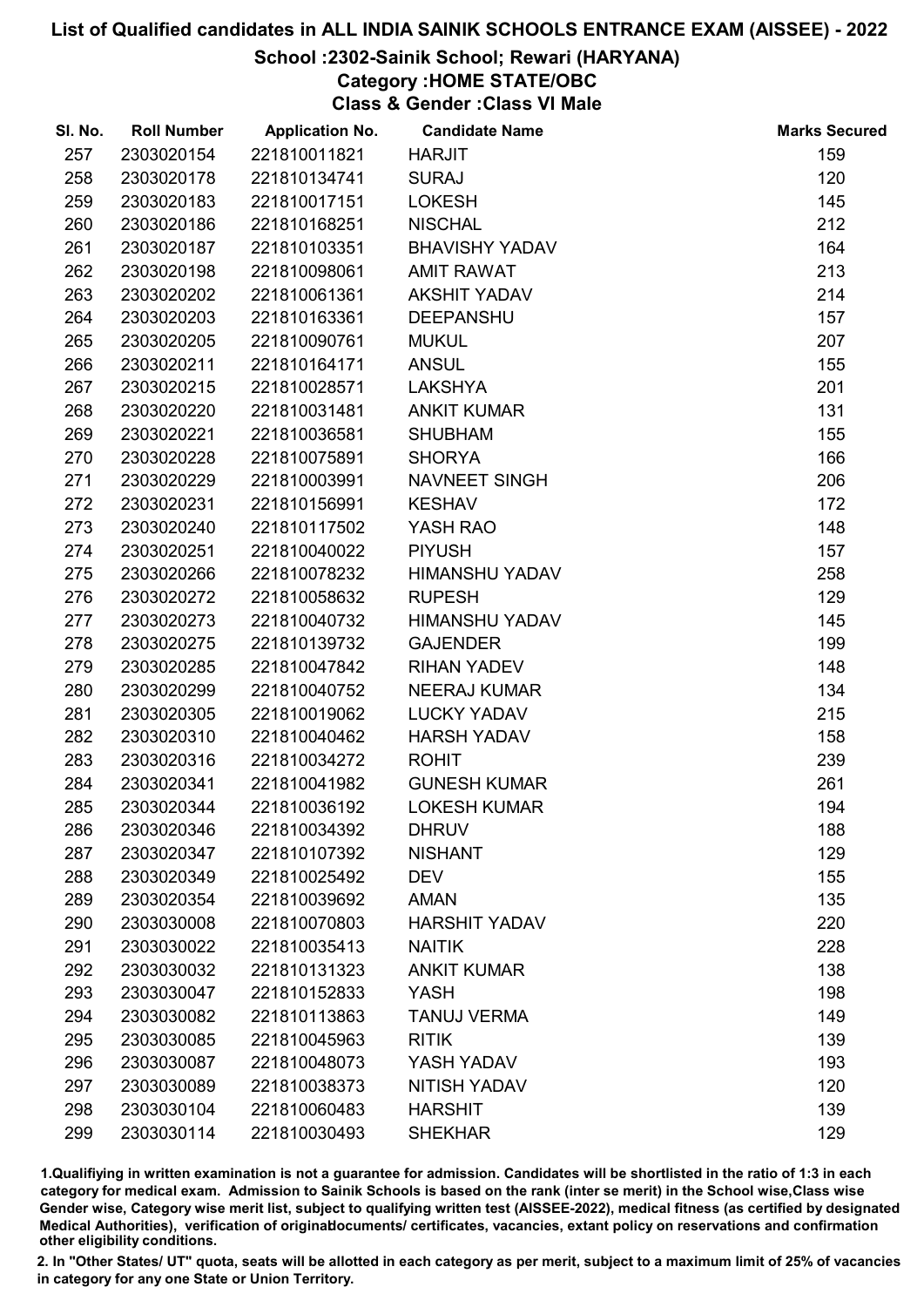# List of Qualified candidates in ALL INDIA SAINIK SCHOOLS ENTRANCE EXAM (AISSEE) - 2022

## School :2302-Sainik School; Rewari (HARYANA)

### Category :HOME STATE/OBC

### Class & Gender :Class VI Male

| Sl. No. | Roll Number | Application No. | Candidate Name | Marks Secured |
|---|---|---|---|---|
| 257 | 2303020154 | 221810011821 | HARJIT | 159 |
| 258 | 2303020178 | 221810134741 | SURAJ | 120 |
| 259 | 2303020183 | 221810017151 | LOKESH | 145 |
| 260 | 2303020186 | 221810168251 | NISCHAL | 212 |
| 261 | 2303020187 | 221810103351 | BHAVISHY YADAV | 164 |
| 262 | 2303020198 | 221810098061 | AMIT RAWAT | 213 |
| 263 | 2303020202 | 221810061361 | AKSHIT YADAV | 214 |
| 264 | 2303020203 | 221810163361 | DEEPANSHU | 157 |
| 265 | 2303020205 | 221810090761 | MUKUL | 207 |
| 266 | 2303020211 | 221810164171 | ANSUL | 155 |
| 267 | 2303020215 | 221810028571 | LAKSHYA | 201 |
| 268 | 2303020220 | 221810031481 | ANKIT KUMAR | 131 |
| 269 | 2303020221 | 221810036581 | SHUBHAM | 155 |
| 270 | 2303020228 | 221810075891 | SHORYA | 166 |
| 271 | 2303020229 | 221810003991 | NAVNEET SINGH | 206 |
| 272 | 2303020231 | 221810156991 | KESHAV | 172 |
| 273 | 2303020240 | 221810117502 | YASH RAO | 148 |
| 274 | 2303020251 | 221810040022 | PIYUSH | 157 |
| 275 | 2303020266 | 221810078232 | HIMANSHU YADAV | 258 |
| 276 | 2303020272 | 221810058632 | RUPESH | 129 |
| 277 | 2303020273 | 221810040732 | HIMANSHU YADAV | 145 |
| 278 | 2303020275 | 221810139732 | GAJENDER | 199 |
| 279 | 2303020285 | 221810047842 | RIHAN YADEV | 148 |
| 280 | 2303020299 | 221810040752 | NEERAJ KUMAR | 134 |
| 281 | 2303020305 | 221810019062 | LUCKY YADAV | 215 |
| 282 | 2303020310 | 221810040462 | HARSH YADAV | 158 |
| 283 | 2303020316 | 221810034272 | ROHIT | 239 |
| 284 | 2303020341 | 221810041982 | GUNESH KUMAR | 261 |
| 285 | 2303020344 | 221810036192 | LOKESH KUMAR | 194 |
| 286 | 2303020346 | 221810034392 | DHRUV | 188 |
| 287 | 2303020347 | 221810107392 | NISHANT | 129 |
| 288 | 2303020349 | 221810025492 | DEV | 155 |
| 289 | 2303020354 | 221810039692 | AMAN | 135 |
| 290 | 2303030008 | 221810070803 | HARSHIT YADAV | 220 |
| 291 | 2303030022 | 221810035413 | NAITIK | 228 |
| 292 | 2303030032 | 221810131323 | ANKIT KUMAR | 138 |
| 293 | 2303030047 | 221810152833 | YASH | 198 |
| 294 | 2303030082 | 221810113863 | TANUJ VERMA | 149 |
| 295 | 2303030085 | 221810045963 | RITIK | 139 |
| 296 | 2303030087 | 221810048073 | YASH YADAV | 193 |
| 297 | 2303030089 | 221810038373 | NITISH YADAV | 120 |
| 298 | 2303030104 | 221810060483 | HARSHIT | 139 |
| 299 | 2303030114 | 221810030493 | SHEKHAR | 129 |

1.Qualifying in written examination is not a guarantee for admission. Candidates will be shortlisted in the ratio of 1:3 in each category for medical exam. Admission to Sainik Schools is based on the rank (inter se merit) in the School wise,Class wise Gender wise, Category wise merit list, subject to qualifying written test (AISSEE-2022), medical fitness (as certified by designated Medical Authorities), verification of originaldocuments/ certificates, vacancies, extant policy on reservations and confirmation other eligibility conditions.

2. In "Other States/ UT" quota, seats will be allotted in each category as per merit, subject to a maximum limit of 25% of vacancies in category for any one State or Union Territory.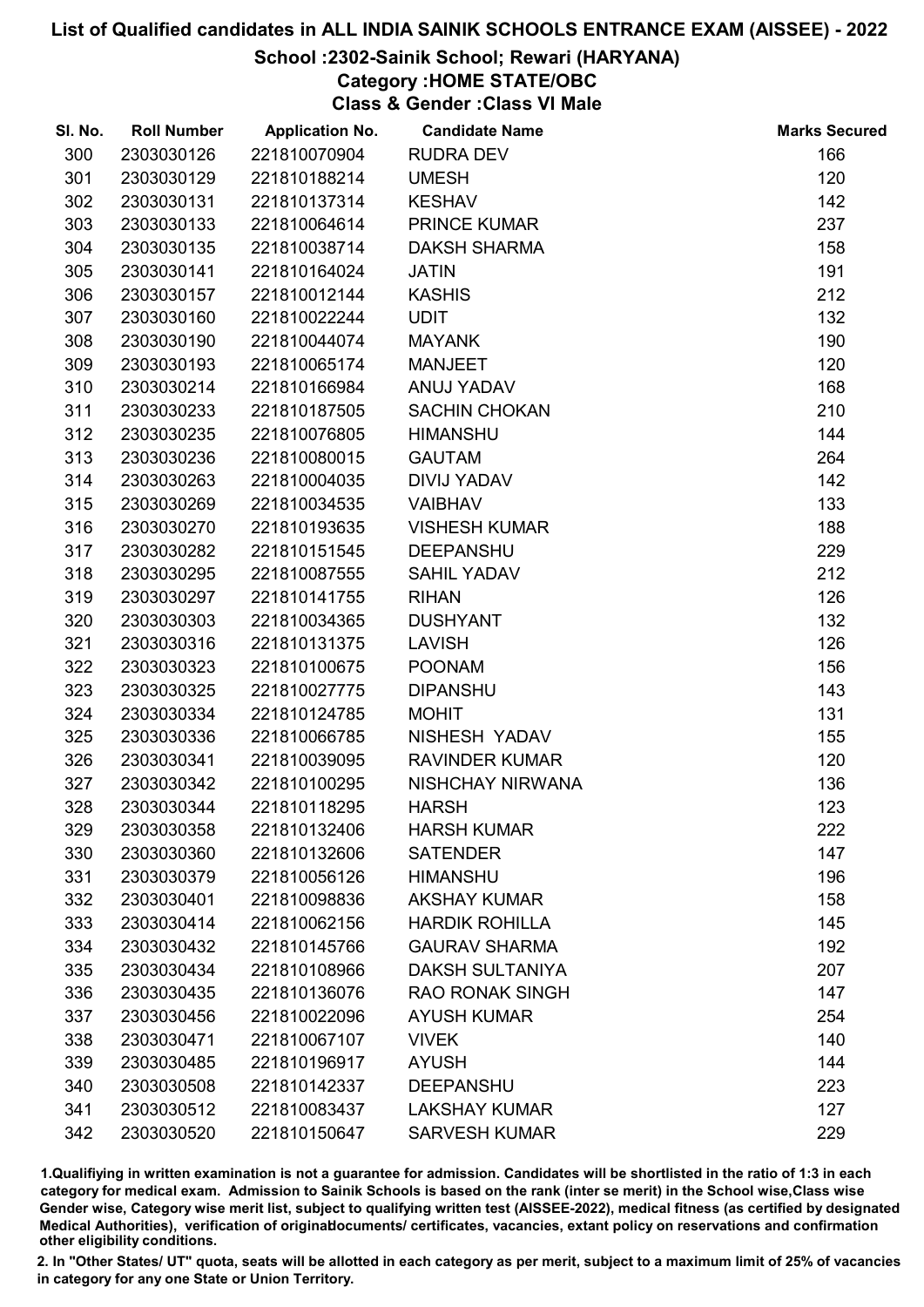# List of Qualified candidates in ALL INDIA SAINIK SCHOOLS ENTRANCE EXAM (AISSEE) - 2022

## School :2302-Sainik School; Rewari (HARYANA)

### Category :HOME STATE/OBC

### Class & Gender :Class VI Male

| Sl. No. | Roll Number | Application No. | Candidate Name | Marks Secured |
|---|---|---|---|---|
| 300 | 2303030126 | 221810070904 | RUDRA DEV | 166 |
| 301 | 2303030129 | 221810188214 | UMESH | 120 |
| 302 | 2303030131 | 221810137314 | KESHAV | 142 |
| 303 | 2303030133 | 221810064614 | PRINCE KUMAR | 237 |
| 304 | 2303030135 | 221810038714 | DAKSH SHARMA | 158 |
| 305 | 2303030141 | 221810164024 | JATIN | 191 |
| 306 | 2303030157 | 221810012144 | KASHIS | 212 |
| 307 | 2303030160 | 221810022244 | UDIT | 132 |
| 308 | 2303030190 | 221810044074 | MAYANK | 190 |
| 309 | 2303030193 | 221810065174 | MANJEET | 120 |
| 310 | 2303030214 | 221810166984 | ANUJ YADAV | 168 |
| 311 | 2303030233 | 221810187505 | SACHIN CHOKAN | 210 |
| 312 | 2303030235 | 221810076805 | HIMANSHU | 144 |
| 313 | 2303030236 | 221810080015 | GAUTAM | 264 |
| 314 | 2303030263 | 221810004035 | DIVIJ YADAV | 142 |
| 315 | 2303030269 | 221810034535 | VAIBHAV | 133 |
| 316 | 2303030270 | 221810193635 | VISHESH KUMAR | 188 |
| 317 | 2303030282 | 221810151545 | DEEPANSHU | 229 |
| 318 | 2303030295 | 221810087555 | SAHIL YADAV | 212 |
| 319 | 2303030297 | 221810141755 | RIHAN | 126 |
| 320 | 2303030303 | 221810034365 | DUSHYANT | 132 |
| 321 | 2303030316 | 221810131375 | LAVISH | 126 |
| 322 | 2303030323 | 221810100675 | POONAM | 156 |
| 323 | 2303030325 | 221810027775 | DIPANSHU | 143 |
| 324 | 2303030334 | 221810124785 | MOHIT | 131 |
| 325 | 2303030336 | 221810066785 | NISHESH YADAV | 155 |
| 326 | 2303030341 | 221810039095 | RAVINDER KUMAR | 120 |
| 327 | 2303030342 | 221810100295 | NISHCHAY NIRWANA | 136 |
| 328 | 2303030344 | 221810118295 | HARSH | 123 |
| 329 | 2303030358 | 221810132406 | HARSH KUMAR | 222 |
| 330 | 2303030360 | 221810132606 | SATENDER | 147 |
| 331 | 2303030379 | 221810056126 | HIMANSHU | 196 |
| 332 | 2303030401 | 221810098836 | AKSHAY KUMAR | 158 |
| 333 | 2303030414 | 221810062156 | HARDIK ROHILLA | 145 |
| 334 | 2303030432 | 221810145766 | GAURAV SHARMA | 192 |
| 335 | 2303030434 | 221810108966 | DAKSH SULTANIYA | 207 |
| 336 | 2303030435 | 221810136076 | RAO RONAK SINGH | 147 |
| 337 | 2303030456 | 221810022096 | AYUSH KUMAR | 254 |
| 338 | 2303030471 | 221810067107 | VIVEK | 140 |
| 339 | 2303030485 | 221810196917 | AYUSH | 144 |
| 340 | 2303030508 | 221810142337 | DEEPANSHU | 223 |
| 341 | 2303030512 | 221810083437 | LAKSHAY KUMAR | 127 |
| 342 | 2303030520 | 221810150647 | SARVESH KUMAR | 229 |

1.Qualifying in written examination is not a guarantee for admission. Candidates will be shortlisted in the ratio of 1:3 in each category for medical exam. Admission to Sainik Schools is based on the rank (inter se merit) in the School wise,Class wise Gender wise, Category wise merit list, subject to qualifying written test (AISSEE-2022), medical fitness (as certified by designated Medical Authorities), verification of originaldocuments/ certificates, vacancies, extant policy on reservations and confirmation other eligibility conditions.

2. In "Other States/ UT" quota, seats will be allotted in each category as per merit, subject to a maximum limit of 25% of vacancies in category for any one State or Union Territory.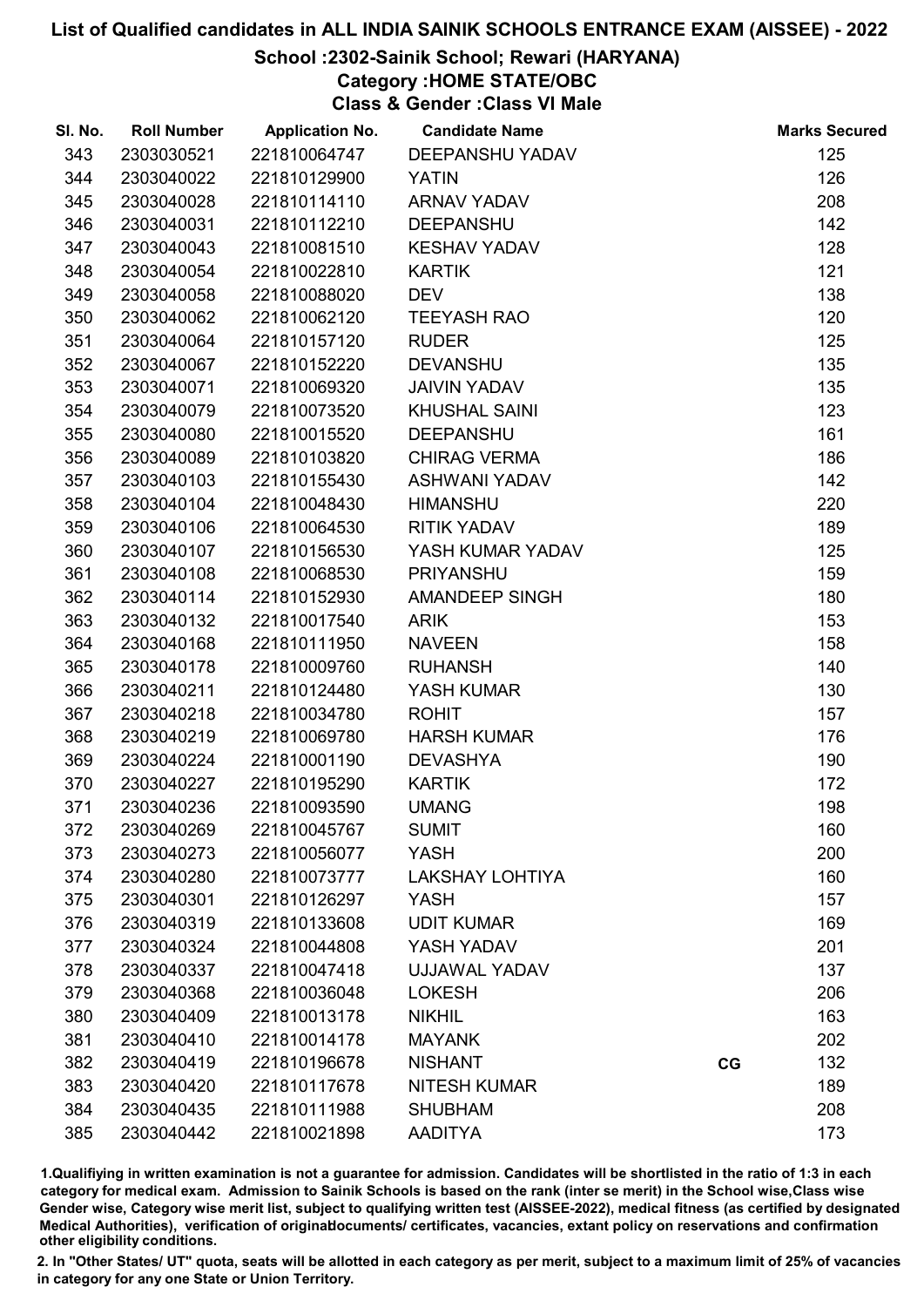# List of Qualified candidates in ALL INDIA SAINIK SCHOOLS ENTRANCE EXAM (AISSEE) - 2022

## School :2302-Sainik School; Rewari (HARYANA)

### Category :HOME STATE/OBC

### Class & Gender :Class VI Male

| Sl. No. | Roll Number | Application No. | Candidate Name | | Marks Secured |
|---|---|---|---|---|---|
| 343 | 2303030521 | 221810064747 | DEEPANSHU YADAV | | 125 |
| 344 | 2303040022 | 221810129900 | YATIN | | 126 |
| 345 | 2303040028 | 221810114110 | ARNAV YADAV | | 208 |
| 346 | 2303040031 | 221810112210 | DEEPANSHU | | 142 |
| 347 | 2303040043 | 221810081510 | KESHAV YADAV | | 128 |
| 348 | 2303040054 | 221810022810 | KARTIK | | 121 |
| 349 | 2303040058 | 221810088020 | DEV | | 138 |
| 350 | 2303040062 | 221810062120 | TEEYASH RAO | | 120 |
| 351 | 2303040064 | 221810157120 | RUDER | | 125 |
| 352 | 2303040067 | 221810152220 | DEVANSHU | | 135 |
| 353 | 2303040071 | 221810069320 | JAIVIN YADAV | | 135 |
| 354 | 2303040079 | 221810073520 | KHUSHAL SAINI | | 123 |
| 355 | 2303040080 | 221810015520 | DEEPANSHU | | 161 |
| 356 | 2303040089 | 221810103820 | CHIRAG VERMA | | 186 |
| 357 | 2303040103 | 221810155430 | ASHWANI YADAV | | 142 |
| 358 | 2303040104 | 221810048430 | HIMANSHU | | 220 |
| 359 | 2303040106 | 221810064530 | RITIK YADAV | | 189 |
| 360 | 2303040107 | 221810156530 | YASH KUMAR YADAV | | 125 |
| 361 | 2303040108 | 221810068530 | PRIYANSHU | | 159 |
| 362 | 2303040114 | 221810152930 | AMANDEEP SINGH | | 180 |
| 363 | 2303040132 | 221810017540 | ARIK | | 153 |
| 364 | 2303040168 | 221810111950 | NAVEEN | | 158 |
| 365 | 2303040178 | 221810009760 | RUHANSH | | 140 |
| 366 | 2303040211 | 221810124480 | YASH KUMAR | | 130 |
| 367 | 2303040218 | 221810034780 | ROHIT | | 157 |
| 368 | 2303040219 | 221810069780 | HARSH KUMAR | | 176 |
| 369 | 2303040224 | 221810001190 | DEVASHYA | | 190 |
| 370 | 2303040227 | 221810195290 | KARTIK | | 172 |
| 371 | 2303040236 | 221810093590 | UMANG | | 198 |
| 372 | 2303040269 | 221810045767 | SUMIT | | 160 |
| 373 | 2303040273 | 221810056077 | YASH | | 200 |
| 374 | 2303040280 | 221810073777 | LAKSHAY LOHTIYA | | 160 |
| 375 | 2303040301 | 221810126297 | YASH | | 157 |
| 376 | 2303040319 | 221810133608 | UDIT KUMAR | | 169 |
| 377 | 2303040324 | 221810044808 | YASH YADAV | | 201 |
| 378 | 2303040337 | 221810047418 | UJJAWAL YADAV | | 137 |
| 379 | 2303040368 | 221810036048 | LOKESH | | 206 |
| 380 | 2303040409 | 221810013178 | NIKHIL | | 163 |
| 381 | 2303040410 | 221810014178 | MAYANK | | 202 |
| 382 | 2303040419 | 221810196678 | NISHANT | CG | 132 |
| 383 | 2303040420 | 221810117678 | NITESH KUMAR | | 189 |
| 384 | 2303040435 | 221810111988 | SHUBHAM | | 208 |
| 385 | 2303040442 | 221810021898 | AADITYA | | 173 |

1.Qualifying in written examination is not a guarantee for admission. Candidates will be shortlisted in the ratio of 1:3 in each category for medical exam. Admission to Sainik Schools is based on the rank (inter se merit) in the School wise,Class wise Gender wise, Category wise merit list, subject to qualifying written test (AISSEE-2022), medical fitness (as certified by designated Medical Authorities), verification of originaldocuments/ certificates, vacancies, extant policy on reservations and confirmation other eligibility conditions.

2. In "Other States/ UT" quota, seats will be allotted in each category as per merit, subject to a maximum limit of 25% of vacancies in category for any one State or Union Territory.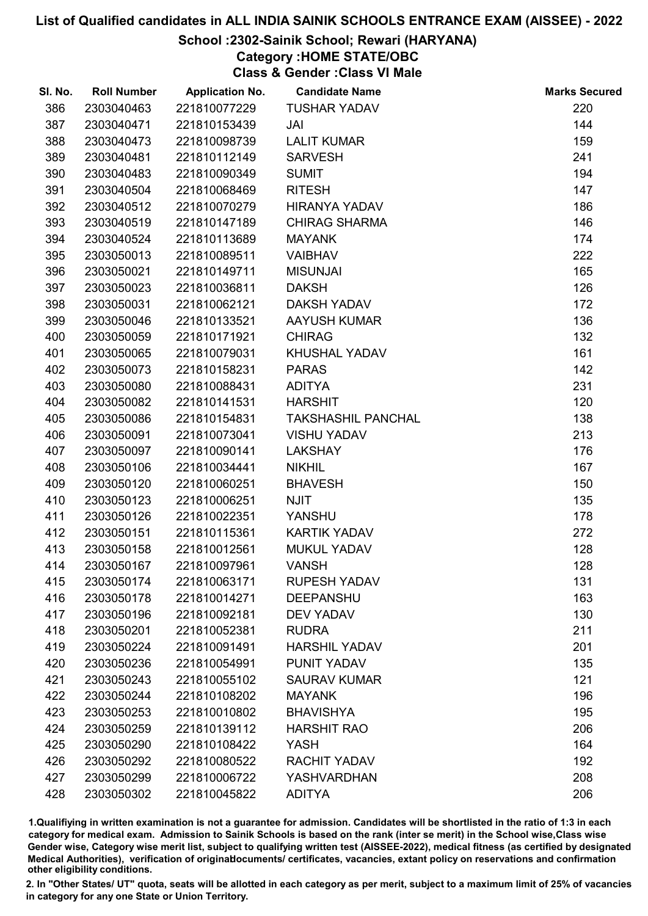# List of Qualified candidates in ALL INDIA SAINIK SCHOOLS ENTRANCE EXAM (AISSEE) - 2022

## School :2302-Sainik School; Rewari (HARYANA)

### Category :HOME STATE/OBC

### Class & Gender :Class VI Male

| Sl. No. | Roll Number | Application No. | Candidate Name | Marks Secured |
|---|---|---|---|---|
| 386 | 2303040463 | 221810077229 | TUSHAR YADAV | 220 |
| 387 | 2303040471 | 221810153439 | JAI | 144 |
| 388 | 2303040473 | 221810098739 | LALIT KUMAR | 159 |
| 389 | 2303040481 | 221810112149 | SARVESH | 241 |
| 390 | 2303040483 | 221810090349 | SUMIT | 194 |
| 391 | 2303040504 | 221810068469 | RITESH | 147 |
| 392 | 2303040512 | 221810070279 | HIRANYA YADAV | 186 |
| 393 | 2303040519 | 221810147189 | CHIRAG SHARMA | 146 |
| 394 | 2303040524 | 221810113689 | MAYANK | 174 |
| 395 | 2303050013 | 221810089511 | VAIBHAV | 222 |
| 396 | 2303050021 | 221810149711 | MISUNJAI | 165 |
| 397 | 2303050023 | 221810036811 | DAKSH | 126 |
| 398 | 2303050031 | 221810062121 | DAKSH YADAV | 172 |
| 399 | 2303050046 | 221810133521 | AAYUSH KUMAR | 136 |
| 400 | 2303050059 | 221810171921 | CHIRAG | 132 |
| 401 | 2303050065 | 221810079031 | KHUSHAL YADAV | 161 |
| 402 | 2303050073 | 221810158231 | PARAS | 142 |
| 403 | 2303050080 | 221810088431 | ADITYA | 231 |
| 404 | 2303050082 | 221810141531 | HARSHIT | 120 |
| 405 | 2303050086 | 221810154831 | TAKSHASHIL PANCHAL | 138 |
| 406 | 2303050091 | 221810073041 | VISHU YADAV | 213 |
| 407 | 2303050097 | 221810090141 | LAKSHAY | 176 |
| 408 | 2303050106 | 221810034441 | NIKHIL | 167 |
| 409 | 2303050120 | 221810060251 | BHAVESH | 150 |
| 410 | 2303050123 | 221810006251 | NJIT | 135 |
| 411 | 2303050126 | 221810022351 | YANSHU | 178 |
| 412 | 2303050151 | 221810115361 | KARTIK YADAV | 272 |
| 413 | 2303050158 | 221810012561 | MUKUL YADAV | 128 |
| 414 | 2303050167 | 221810097961 | VANSH | 128 |
| 415 | 2303050174 | 221810063171 | RUPESH YADAV | 131 |
| 416 | 2303050178 | 221810014271 | DEEPANSHU | 163 |
| 417 | 2303050196 | 221810092181 | DEV YADAV | 130 |
| 418 | 2303050201 | 221810052381 | RUDRA | 211 |
| 419 | 2303050224 | 221810091491 | HARSHIL YADAV | 201 |
| 420 | 2303050236 | 221810054991 | PUNIT YADAV | 135 |
| 421 | 2303050243 | 221810055102 | SAURAV KUMAR | 121 |
| 422 | 2303050244 | 221810108202 | MAYANK | 196 |
| 423 | 2303050253 | 221810010802 | BHAVISHYA | 195 |
| 424 | 2303050259 | 221810139112 | HARSHIT RAO | 206 |
| 425 | 2303050290 | 221810108422 | YASH | 164 |
| 426 | 2303050292 | 221810080522 | RACHIT YADAV | 192 |
| 427 | 2303050299 | 221810006722 | YASHVARDHAN | 208 |
| 428 | 2303050302 | 221810045822 | ADITYA | 206 |

1.Qualifiying in written examination is not a guarantee for admission. Candidates will be shortlisted in the ratio of 1:3 in each category for medical exam. Admission to Sainik Schools is based on the rank (inter se merit) in the School wise,Class wise Gender wise, Category wise merit list, subject to qualifying written test (AISSEE-2022), medical fitness (as certified by designated Medical Authorities), verification of originaldocuments/ certificates, vacancies, extant policy on reservations and confirmation other eligibility conditions.

2. In "Other States/ UT" quota, seats will be allotted in each category as per merit, subject to a maximum limit of 25% of vacancies in category for any one State or Union Territory.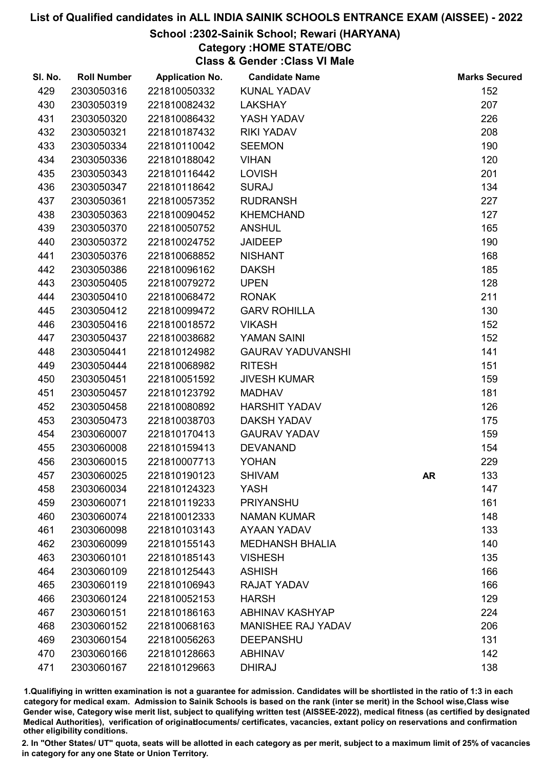# List of Qualified candidates in ALL INDIA SAINIK SCHOOLS ENTRANCE EXAM (AISSEE) - 2022

## School :2302-Sainik School; Rewari (HARYANA)

### Category :HOME STATE/OBC

### Class & Gender :Class VI Male

| Sl. No. | Roll Number | Application No. | Candidate Name | | Marks Secured |
|---|---|---|---|---|---|
| 429 | 2303050316 | 221810050332 | KUNAL YADAV | | 152 |
| 430 | 2303050319 | 221810082432 | LAKSHAY | | 207 |
| 431 | 2303050320 | 221810086432 | YASH YADAV | | 226 |
| 432 | 2303050321 | 221810187432 | RIKI YADAV | | 208 |
| 433 | 2303050334 | 221810110042 | SEEMON | | 190 |
| 434 | 2303050336 | 221810188042 | VIHAN | | 120 |
| 435 | 2303050343 | 221810116442 | LOVISH | | 201 |
| 436 | 2303050347 | 221810118642 | SURAJ | | 134 |
| 437 | 2303050361 | 221810057352 | RUDRANSH | | 227 |
| 438 | 2303050363 | 221810090452 | KHEMCHAND | | 127 |
| 439 | 2303050370 | 221810050752 | ANSHUL | | 165 |
| 440 | 2303050372 | 221810024752 | JAIDEEP | | 190 |
| 441 | 2303050376 | 221810068852 | NISHANT | | 168 |
| 442 | 2303050386 | 221810096162 | DAKSH | | 185 |
| 443 | 2303050405 | 221810079272 | UPEN | | 128 |
| 444 | 2303050410 | 221810068472 | RONAK | | 211 |
| 445 | 2303050412 | 221810099472 | GARV ROHILLA | | 130 |
| 446 | 2303050416 | 221810018572 | VIKASH | | 152 |
| 447 | 2303050437 | 221810038682 | YAMAN SAINI | | 152 |
| 448 | 2303050441 | 221810124982 | GAURAV YADUVANSHI | | 141 |
| 449 | 2303050444 | 221810068982 | RITESH | | 151 |
| 450 | 2303050451 | 221810051592 | JIVESH KUMAR | | 159 |
| 451 | 2303050457 | 221810123792 | MADHAV | | 181 |
| 452 | 2303050458 | 221810080892 | HARSHIT YADAV | | 126 |
| 453 | 2303050473 | 221810038703 | DAKSH YADAV | | 175 |
| 454 | 2303060007 | 221810170413 | GAURAV YADAV | | 159 |
| 455 | 2303060008 | 221810159413 | DEVANAND | | 154 |
| 456 | 2303060015 | 221810007713 | YOHAN | | 229 |
| 457 | 2303060025 | 221810190123 | SHIVAM | **AR** | 133 |
| 458 | 2303060034 | 221810124323 | YASH | | 147 |
| 459 | 2303060071 | 221810119233 | PRIYANSHU | | 161 |
| 460 | 2303060074 | 221810012333 | NAMAN KUMAR | | 148 |
| 461 | 2303060098 | 221810103143 | AYAAN YADAV | | 133 |
| 462 | 2303060099 | 221810155143 | MEDHANSH BHALIA | | 140 |
| 463 | 2303060101 | 221810185143 | VISHESH | | 135 |
| 464 | 2303060109 | 221810125443 | ASHISH | | 166 |
| 465 | 2303060119 | 221810106943 | RAJAT YADAV | | 166 |
| 466 | 2303060124 | 221810052153 | HARSH | | 129 |
| 467 | 2303060151 | 221810186163 | ABHINAV KASHYAP | | 224 |
| 468 | 2303060152 | 221810068163 | MANISHEE RAJ YADAV | | 206 |
| 469 | 2303060154 | 221810056263 | DEEPANSHU | | 131 |
| 470 | 2303060166 | 221810128663 | ABHINAV | | 142 |
| 471 | 2303060167 | 221810129663 | DHIRAJ | | 138 |

1.Qualifiying in written examination is not a guarantee for admission. Candidates will be shortlisted in the ratio of 1:3 in each category for medical exam. Admission to Sainik Schools is based on the rank (inter se merit) in the School wise,Class wise Gender wise, Category wise merit list, subject to qualifying written test (AISSEE-2022), medical fitness (as certified by designated Medical Authorities), verification of originaldocuments/ certificates, vacancies, extant policy on reservations and confirmation other eligibility conditions.

2. In "Other States/ UT" quota, seats will be allotted in each category as per merit, subject to a maximum limit of 25% of vacancies in category for any one State or Union Territory.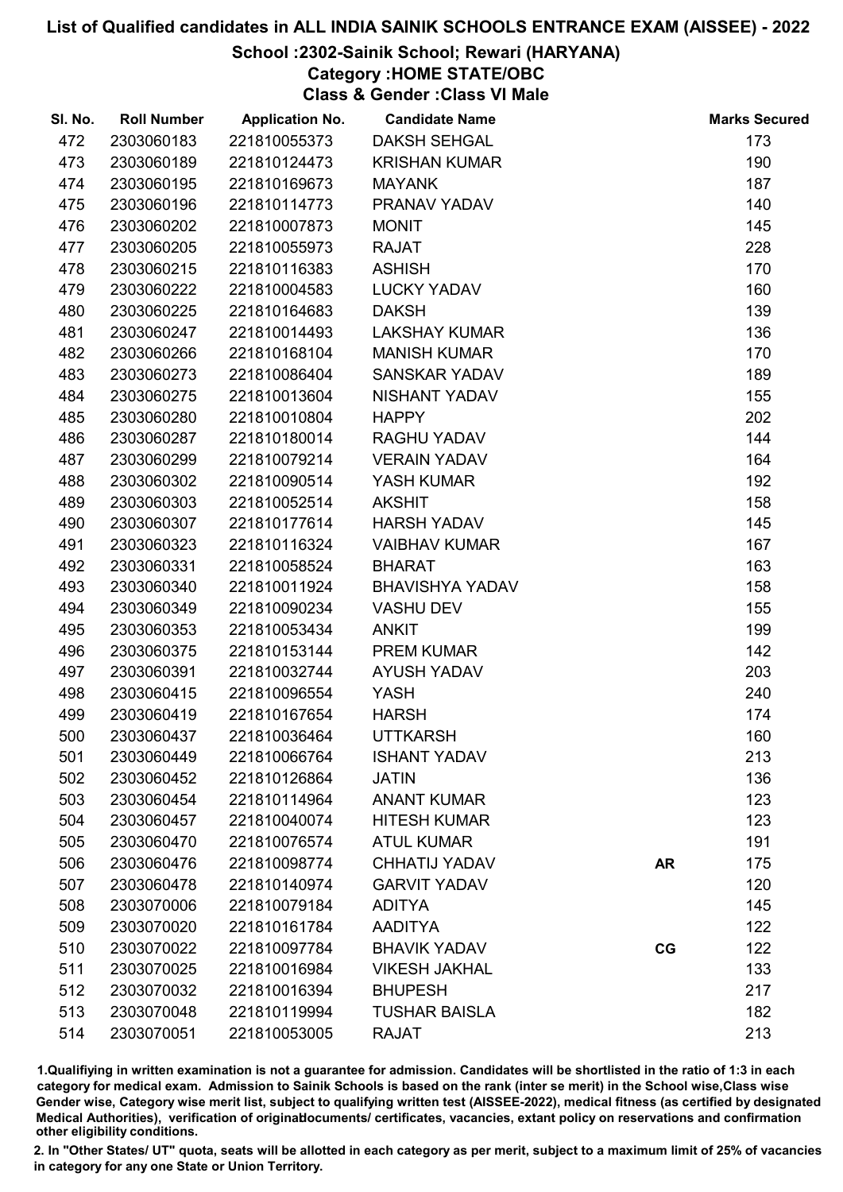# List of Qualified candidates in ALL INDIA SAINIK SCHOOLS ENTRANCE EXAM (AISSEE) - 2022

## School :2302-Sainik School; Rewari (HARYANA)

### Category :HOME STATE/OBC

### Class & Gender :Class VI Male

| Sl. No. | Roll Number | Application No. | Candidate Name | | Marks Secured |
|---|---|---|---|---|---|
| 472 | 2303060183 | 221810055373 | DAKSH SEHGAL | | 173 |
| 473 | 2303060189 | 221810124473 | KRISHAN KUMAR | | 190 |
| 474 | 2303060195 | 221810169673 | MAYANK | | 187 |
| 475 | 2303060196 | 221810114773 | PRANAV YADAV | | 140 |
| 476 | 2303060202 | 221810007873 | MONIT | | 145 |
| 477 | 2303060205 | 221810055973 | RAJAT | | 228 |
| 478 | 2303060215 | 221810116383 | ASHISH | | 170 |
| 479 | 2303060222 | 221810004583 | LUCKY YADAV | | 160 |
| 480 | 2303060225 | 221810164683 | DAKSH | | 139 |
| 481 | 2303060247 | 221810014493 | LAKSHAY KUMAR | | 136 |
| 482 | 2303060266 | 221810168104 | MANISH KUMAR | | 170 |
| 483 | 2303060273 | 221810086404 | SANSKAR YADAV | | 189 |
| 484 | 2303060275 | 221810013604 | NISHANT YADAV | | 155 |
| 485 | 2303060280 | 221810010804 | HAPPY | | 202 |
| 486 | 2303060287 | 221810180014 | RAGHU YADAV | | 144 |
| 487 | 2303060299 | 221810079214 | VERAIN YADAV | | 164 |
| 488 | 2303060302 | 221810090514 | YASH KUMAR | | 192 |
| 489 | 2303060303 | 221810052514 | AKSHIT | | 158 |
| 490 | 2303060307 | 221810177614 | HARSH YADAV | | 145 |
| 491 | 2303060323 | 221810116324 | VAIBHAV KUMAR | | 167 |
| 492 | 2303060331 | 221810058524 | BHARAT | | 163 |
| 493 | 2303060340 | 221810011924 | BHAVISHYA YADAV | | 158 |
| 494 | 2303060349 | 221810090234 | VASHU DEV | | 155 |
| 495 | 2303060353 | 221810053434 | ANKIT | | 199 |
| 496 | 2303060375 | 221810153144 | PREM KUMAR | | 142 |
| 497 | 2303060391 | 221810032744 | AYUSH YADAV | | 203 |
| 498 | 2303060415 | 221810096554 | YASH | | 240 |
| 499 | 2303060419 | 221810167654 | HARSH | | 174 |
| 500 | 2303060437 | 221810036464 | UTTKARSH | | 160 |
| 501 | 2303060449 | 221810066764 | ISHANT YADAV | | 213 |
| 502 | 2303060452 | 221810126864 | JATIN | | 136 |
| 503 | 2303060454 | 221810114964 | ANANT KUMAR | | 123 |
| 504 | 2303060457 | 221810040074 | HITESH KUMAR | | 123 |
| 505 | 2303060470 | 221810076574 | ATUL KUMAR | | 191 |
| 506 | 2303060476 | 221810098774 | CHHATIJ YADAV | AR | 175 |
| 507 | 2303060478 | 221810140974 | GARVIT YADAV | | 120 |
| 508 | 2303070006 | 221810079184 | ADITYA | | 145 |
| 509 | 2303070020 | 221810161784 | AADITYA | | 122 |
| 510 | 2303070022 | 221810097784 | BHAVIK YADAV | CG | 122 |
| 511 | 2303070025 | 221810016984 | VIKESH JAKHAL | | 133 |
| 512 | 2303070032 | 221810016394 | BHUPESH | | 217 |
| 513 | 2303070048 | 221810119994 | TUSHAR BAISLA | | 182 |
| 514 | 2303070051 | 221810053005 | RAJAT | | 213 |

1.Qualifiying in written examination is not a guarantee for admission. Candidates will be shortlisted in the ratio of 1:3 in each category for medical exam. Admission to Sainik Schools is based on the rank (inter se merit) in the School wise,Class wise Gender wise, Category wise merit list, subject to qualifying written test (AISSEE-2022), medical fitness (as certified by designated Medical Authorities), verification of originaldocuments/ certificates, vacancies, extant policy on reservations and confirmation other eligibility conditions.

2. In "Other States/ UT" quota, seats will be allotted in each category as per merit, subject to a maximum limit of 25% of vacancies in category for any one State or Union Territory.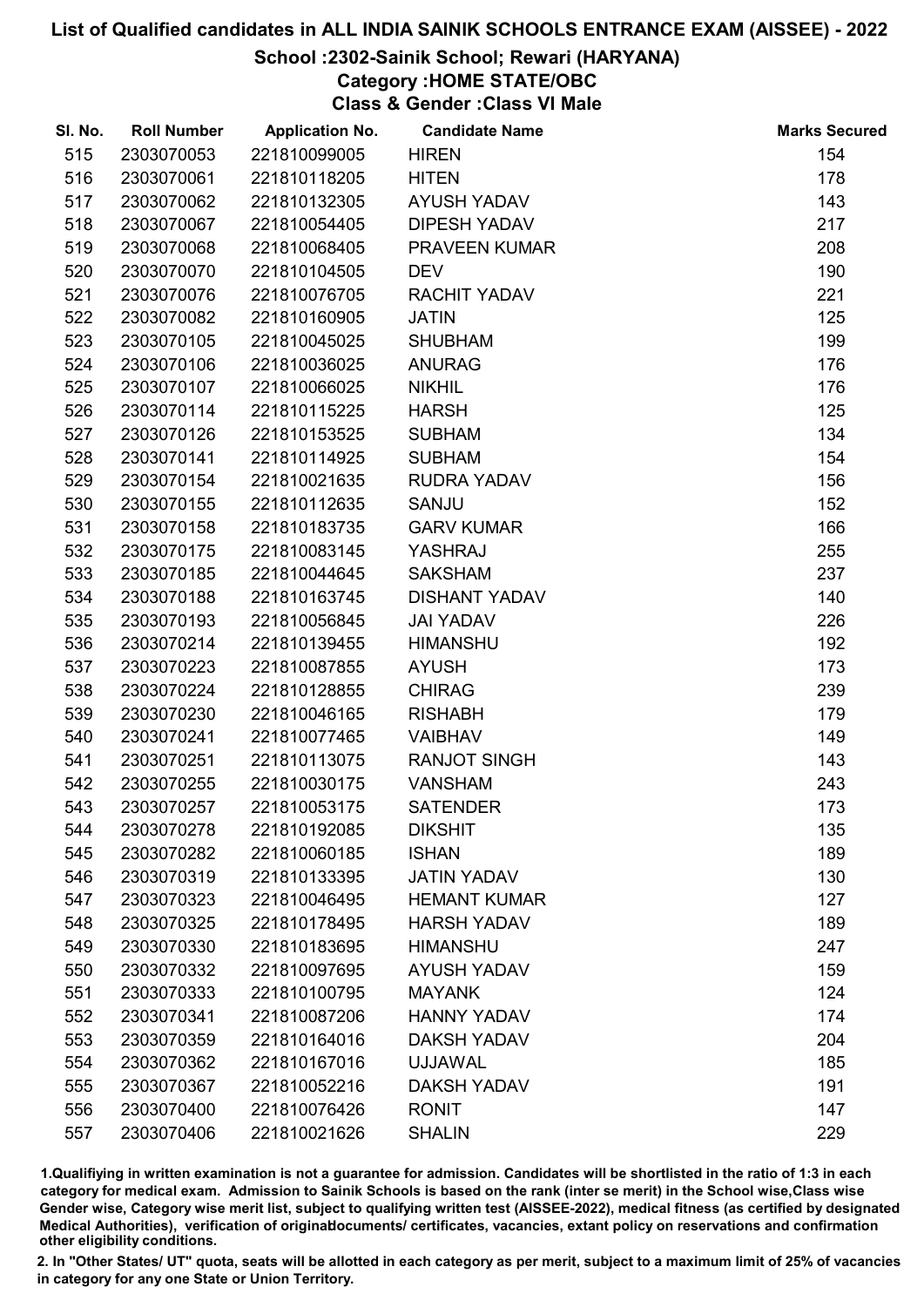# List of Qualified candidates in ALL INDIA SAINIK SCHOOLS ENTRANCE EXAM (AISSEE) - 2022

## School :2302-Sainik School; Rewari (HARYANA)

### Category :HOME STATE/OBC

### Class & Gender :Class VI Male

| Sl. No. | Roll Number | Application No. | Candidate Name | Marks Secured |
|---|---|---|---|---|
| 515 | 2303070053 | 221810099005 | HIREN | 154 |
| 516 | 2303070061 | 221810118205 | HITEN | 178 |
| 517 | 2303070062 | 221810132305 | AYUSH YADAV | 143 |
| 518 | 2303070067 | 221810054405 | DIPESH YADAV | 217 |
| 519 | 2303070068 | 221810068405 | PRAVEEN KUMAR | 208 |
| 520 | 2303070070 | 221810104505 | DEV | 190 |
| 521 | 2303070076 | 221810076705 | RACHIT YADAV | 221 |
| 522 | 2303070082 | 221810160905 | JATIN | 125 |
| 523 | 2303070105 | 221810045025 | SHUBHAM | 199 |
| 524 | 2303070106 | 221810036025 | ANURAG | 176 |
| 525 | 2303070107 | 221810066025 | NIKHIL | 176 |
| 526 | 2303070114 | 221810115225 | HARSH | 125 |
| 527 | 2303070126 | 221810153525 | SUBHAM | 134 |
| 528 | 2303070141 | 221810114925 | SUBHAM | 154 |
| 529 | 2303070154 | 221810021635 | RUDRA YADAV | 156 |
| 530 | 2303070155 | 221810112635 | SANJU | 152 |
| 531 | 2303070158 | 221810183735 | GARV KUMAR | 166 |
| 532 | 2303070175 | 221810083145 | YASHRAJ | 255 |
| 533 | 2303070185 | 221810044645 | SAKSHAM | 237 |
| 534 | 2303070188 | 221810163745 | DISHANT YADAV | 140 |
| 535 | 2303070193 | 221810056845 | JAI YADAV | 226 |
| 536 | 2303070214 | 221810139455 | HIMANSHU | 192 |
| 537 | 2303070223 | 221810087855 | AYUSH | 173 |
| 538 | 2303070224 | 221810128855 | CHIRAG | 239 |
| 539 | 2303070230 | 221810046165 | RISHABH | 179 |
| 540 | 2303070241 | 221810077465 | VAIBHAV | 149 |
| 541 | 2303070251 | 221810113075 | RANJOT SINGH | 143 |
| 542 | 2303070255 | 221810030175 | VANSHAM | 243 |
| 543 | 2303070257 | 221810053175 | SATENDER | 173 |
| 544 | 2303070278 | 221810192085 | DIKSHIT | 135 |
| 545 | 2303070282 | 221810060185 | ISHAN | 189 |
| 546 | 2303070319 | 221810133395 | JATIN YADAV | 130 |
| 547 | 2303070323 | 221810046495 | HEMANT KUMAR | 127 |
| 548 | 2303070325 | 221810178495 | HARSH YADAV | 189 |
| 549 | 2303070330 | 221810183695 | HIMANSHU | 247 |
| 550 | 2303070332 | 221810097695 | AYUSH YADAV | 159 |
| 551 | 2303070333 | 221810100795 | MAYANK | 124 |
| 552 | 2303070341 | 221810087206 | HANNY YADAV | 174 |
| 553 | 2303070359 | 221810164016 | DAKSH YADAV | 204 |
| 554 | 2303070362 | 221810167016 | UJJAWAL | 185 |
| 555 | 2303070367 | 221810052216 | DAKSH YADAV | 191 |
| 556 | 2303070400 | 221810076426 | RONIT | 147 |
| 557 | 2303070406 | 221810021626 | SHALIN | 229 |

1.Qualifying in written examination is not a guarantee for admission. Candidates will be shortlisted in the ratio of 1:3 in each category for medical exam. Admission to Sainik Schools is based on the rank (inter se merit) in the School wise,Class wise Gender wise, Category wise merit list, subject to qualifying written test (AISSEE-2022), medical fitness (as certified by designated Medical Authorities), verification of originaldocuments/ certificates, vacancies, extant policy on reservations and confirmation other eligibility conditions.

2. In "Other States/ UT" quota, seats will be allotted in each category as per merit, subject to a maximum limit of 25% of vacancies in category for any one State or Union Territory.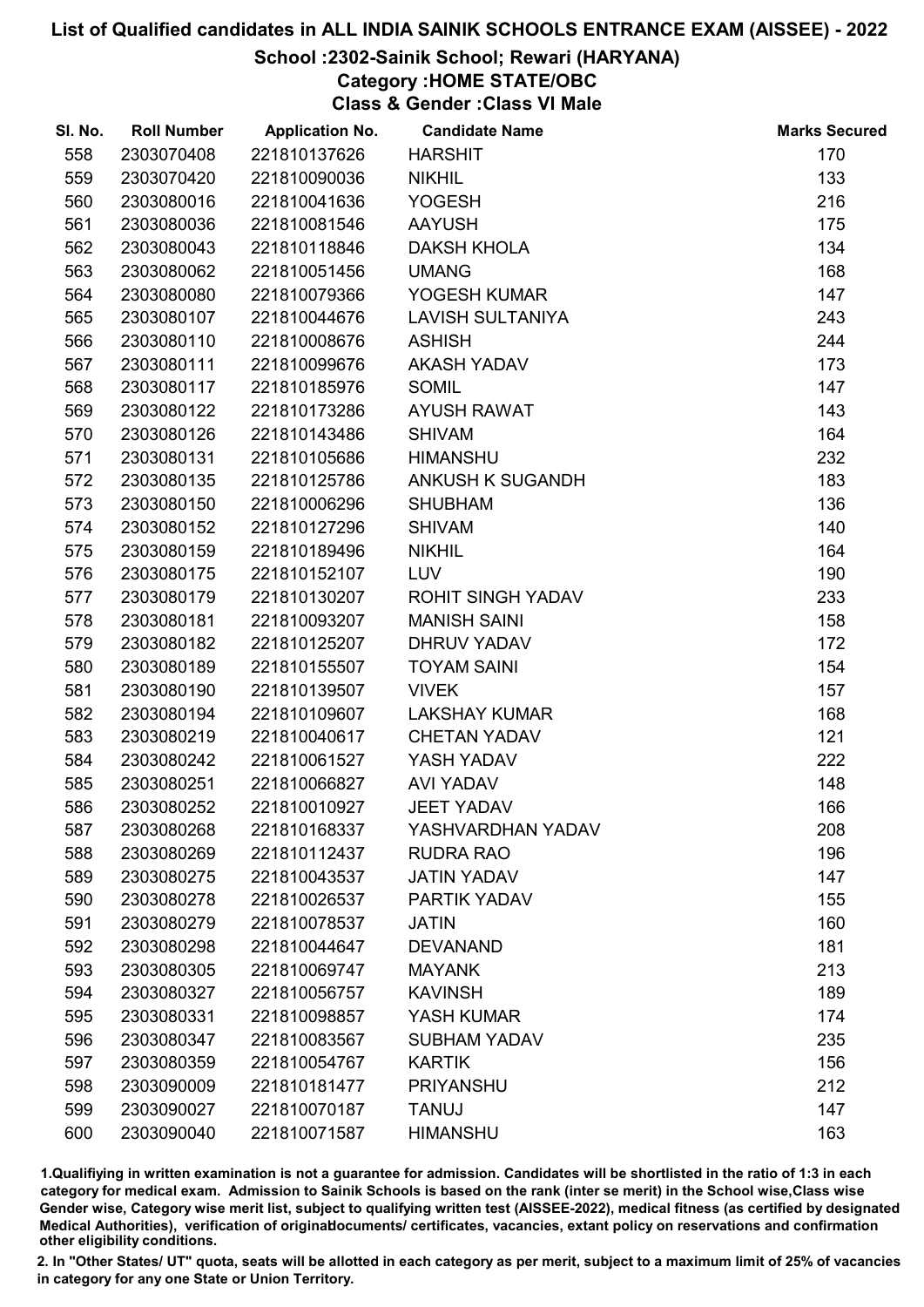# List of Qualified candidates in ALL INDIA SAINIK SCHOOLS ENTRANCE EXAM (AISSEE) - 2022

## School :2302-Sainik School; Rewari (HARYANA)

### Category :HOME STATE/OBC

### Class & Gender :Class VI Male

| Sl. No. | Roll Number | Application No. | Candidate Name | Marks Secured |
|---|---|---|---|---|
| 558 | 2303070408 | 221810137626 | HARSHIT | 170 |
| 559 | 2303070420 | 221810090036 | NIKHIL | 133 |
| 560 | 2303080016 | 221810041636 | YOGESH | 216 |
| 561 | 2303080036 | 221810081546 | AAYUSH | 175 |
| 562 | 2303080043 | 221810118846 | DAKSH KHOLA | 134 |
| 563 | 2303080062 | 221810051456 | UMANG | 168 |
| 564 | 2303080080 | 221810079366 | YOGESH KUMAR | 147 |
| 565 | 2303080107 | 221810044676 | LAVISH SULTANIYA | 243 |
| 566 | 2303080110 | 221810008676 | ASHISH | 244 |
| 567 | 2303080111 | 221810099676 | AKASH YADAV | 173 |
| 568 | 2303080117 | 221810185976 | SOMIL | 147 |
| 569 | 2303080122 | 221810173286 | AYUSH RAWAT | 143 |
| 570 | 2303080126 | 221810143486 | SHIVAM | 164 |
| 571 | 2303080131 | 221810105686 | HIMANSHU | 232 |
| 572 | 2303080135 | 221810125786 | ANKUSH K SUGANDH | 183 |
| 573 | 2303080150 | 221810006296 | SHUBHAM | 136 |
| 574 | 2303080152 | 221810127296 | SHIVAM | 140 |
| 575 | 2303080159 | 221810189496 | NIKHIL | 164 |
| 576 | 2303080175 | 221810152107 | LUV | 190 |
| 577 | 2303080179 | 221810130207 | ROHIT SINGH YADAV | 233 |
| 578 | 2303080181 | 221810093207 | MANISH SAINI | 158 |
| 579 | 2303080182 | 221810125207 | DHRUV YADAV | 172 |
| 580 | 2303080189 | 221810155507 | TOYAM SAINI | 154 |
| 581 | 2303080190 | 221810139507 | VIVEK | 157 |
| 582 | 2303080194 | 221810109607 | LAKSHAY KUMAR | 168 |
| 583 | 2303080219 | 221810040617 | CHETAN YADAV | 121 |
| 584 | 2303080242 | 221810061527 | YASH YADAV | 222 |
| 585 | 2303080251 | 221810066827 | AVI YADAV | 148 |
| 586 | 2303080252 | 221810010927 | JEET YADAV | 166 |
| 587 | 2303080268 | 221810168337 | YASHVARDHAN YADAV | 208 |
| 588 | 2303080269 | 221810112437 | RUDRA RAO | 196 |
| 589 | 2303080275 | 221810043537 | JATIN YADAV | 147 |
| 590 | 2303080278 | 221810026537 | PARTIK YADAV | 155 |
| 591 | 2303080279 | 221810078537 | JATIN | 160 |
| 592 | 2303080298 | 221810044647 | DEVANAND | 181 |
| 593 | 2303080305 | 221810069747 | MAYANK | 213 |
| 594 | 2303080327 | 221810056757 | KAVINSH | 189 |
| 595 | 2303080331 | 221810098857 | YASH KUMAR | 174 |
| 596 | 2303080347 | 221810083567 | SUBHAM YADAV | 235 |
| 597 | 2303080359 | 221810054767 | KARTIK | 156 |
| 598 | 2303090009 | 221810181477 | PRIYANSHU | 212 |
| 599 | 2303090027 | 221810070187 | TANUJ | 147 |
| 600 | 2303090040 | 221810071587 | HIMANSHU | 163 |

1.Qualifiying in written examination is not a guarantee for admission. Candidates will be shortlisted in the ratio of 1:3 in each category for medical exam. Admission to Sainik Schools is based on the rank (inter se merit) in the School wise,Class wise Gender wise, Category wise merit list, subject to qualifying written test (AISSEE-2022), medical fitness (as certified by designated Medical Authorities), verification of originaldocuments/ certificates, vacancies, extant policy on reservations and confirmation other eligibility conditions.

2. In "Other States/ UT" quota, seats will be allotted in each category as per merit, subject to a maximum limit of 25% of vacancies in category for any one State or Union Territory.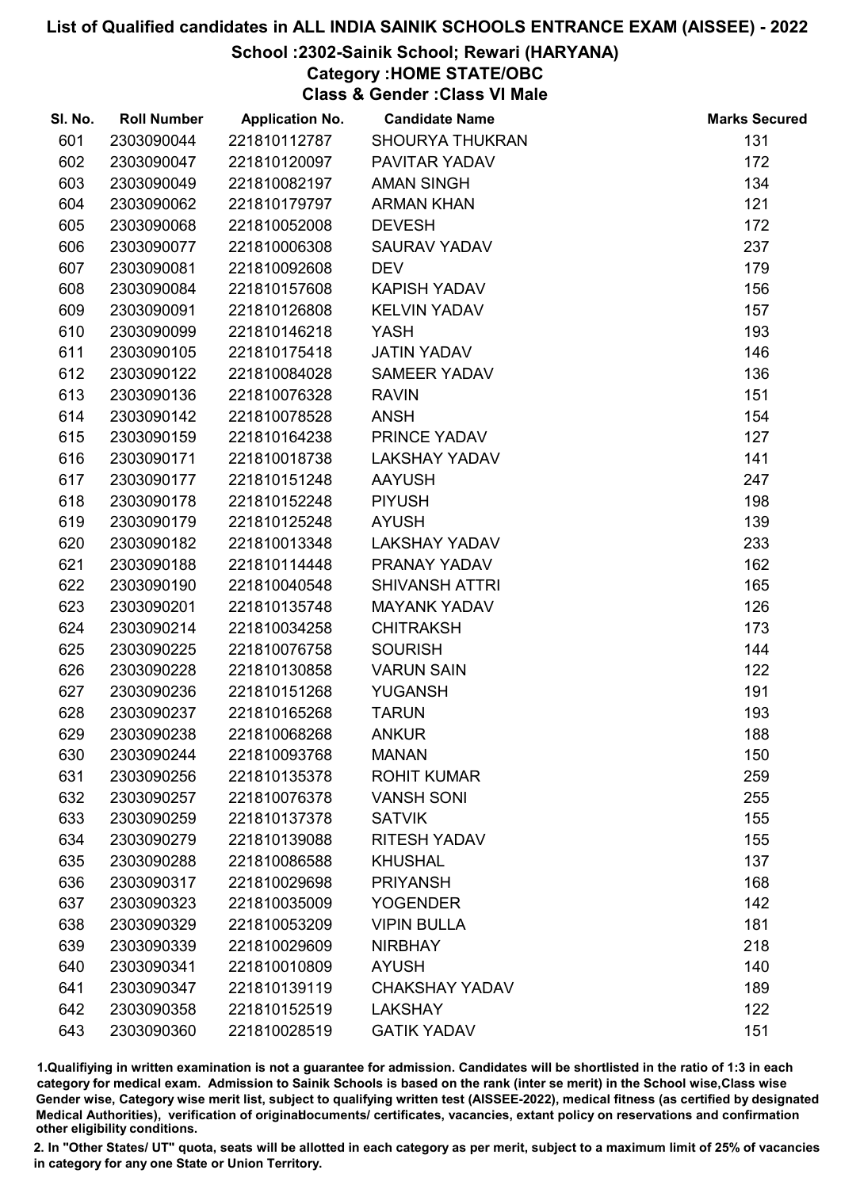# List of Qualified candidates in ALL INDIA SAINIK SCHOOLS ENTRANCE EXAM (AISSEE) - 2022

## School :2302-Sainik School; Rewari (HARYANA)

### Category :HOME STATE/OBC

### Class & Gender :Class VI Male

| Sl. No. | Roll Number | Application No. | Candidate Name | Marks Secured |
|---|---|---|---|---|
| 601 | 2303090044 | 221810112787 | SHOURYA THUKRAN | 131 |
| 602 | 2303090047 | 221810120097 | PAVITAR YADAV | 172 |
| 603 | 2303090049 | 221810082197 | AMAN SINGH | 134 |
| 604 | 2303090062 | 221810179797 | ARMAN KHAN | 121 |
| 605 | 2303090068 | 221810052008 | DEVESH | 172 |
| 606 | 2303090077 | 221810006308 | SAURAV YADAV | 237 |
| 607 | 2303090081 | 221810092608 | DEV | 179 |
| 608 | 2303090084 | 221810157608 | KAPISH YADAV | 156 |
| 609 | 2303090091 | 221810126808 | KELVIN YADAV | 157 |
| 610 | 2303090099 | 221810146218 | YASH | 193 |
| 611 | 2303090105 | 221810175418 | JATIN YADAV | 146 |
| 612 | 2303090122 | 221810084028 | SAMEER YADAV | 136 |
| 613 | 2303090136 | 221810076328 | RAVIN | 151 |
| 614 | 2303090142 | 221810078528 | ANSH | 154 |
| 615 | 2303090159 | 221810164238 | PRINCE YADAV | 127 |
| 616 | 2303090171 | 221810018738 | LAKSHAY YADAV | 141 |
| 617 | 2303090177 | 221810151248 | AAYUSH | 247 |
| 618 | 2303090178 | 221810152248 | PIYUSH | 198 |
| 619 | 2303090179 | 221810125248 | AYUSH | 139 |
| 620 | 2303090182 | 221810013348 | LAKSHAY YADAV | 233 |
| 621 | 2303090188 | 221810114448 | PRANAY YADAV | 162 |
| 622 | 2303090190 | 221810040548 | SHIVANSH ATTRI | 165 |
| 623 | 2303090201 | 221810135748 | MAYANK YADAV | 126 |
| 624 | 2303090214 | 221810034258 | CHITRAKSH | 173 |
| 625 | 2303090225 | 221810076758 | SOURISH | 144 |
| 626 | 2303090228 | 221810130858 | VARUN SAIN | 122 |
| 627 | 2303090236 | 221810151268 | YUGANSH | 191 |
| 628 | 2303090237 | 221810165268 | TARUN | 193 |
| 629 | 2303090238 | 221810068268 | ANKUR | 188 |
| 630 | 2303090244 | 221810093768 | MANAN | 150 |
| 631 | 2303090256 | 221810135378 | ROHIT KUMAR | 259 |
| 632 | 2303090257 | 221810076378 | VANSH SONI | 255 |
| 633 | 2303090259 | 221810137378 | SATVIK | 155 |
| 634 | 2303090279 | 221810139088 | RITESH YADAV | 155 |
| 635 | 2303090288 | 221810086588 | KHUSHAL | 137 |
| 636 | 2303090317 | 221810029698 | PRIYANSH | 168 |
| 637 | 2303090323 | 221810035009 | YOGENDER | 142 |
| 638 | 2303090329 | 221810053209 | VIPIN BULLA | 181 |
| 639 | 2303090339 | 221810029609 | NIRBHAY | 218 |
| 640 | 2303090341 | 221810010809 | AYUSH | 140 |
| 641 | 2303090347 | 221810139119 | CHAKSHAY YADAV | 189 |
| 642 | 2303090358 | 221810152519 | LAKSHAY | 122 |
| 643 | 2303090360 | 221810028519 | GATIK YADAV | 151 |

1.Qualifiying in written examination is not a guarantee for admission. Candidates will be shortlisted in the ratio of 1:3 in each category for medical exam. Admission to Sainik Schools is based on the rank (inter se merit) in the School wise,Class wise Gender wise, Category wise merit list, subject to qualifying written test (AISSEE-2022), medical fitness (as certified by designated Medical Authorities), verification of originaldocuments/ certificates, vacancies, extant policy on reservations and confirmation other eligibility conditions.

2. In "Other States/ UT" quota, seats will be allotted in each category as per merit, subject to a maximum limit of 25% of vacancies in category for any one State or Union Territory.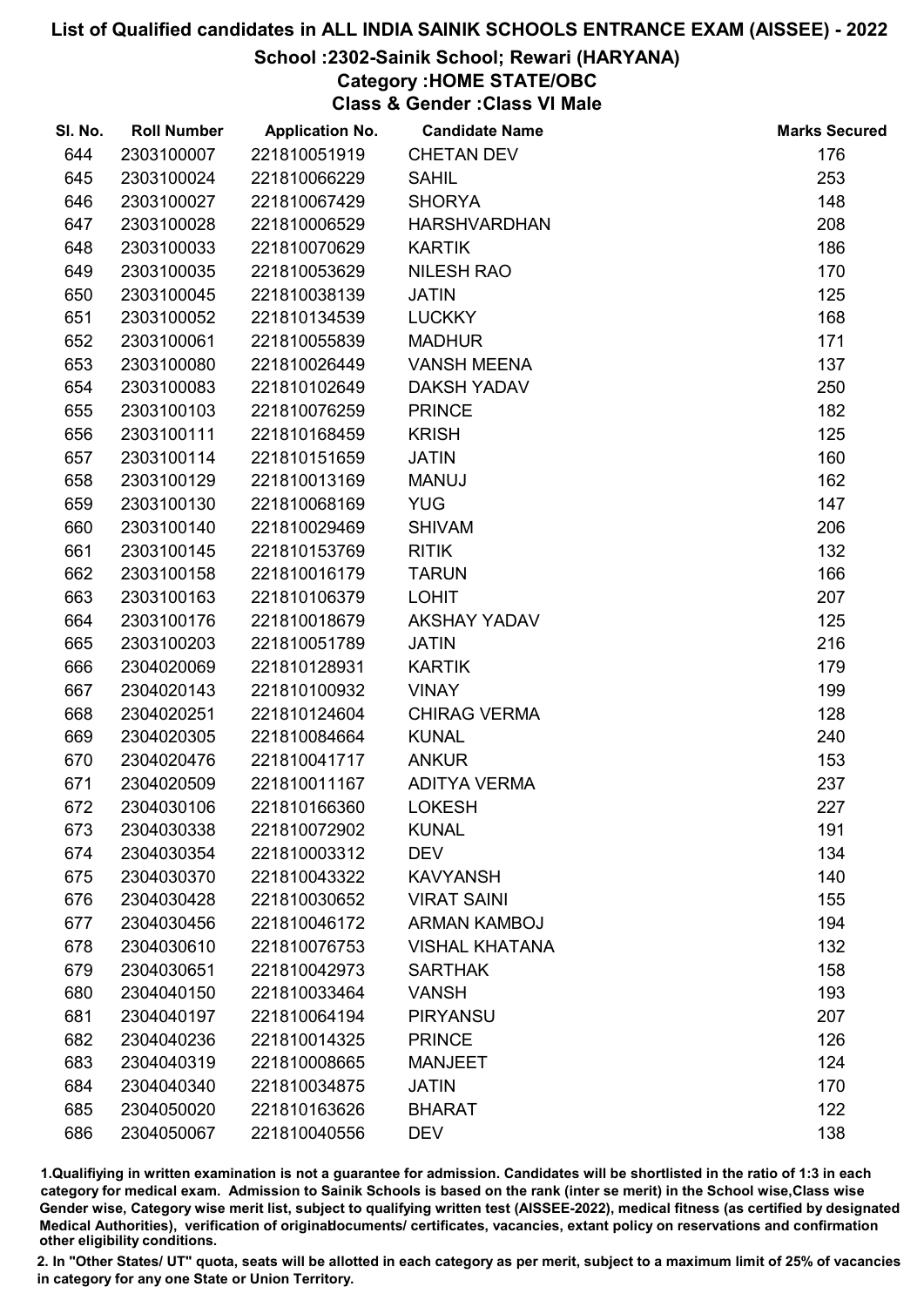# List of Qualified candidates in ALL INDIA SAINIK SCHOOLS ENTRANCE EXAM (AISSEE) - 2022

## School :2302-Sainik School; Rewari (HARYANA)

### Category :HOME STATE/OBC

### Class & Gender :Class VI Male

| Sl. No. | Roll Number | Application No. | Candidate Name | Marks Secured |
|---|---|---|---|---|
| 644 | 2303100007 | 221810051919 | CHETAN DEV | 176 |
| 645 | 2303100024 | 221810066229 | SAHIL | 253 |
| 646 | 2303100027 | 221810067429 | SHORYA | 148 |
| 647 | 2303100028 | 221810006529 | HARSHVARDHAN | 208 |
| 648 | 2303100033 | 221810070629 | KARTIK | 186 |
| 649 | 2303100035 | 221810053629 | NILESH RAO | 170 |
| 650 | 2303100045 | 221810038139 | JATIN | 125 |
| 651 | 2303100052 | 221810134539 | LUCKKY | 168 |
| 652 | 2303100061 | 221810055839 | MADHUR | 171 |
| 653 | 2303100080 | 221810026449 | VANSH MEENA | 137 |
| 654 | 2303100083 | 221810102649 | DAKSH YADAV | 250 |
| 655 | 2303100103 | 221810076259 | PRINCE | 182 |
| 656 | 2303100111 | 221810168459 | KRISH | 125 |
| 657 | 2303100114 | 221810151659 | JATIN | 160 |
| 658 | 2303100129 | 221810013169 | MANUJ | 162 |
| 659 | 2303100130 | 221810068169 | YUG | 147 |
| 660 | 2303100140 | 221810029469 | SHIVAM | 206 |
| 661 | 2303100145 | 221810153769 | RITIK | 132 |
| 662 | 2303100158 | 221810016179 | TARUN | 166 |
| 663 | 2303100163 | 221810106379 | LOHIT | 207 |
| 664 | 2303100176 | 221810018679 | AKSHAY YADAV | 125 |
| 665 | 2303100203 | 221810051789 | JATIN | 216 |
| 666 | 2304020069 | 221810128931 | KARTIK | 179 |
| 667 | 2304020143 | 221810100932 | VINAY | 199 |
| 668 | 2304020251 | 221810124604 | CHIRAG VERMA | 128 |
| 669 | 2304020305 | 221810084664 | KUNAL | 240 |
| 670 | 2304020476 | 221810041717 | ANKUR | 153 |
| 671 | 2304020509 | 221810011167 | ADITYA VERMA | 237 |
| 672 | 2304030106 | 221810166360 | LOKESH | 227 |
| 673 | 2304030338 | 221810072902 | KUNAL | 191 |
| 674 | 2304030354 | 221810003312 | DEV | 134 |
| 675 | 2304030370 | 221810043322 | KAVYANSH | 140 |
| 676 | 2304030428 | 221810030652 | VIRAT SAINI | 155 |
| 677 | 2304030456 | 221810046172 | ARMAN KAMBOJ | 194 |
| 678 | 2304030610 | 221810076753 | VISHAL KHATANA | 132 |
| 679 | 2304030651 | 221810042973 | SARTHAK | 158 |
| 680 | 2304040150 | 221810033464 | VANSH | 193 |
| 681 | 2304040197 | 221810064194 | PIRYANSU | 207 |
| 682 | 2304040236 | 221810014325 | PRINCE | 126 |
| 683 | 2304040319 | 221810008665 | MANJEET | 124 |
| 684 | 2304040340 | 221810034875 | JATIN | 170 |
| 685 | 2304050020 | 221810163626 | BHARAT | 122 |
| 686 | 2304050067 | 221810040556 | DEV | 138 |

1.Qualifying in written examination is not a guarantee for admission. Candidates will be shortlisted in the ratio of 1:3 in each category for medical exam. Admission to Sainik Schools is based on the rank (inter se merit) in the School wise,Class wise Gender wise, Category wise merit list, subject to qualifying written test (AISSEE-2022), medical fitness (as certified by designated Medical Authorities), verification of originaldocuments/ certificates, vacancies, extant policy on reservations and confirmation other eligibility conditions.

2. In "Other States/ UT" quota, seats will be allotted in each category as per merit, subject to a maximum limit of 25% of vacancies in category for any one State or Union Territory.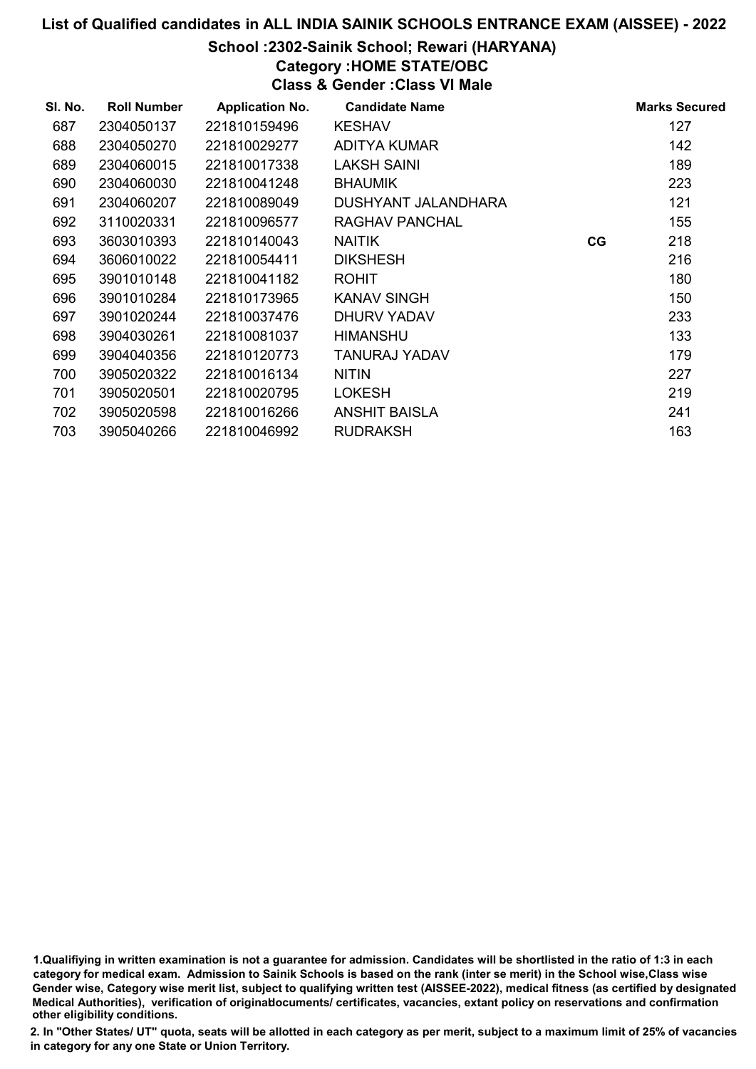# List of Qualified candidates in ALL INDIA SAINIK SCHOOLS ENTRANCE EXAM (AISSEE) - 2022

## School :2302-Sainik School; Rewari (HARYANA)

### Category :HOME STATE/OBC

### Class & Gender :Class VI Male

| Sl. No. | Roll Number | Application No. | Candidate Name | | Marks Secured |
|---|---|---|---|---|---|
| 687 | 2304050137 | 221810159496 | KESHAV | | 127 |
| 688 | 2304050270 | 221810029277 | ADITYA KUMAR | | 142 |
| 689 | 2304060015 | 221810017338 | LAKSH SAINI | | 189 |
| 690 | 2304060030 | 221810041248 | BHAUMIK | | 223 |
| 691 | 2304060207 | 221810089049 | DUSHYANT JALANDHARA | | 121 |
| 692 | 3110020331 | 221810096577 | RAGHAV PANCHAL | | 155 |
| 693 | 3603010393 | 221810140043 | NAITIK | CG | 218 |
| 694 | 3606010022 | 221810054411 | DIKSHESH | | 216 |
| 695 | 3901010148 | 221810041182 | ROHIT | | 180 |
| 696 | 3901010284 | 221810173965 | KANAV SINGH | | 150 |
| 697 | 3901020244 | 221810037476 | DHURV YADAV | | 233 |
| 698 | 3904030261 | 221810081037 | HIMANSHU | | 133 |
| 699 | 3904040356 | 221810120773 | TANURAJ YADAV | | 179 |
| 700 | 3905020322 | 221810016134 | NITIN | | 227 |
| 701 | 3905020501 | 221810020795 | LOKESH | | 219 |
| 702 | 3905020598 | 221810016266 | ANSHIT BAISLA | | 241 |
| 703 | 3905040266 | 221810046992 | RUDRAKSH | | 163 |

1.Qualifiying in written examination is not a guarantee for admission. Candidates will be shortlisted in the ratio of 1:3 in each category for medical exam. Admission to Sainik Schools is based on the rank (inter se merit) in the School wise,Class wise Gender wise, Category wise merit list, subject to qualifying written test (AISSEE-2022), medical fitness (as certified by designated Medical Authorities), verification of originaldocuments/ certificates, vacancies, extant policy on reservations and confirmation other eligibility conditions.

2. In "Other States/ UT" quota, seats will be allotted in each category as per merit, subject to a maximum limit of 25% of vacancies in category for any one State or Union Territory.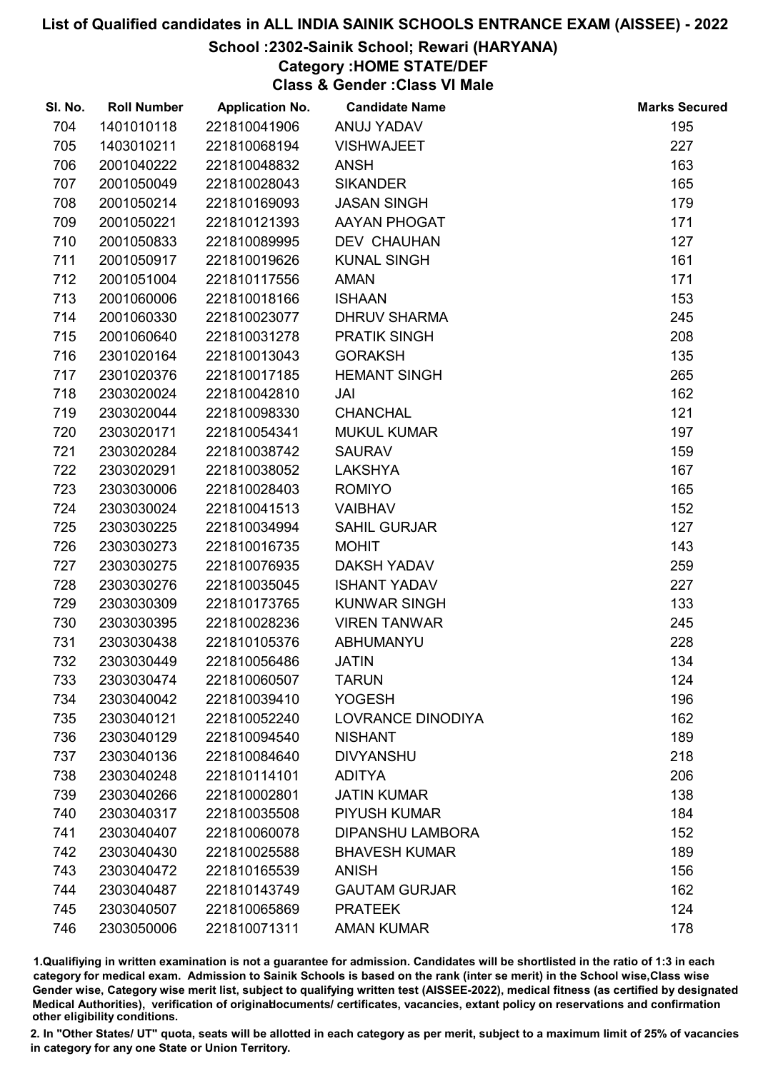# List of Qualified candidates in ALL INDIA SAINIK SCHOOLS ENTRANCE EXAM (AISSEE) - 2022

## School :2302-Sainik School; Rewari (HARYANA)

### Category :HOME STATE/DEF

### Class & Gender :Class VI Male

| Sl. No. | Roll Number | Application No. | Candidate Name | Marks Secured |
|---|---|---|---|---|
| 704 | 1401010118 | 221810041906 | ANUJ YADAV | 195 |
| 705 | 1403010211 | 221810068194 | VISHWAJEET | 227 |
| 706 | 2001040222 | 221810048832 | ANSH | 163 |
| 707 | 2001050049 | 221810028043 | SIKANDER | 165 |
| 708 | 2001050214 | 221810169093 | JASAN SINGH | 179 |
| 709 | 2001050221 | 221810121393 | AAYAN PHOGAT | 171 |
| 710 | 2001050833 | 221810089995 | DEV CHAUHAN | 127 |
| 711 | 2001050917 | 221810019626 | KUNAL SINGH | 161 |
| 712 | 2001051004 | 221810117556 | AMAN | 171 |
| 713 | 2001060006 | 221810018166 | ISHAAN | 153 |
| 714 | 2001060330 | 221810023077 | DHRUV SHARMA | 245 |
| 715 | 2001060640 | 221810031278 | PRATIK SINGH | 208 |
| 716 | 2301020164 | 221810013043 | GORAKSH | 135 |
| 717 | 2301020376 | 221810017185 | HEMANT SINGH | 265 |
| 718 | 2303020024 | 221810042810 | JAI | 162 |
| 719 | 2303020044 | 221810098330 | CHANCHAL | 121 |
| 720 | 2303020171 | 221810054341 | MUKUL KUMAR | 197 |
| 721 | 2303020284 | 221810038742 | SAURAV | 159 |
| 722 | 2303020291 | 221810038052 | LAKSHYA | 167 |
| 723 | 2303030006 | 221810028403 | ROMIYO | 165 |
| 724 | 2303030024 | 221810041513 | VAIBHAV | 152 |
| 725 | 2303030225 | 221810034994 | SAHIL GURJAR | 127 |
| 726 | 2303030273 | 221810016735 | MOHIT | 143 |
| 727 | 2303030275 | 221810076935 | DAKSH YADAV | 259 |
| 728 | 2303030276 | 221810035045 | ISHANT YADAV | 227 |
| 729 | 2303030309 | 221810173765 | KUNWAR SINGH | 133 |
| 730 | 2303030395 | 221810028236 | VIREN TANWAR | 245 |
| 731 | 2303030438 | 221810105376 | ABHUMANYU | 228 |
| 732 | 2303030449 | 221810056486 | JATIN | 134 |
| 733 | 2303030474 | 221810060507 | TARUN | 124 |
| 734 | 2303040042 | 221810039410 | YOGESH | 196 |
| 735 | 2303040121 | 221810052240 | LOVRANCE DINODIYA | 162 |
| 736 | 2303040129 | 221810094540 | NISHANT | 189 |
| 737 | 2303040136 | 221810084640 | DIVYANSHU | 218 |
| 738 | 2303040248 | 221810114101 | ADITYA | 206 |
| 739 | 2303040266 | 221810002801 | JATIN KUMAR | 138 |
| 740 | 2303040317 | 221810035508 | PIYUSH KUMAR | 184 |
| 741 | 2303040407 | 221810060078 | DIPANSHU LAMBORA | 152 |
| 742 | 2303040430 | 221810025588 | BHAVESH KUMAR | 189 |
| 743 | 2303040472 | 221810165539 | ANISH | 156 |
| 744 | 2303040487 | 221810143749 | GAUTAM GURJAR | 162 |
| 745 | 2303040507 | 221810065869 | PRATEEK | 124 |
| 746 | 2303050006 | 221810071311 | AMAN KUMAR | 178 |

1.Qualifiying in written examination is not a guarantee for admission. Candidates will be shortlisted in the ratio of 1:3 in each category for medical exam. Admission to Sainik Schools is based on the rank (inter se merit) in the School wise,Class wise Gender wise, Category wise merit list, subject to qualifying written test (AISSEE-2022), medical fitness (as certified by designated Medical Authorities), verification of originaldocuments/ certificates, vacancies, extant policy on reservations and confirmation other eligibility conditions.

2. In "Other States/ UT" quota, seats will be allotted in each category as per merit, subject to a maximum limit of 25% of vacancies in category for any one State or Union Territory.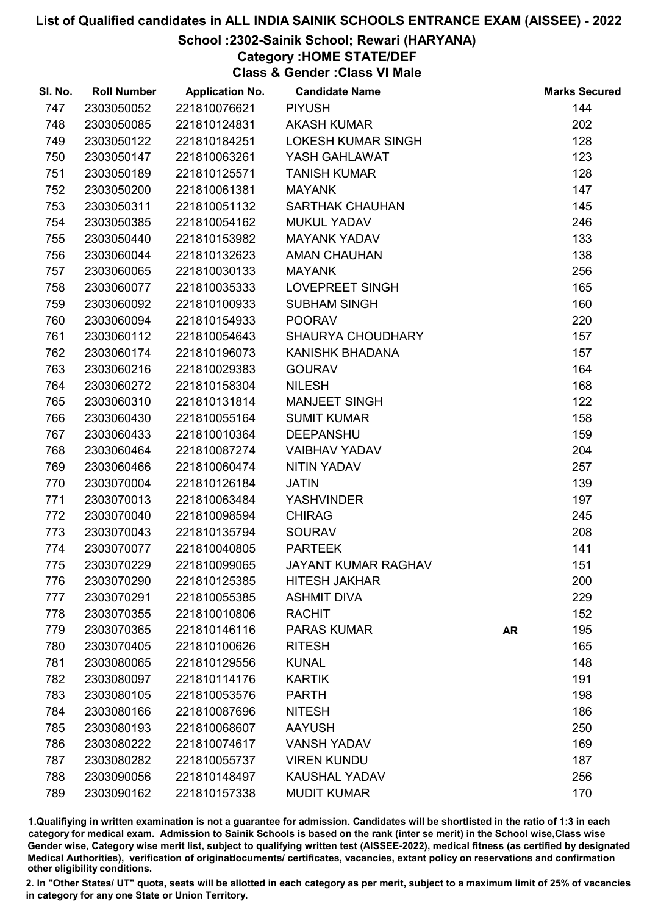# List of Qualified candidates in ALL INDIA SAINIK SCHOOLS ENTRANCE EXAM (AISSEE) - 2022

## School :2302-Sainik School; Rewari (HARYANA)

### Category :HOME STATE/DEF

### Class & Gender :Class VI Male

| Sl. No. | Roll Number | Application No. | Candidate Name | | Marks Secured |
|---|---|---|---|---|---|
| 747 | 2303050052 | 221810076621 | PIYUSH | | 144 |
| 748 | 2303050085 | 221810124831 | AKASH KUMAR | | 202 |
| 749 | 2303050122 | 221810184251 | LOKESH KUMAR SINGH | | 128 |
| 750 | 2303050147 | 221810063261 | YASH GAHLAWAT | | 123 |
| 751 | 2303050189 | 221810125571 | TANISH KUMAR | | 128 |
| 752 | 2303050200 | 221810061381 | MAYANK | | 147 |
| 753 | 2303050311 | 221810051132 | SARTHAK CHAUHAN | | 145 |
| 754 | 2303050385 | 221810054162 | MUKUL YADAV | | 246 |
| 755 | 2303050440 | 221810153982 | MAYANK YADAV | | 133 |
| 756 | 2303060044 | 221810132623 | AMAN CHAUHAN | | 138 |
| 757 | 2303060065 | 221810030133 | MAYANK | | 256 |
| 758 | 2303060077 | 221810035333 | LOVEPREET SINGH | | 165 |
| 759 | 2303060092 | 221810100933 | SUBHAM SINGH | | 160 |
| 760 | 2303060094 | 221810154933 | POORAV | | 220 |
| 761 | 2303060112 | 221810054643 | SHAURYA CHOUDHARY | | 157 |
| 762 | 2303060174 | 221810196073 | KANISHK BHADANA | | 157 |
| 763 | 2303060216 | 221810029383 | GOURAV | | 164 |
| 764 | 2303060272 | 221810158304 | NILESH | | 168 |
| 765 | 2303060310 | 221810131814 | MANJEET SINGH | | 122 |
| 766 | 2303060430 | 221810055164 | SUMIT KUMAR | | 158 |
| 767 | 2303060433 | 221810010364 | DEEPANSHU | | 159 |
| 768 | 2303060464 | 221810087274 | VAIBHAV YADAV | | 204 |
| 769 | 2303060466 | 221810060474 | NITIN YADAV | | 257 |
| 770 | 2303070004 | 221810126184 | JATIN | | 139 |
| 771 | 2303070013 | 221810063484 | YASHVINDER | | 197 |
| 772 | 2303070040 | 221810098594 | CHIRAG | | 245 |
| 773 | 2303070043 | 221810135794 | SOURAV | | 208 |
| 774 | 2303070077 | 221810040805 | PARTEEK | | 141 |
| 775 | 2303070229 | 221810099065 | JAYANT KUMAR RAGHAV | | 151 |
| 776 | 2303070290 | 221810125385 | HITESH JAKHAR | | 200 |
| 777 | 2303070291 | 221810055385 | ASHMIT DIVA | | 229 |
| 778 | 2303070355 | 221810010806 | RACHIT | | 152 |
| 779 | 2303070365 | 221810146116 | PARAS KUMAR | AR | 195 |
| 780 | 2303070405 | 221810100626 | RITESH | | 165 |
| 781 | 2303080065 | 221810129556 | KUNAL | | 148 |
| 782 | 2303080097 | 221810114176 | KARTIK | | 191 |
| 783 | 2303080105 | 221810053576 | PARTH | | 198 |
| 784 | 2303080166 | 221810087696 | NITESH | | 186 |
| 785 | 2303080193 | 221810068607 | AAYUSH | | 250 |
| 786 | 2303080222 | 221810074617 | VANSH YADAV | | 169 |
| 787 | 2303080282 | 221810055737 | VIREN KUNDU | | 187 |
| 788 | 2303090056 | 221810148497 | KAUSHAL YADAV | | 256 |
| 789 | 2303090162 | 221810157338 | MUDIT KUMAR | | 170 |

1.Qualifiying in written examination is not a guarantee for admission. Candidates will be shortlisted in the ratio of 1:3 in each category for medical exam. Admission to Sainik Schools is based on the rank (inter se merit) in the School wise,Class wise Gender wise, Category wise merit list, subject to qualifying written test (AISSEE-2022), medical fitness (as certified by designated Medical Authorities), verification of originaldocuments/ certificates, vacancies, extant policy on reservations and confirmation other eligibility conditions.

2. In "Other States/ UT" quota, seats will be allotted in each category as per merit, subject to a maximum limit of 25% of vacancies in category for any one State or Union Territory.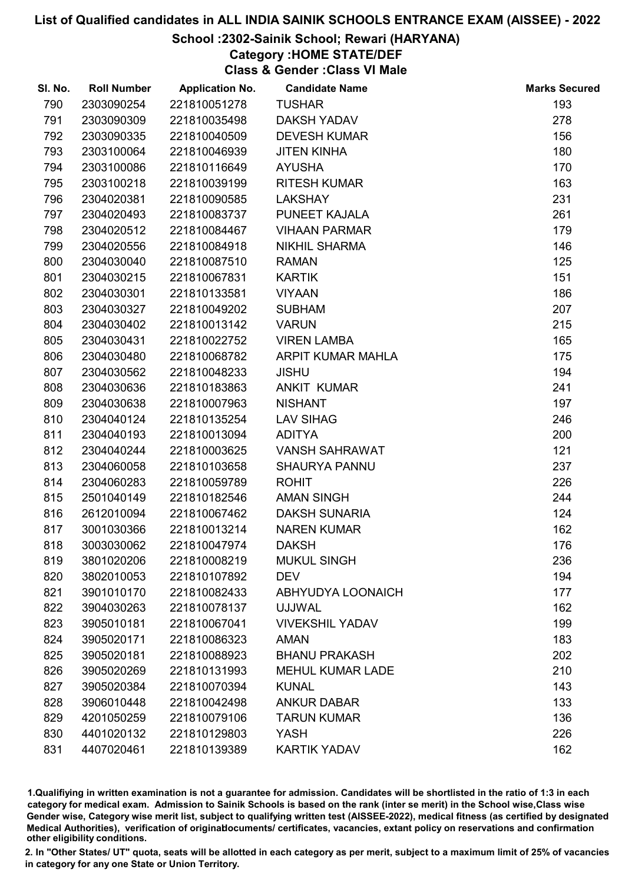# List of Qualified candidates in ALL INDIA SAINIK SCHOOLS ENTRANCE EXAM (AISSEE) - 2022

## School :2302-Sainik School; Rewari (HARYANA)

### Category :HOME STATE/DEF

### Class & Gender :Class VI Male

| Sl. No. | Roll Number | Application No. | Candidate Name | Marks Secured |
|---|---|---|---|---|
| 790 | 2303090254 | 221810051278 | TUSHAR | 193 |
| 791 | 2303090309 | 221810035498 | DAKSH YADAV | 278 |
| 792 | 2303090335 | 221810040509 | DEVESH KUMAR | 156 |
| 793 | 2303100064 | 221810046939 | JITEN KINHA | 180 |
| 794 | 2303100086 | 221810116649 | AYUSHA | 170 |
| 795 | 2303100218 | 221810039199 | RITESH KUMAR | 163 |
| 796 | 2304020381 | 221810090585 | LAKSHAY | 231 |
| 797 | 2304020493 | 221810083737 | PUNEET KAJALA | 261 |
| 798 | 2304020512 | 221810084467 | VIHAAN PARMAR | 179 |
| 799 | 2304020556 | 221810084918 | NIKHIL SHARMA | 146 |
| 800 | 2304030040 | 221810087510 | RAMAN | 125 |
| 801 | 2304030215 | 221810067831 | KARTIK | 151 |
| 802 | 2304030301 | 221810133581 | VIYAAN | 186 |
| 803 | 2304030327 | 221810049202 | SUBHAM | 207 |
| 804 | 2304030402 | 221810013142 | VARUN | 215 |
| 805 | 2304030431 | 221810022752 | VIREN LAMBA | 165 |
| 806 | 2304030480 | 221810068782 | ARPIT KUMAR MAHLA | 175 |
| 807 | 2304030562 | 221810048233 | JISHU | 194 |
| 808 | 2304030636 | 221810183863 | ANKIT KUMAR | 241 |
| 809 | 2304030638 | 221810007963 | NISHANT | 197 |
| 810 | 2304040124 | 221810135254 | LAV SIHAG | 246 |
| 811 | 2304040193 | 221810013094 | ADITYA | 200 |
| 812 | 2304040244 | 221810003625 | VANSH SAHRAWAT | 121 |
| 813 | 2304060058 | 221810103658 | SHAURYA PANNU | 237 |
| 814 | 2304060283 | 221810059789 | ROHIT | 226 |
| 815 | 2501040149 | 221810182546 | AMAN SINGH | 244 |
| 816 | 2612010094 | 221810067462 | DAKSH SUNARIA | 124 |
| 817 | 3001030366 | 221810013214 | NAREN KUMAR | 162 |
| 818 | 3003030062 | 221810047974 | DAKSH | 176 |
| 819 | 3801020206 | 221810008219 | MUKUL SINGH | 236 |
| 820 | 3802010053 | 221810107892 | DEV | 194 |
| 821 | 3901010170 | 221810082433 | ABHYUDYA LOONAICH | 177 |
| 822 | 3904030263 | 221810078137 | UJJWAL | 162 |
| 823 | 3905010181 | 221810067041 | VIVEKSHIL YADAV | 199 |
| 824 | 3905020171 | 221810086323 | AMAN | 183 |
| 825 | 3905020181 | 221810088923 | BHANU PRAKASH | 202 |
| 826 | 3905020269 | 221810131993 | MEHUL KUMAR LADE | 210 |
| 827 | 3905020384 | 221810070394 | KUNAL | 143 |
| 828 | 3906010448 | 221810042498 | ANKUR DABAR | 133 |
| 829 | 4201050259 | 221810079106 | TARUN KUMAR | 136 |
| 830 | 4401020132 | 221810129803 | YASH | 226 |
| 831 | 4407020461 | 221810139389 | KARTIK YADAV | 162 |

1.Qualifiying in written examination is not a guarantee for admission. Candidates will be shortlisted in the ratio of 1:3 in each category for medical exam. Admission to Sainik Schools is based on the rank (inter se merit) in the School wise,Class wise Gender wise, Category wise merit list, subject to qualifying written test (AISSEE-2022), medical fitness (as certified by designated Medical Authorities), verification of originaldocuments/ certificates, vacancies, extant policy on reservations and confirmation other eligibility conditions.

2. In "Other States/ UT" quota, seats will be allotted in each category as per merit, subject to a maximum limit of 25% of vacancies in category for any one State or Union Territory.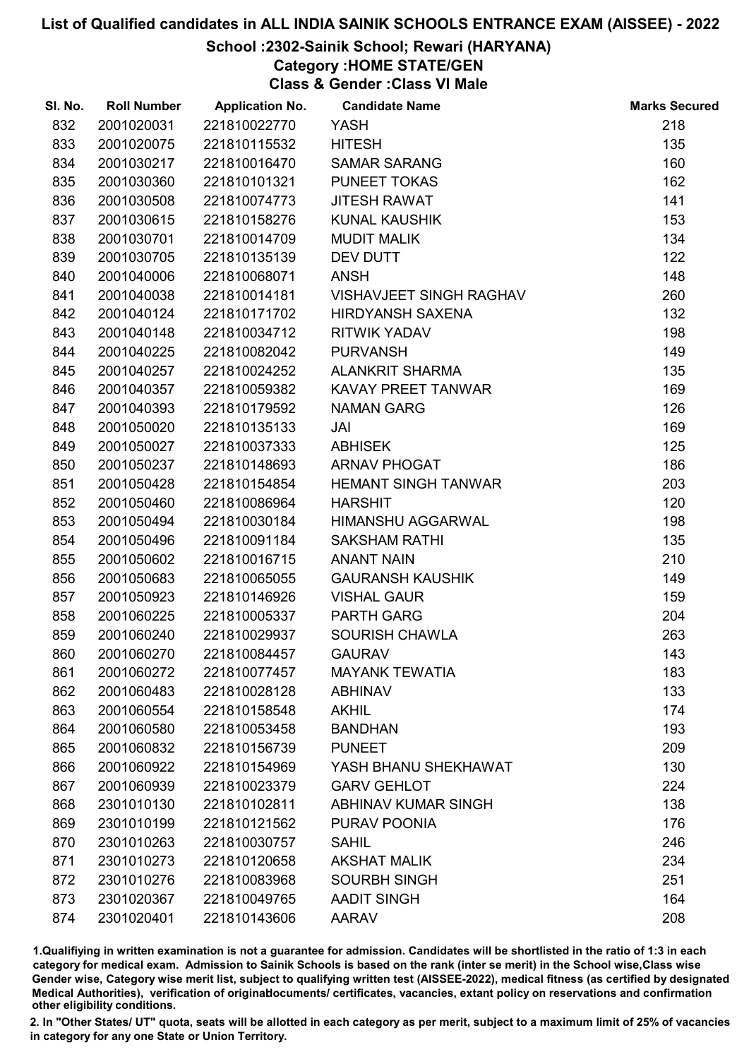# List of Qualified candidates in ALL INDIA SAINIK SCHOOLS ENTRANCE EXAM (AISSEE) - 2022

## School :2302-Sainik School; Rewari (HARYANA)

### Category :HOME STATE/GEN

### Class & Gender :Class VI Male

| Sl. No. | Roll Number | Application No. | Candidate Name | Marks Secured |
|---|---|---|---|---|
| 832 | 2001020031 | 221810022770 | YASH | 218 |
| 833 | 2001020075 | 221810115532 | HITESH | 135 |
| 834 | 2001030217 | 221810016470 | SAMAR SARANG | 160 |
| 835 | 2001030360 | 221810101321 | PUNEET TOKAS | 162 |
| 836 | 2001030508 | 221810074773 | JITESH RAWAT | 141 |
| 837 | 2001030615 | 221810158276 | KUNAL KAUSHIK | 153 |
| 838 | 2001030701 | 221810014709 | MUDIT MALIK | 134 |
| 839 | 2001030705 | 221810135139 | DEV DUTT | 122 |
| 840 | 2001040006 | 221810068071 | ANSH | 148 |
| 841 | 2001040038 | 221810014181 | VISHAVJEET SINGH RAGHAV | 260 |
| 842 | 2001040124 | 221810171702 | HIRDYANSH SAXENA | 132 |
| 843 | 2001040148 | 221810034712 | RITWIK YADAV | 198 |
| 844 | 2001040225 | 221810082042 | PURVANSH | 149 |
| 845 | 2001040257 | 221810024252 | ALANKRIT SHARMA | 135 |
| 846 | 2001040357 | 221810059382 | KAVAY PREET TANWAR | 169 |
| 847 | 2001040393 | 221810179592 | NAMAN GARG | 126 |
| 848 | 2001050020 | 221810135133 | JAI | 169 |
| 849 | 2001050027 | 221810037333 | ABHISEK | 125 |
| 850 | 2001050237 | 221810148693 | ARNAV PHOGAT | 186 |
| 851 | 2001050428 | 221810154854 | HEMANT SINGH TANWAR | 203 |
| 852 | 2001050460 | 221810086964 | HARSHIT | 120 |
| 853 | 2001050494 | 221810030184 | HIMANSHU AGGARWAL | 198 |
| 854 | 2001050496 | 221810091184 | SAKSHAM RATHI | 135 |
| 855 | 2001050602 | 221810016715 | ANANT NAIN | 210 |
| 856 | 2001050683 | 221810065055 | GAURANSH KAUSHIK | 149 |
| 857 | 2001050923 | 221810146926 | VISHAL GAUR | 159 |
| 858 | 2001060225 | 221810005337 | PARTH GARG | 204 |
| 859 | 2001060240 | 221810029937 | SOURISH CHAWLA | 263 |
| 860 | 2001060270 | 221810084457 | GAURAV | 143 |
| 861 | 2001060272 | 221810077457 | MAYANK TEWATIA | 183 |
| 862 | 2001060483 | 221810028128 | ABHINAV | 133 |
| 863 | 2001060554 | 221810158548 | AKHIL | 174 |
| 864 | 2001060580 | 221810053458 | BANDHAN | 193 |
| 865 | 2001060832 | 221810156739 | PUNEET | 209 |
| 866 | 2001060922 | 221810154969 | YASH BHANU SHEKHAWAT | 130 |
| 867 | 2001060939 | 221810023379 | GARV GEHLOT | 224 |
| 868 | 2301010130 | 221810102811 | ABHINAV KUMAR SINGH | 138 |
| 869 | 2301010199 | 221810121562 | PURAV POONIA | 176 |
| 870 | 2301010263 | 221810030757 | SAHIL | 246 |
| 871 | 2301010273 | 221810120658 | AKSHAT MALIK | 234 |
| 872 | 2301010276 | 221810083968 | SOURBH SINGH | 251 |
| 873 | 2301020367 | 221810049765 | AADIT SINGH | 164 |
| 874 | 2301020401 | 221810143606 | AARAV | 208 |

1.Qualifying in written examination is not a guarantee for admission. Candidates will be shortlisted in the ratio of 1:3 in each category for medical exam. Admission to Sainik Schools is based on the rank (inter se merit) in the School wise,Class wise Gender wise, Category wise merit list, subject to qualifying written test (AISSEE-2022), medical fitness (as certified by designated Medical Authorities), verification of originaldocuments/ certificates, vacancies, extant policy on reservations and confirmation other eligibility conditions.

2. In "Other States/ UT" quota, seats will be allotted in each category as per merit, subject to a maximum limit of 25% of vacancies in category for any one State or Union Territory.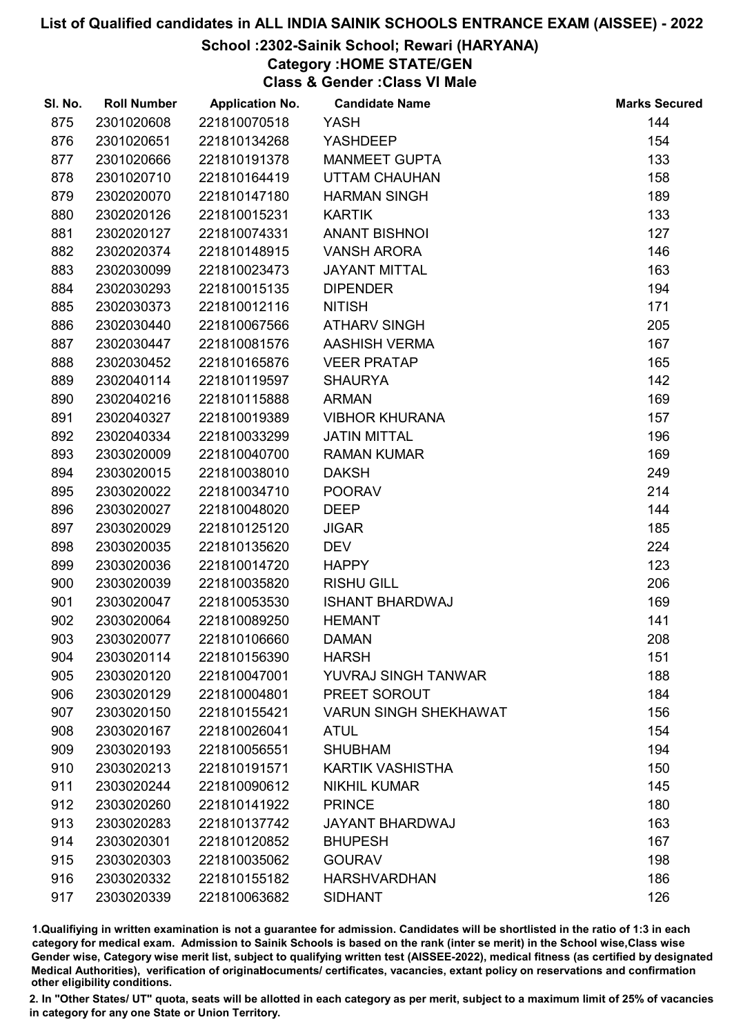# List of Qualified candidates in ALL INDIA SAINIK SCHOOLS ENTRANCE EXAM (AISSEE) - 2022

## School :2302-Sainik School; Rewari (HARYANA)

### Category :HOME STATE/GEN

### Class & Gender :Class VI Male

| Sl. No. | Roll Number | Application No. | Candidate Name | Marks Secured |
|---|---|---|---|---|
| 875 | 2301020608 | 221810070518 | YASH | 144 |
| 876 | 2301020651 | 221810134268 | YASHDEEP | 154 |
| 877 | 2301020666 | 221810191378 | MANMEET GUPTA | 133 |
| 878 | 2301020710 | 221810164419 | UTTAM CHAUHAN | 158 |
| 879 | 2302020070 | 221810147180 | HARMAN SINGH | 189 |
| 880 | 2302020126 | 221810015231 | KARTIK | 133 |
| 881 | 2302020127 | 221810074331 | ANANT BISHNOI | 127 |
| 882 | 2302020374 | 221810148915 | VANSH ARORA | 146 |
| 883 | 2302030099 | 221810023473 | JAYANT MITTAL | 163 |
| 884 | 2302030293 | 221810015135 | DIPENDER | 194 |
| 885 | 2302030373 | 221810012116 | NITISH | 171 |
| 886 | 2302030440 | 221810067566 | ATHARV SINGH | 205 |
| 887 | 2302030447 | 221810081576 | AASHISH VERMA | 167 |
| 888 | 2302030452 | 221810165876 | VEER PRATAP | 165 |
| 889 | 2302040114 | 221810119597 | SHAURYA | 142 |
| 890 | 2302040216 | 221810115888 | ARMAN | 169 |
| 891 | 2302040327 | 221810019389 | VIBHOR KHURANA | 157 |
| 892 | 2302040334 | 221810033299 | JATIN MITTAL | 196 |
| 893 | 2303020009 | 221810040700 | RAMAN KUMAR | 169 |
| 894 | 2303020015 | 221810038010 | DAKSH | 249 |
| 895 | 2303020022 | 221810034710 | POORAV | 214 |
| 896 | 2303020027 | 221810048020 | DEEP | 144 |
| 897 | 2303020029 | 221810125120 | JIGAR | 185 |
| 898 | 2303020035 | 221810135620 | DEV | 224 |
| 899 | 2303020036 | 221810014720 | HAPPY | 123 |
| 900 | 2303020039 | 221810035820 | RISHU GILL | 206 |
| 901 | 2303020047 | 221810053530 | ISHANT BHARDWAJ | 169 |
| 902 | 2303020064 | 221810089250 | HEMANT | 141 |
| 903 | 2303020077 | 221810106660 | DAMAN | 208 |
| 904 | 2303020114 | 221810156390 | HARSH | 151 |
| 905 | 2303020120 | 221810047001 | YUVRAJ SINGH TANWAR | 188 |
| 906 | 2303020129 | 221810004801 | PREET SOROUT | 184 |
| 907 | 2303020150 | 221810155421 | VARUN SINGH SHEKHAWAT | 156 |
| 908 | 2303020167 | 221810026041 | ATUL | 154 |
| 909 | 2303020193 | 221810056551 | SHUBHAM | 194 |
| 910 | 2303020213 | 221810191571 | KARTIK VASHISTHA | 150 |
| 911 | 2303020244 | 221810090612 | NIKHIL KUMAR | 145 |
| 912 | 2303020260 | 221810141922 | PRINCE | 180 |
| 913 | 2303020283 | 221810137742 | JAYANT BHARDWAJ | 163 |
| 914 | 2303020301 | 221810120852 | BHUPESH | 167 |
| 915 | 2303020303 | 221810035062 | GOURAV | 198 |
| 916 | 2303020332 | 221810155182 | HARSHVARDHAN | 186 |
| 917 | 2303020339 | 221810063682 | SIDHANT | 126 |

1.Qualifiying in written examination is not a guarantee for admission. Candidates will be shortlisted in the ratio of 1:3 in each category for medical exam. Admission to Sainik Schools is based on the rank (inter se merit) in the School wise,Class wise Gender wise, Category wise merit list, subject to qualifying written test (AISSEE-2022), medical fitness (as certified by designated Medical Authorities), verification of originaldocuments/ certificates, vacancies, extant policy on reservations and confirmation other eligibility conditions.

2. In "Other States/ UT" quota, seats will be allotted in each category as per merit, subject to a maximum limit of 25% of vacancies in category for any one State or Union Territory.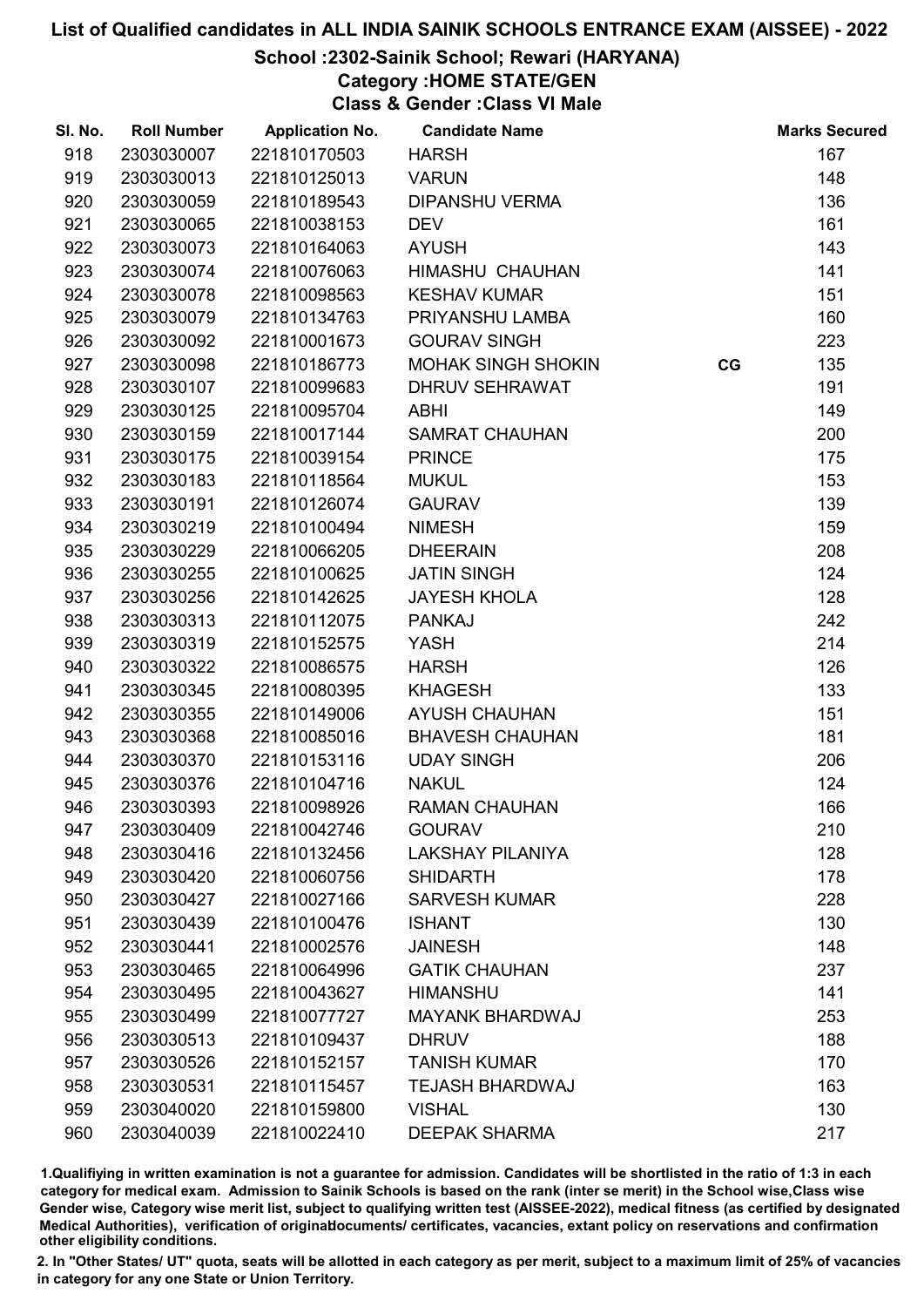# List of Qualified candidates in ALL INDIA SAINIK SCHOOLS ENTRANCE EXAM (AISSEE) - 2022

## School :2302-Sainik School; Rewari (HARYANA)

### Category :HOME STATE/GEN

### Class & Gender :Class VI Male

| Sl. No. | Roll Number | Application No. | Candidate Name | | Marks Secured |
|---|---|---|---|---|---|
| 918 | 2303030007 | 221810170503 | HARSH | | 167 |
| 919 | 2303030013 | 221810125013 | VARUN | | 148 |
| 920 | 2303030059 | 221810189543 | DIPANSHU VERMA | | 136 |
| 921 | 2303030065 | 221810038153 | DEV | | 161 |
| 922 | 2303030073 | 221810164063 | AYUSH | | 143 |
| 923 | 2303030074 | 221810076063 | HIMASHU CHAUHAN | | 141 |
| 924 | 2303030078 | 221810098563 | KESHAV KUMAR | | 151 |
| 925 | 2303030079 | 221810134763 | PRIYANSHU LAMBA | | 160 |
| 926 | 2303030092 | 221810001673 | GOURAV SINGH | | 223 |
| 927 | 2303030098 | 221810186773 | MOHAK SINGH SHOKIN | CG | 135 |
| 928 | 2303030107 | 221810099683 | DHRUV SEHRAWAT | | 191 |
| 929 | 2303030125 | 221810095704 | ABHI | | 149 |
| 930 | 2303030159 | 221810017144 | SAMRAT CHAUHAN | | 200 |
| 931 | 2303030175 | 221810039154 | PRINCE | | 175 |
| 932 | 2303030183 | 221810118564 | MUKUL | | 153 |
| 933 | 2303030191 | 221810126074 | GAURAV | | 139 |
| 934 | 2303030219 | 221810100494 | NIMESH | | 159 |
| 935 | 2303030229 | 221810066205 | DHEERAIN | | 208 |
| 936 | 2303030255 | 221810100625 | JATIN SINGH | | 124 |
| 937 | 2303030256 | 221810142625 | JAYESH KHOLA | | 128 |
| 938 | 2303030313 | 221810112075 | PANKAJ | | 242 |
| 939 | 2303030319 | 221810152575 | YASH | | 214 |
| 940 | 2303030322 | 221810086575 | HARSH | | 126 |
| 941 | 2303030345 | 221810080395 | KHAGESH | | 133 |
| 942 | 2303030355 | 221810149006 | AYUSH CHAUHAN | | 151 |
| 943 | 2303030368 | 221810085016 | BHAVESH CHAUHAN | | 181 |
| 944 | 2303030370 | 221810153116 | UDAY SINGH | | 206 |
| 945 | 2303030376 | 221810104716 | NAKUL | | 124 |
| 946 | 2303030393 | 221810098926 | RAMAN CHAUHAN | | 166 |
| 947 | 2303030409 | 221810042746 | GOURAV | | 210 |
| 948 | 2303030416 | 221810132456 | LAKSHAY PILANIYA | | 128 |
| 949 | 2303030420 | 221810060756 | SHIDARTH | | 178 |
| 950 | 2303030427 | 221810027166 | SARVESH KUMAR | | 228 |
| 951 | 2303030439 | 221810100476 | ISHANT | | 130 |
| 952 | 2303030441 | 221810002576 | JAINESH | | 148 |
| 953 | 2303030465 | 221810064996 | GATIK CHAUHAN | | 237 |
| 954 | 2303030495 | 221810043627 | HIMANSHU | | 141 |
| 955 | 2303030499 | 221810077727 | MAYANK BHARDWAJ | | 253 |
| 956 | 2303030513 | 221810109437 | DHRUV | | 188 |
| 957 | 2303030526 | 221810152157 | TANISH KUMAR | | 170 |
| 958 | 2303030531 | 221810115457 | TEJASH BHARDWAJ | | 163 |
| 959 | 2303040020 | 221810159800 | VISHAL | | 130 |
| 960 | 2303040039 | 221810022410 | DEEPAK SHARMA | | 217 |

1.Qualifying in written examination is not a guarantee for admission. Candidates will be shortlisted in the ratio of 1:3 in each category for medical exam. Admission to Sainik Schools is based on the rank (inter se merit) in the School wise,Class wise Gender wise, Category wise merit list, subject to qualifying written test (AISSEE-2022), medical fitness (as certified by designated Medical Authorities), verification of originaldocuments/ certificates, vacancies, extant policy on reservations and confirmation other eligibility conditions.

2. In "Other States/ UT" quota, seats will be allotted in each category as per merit, subject to a maximum limit of 25% of vacancies in category for any one State or Union Territory.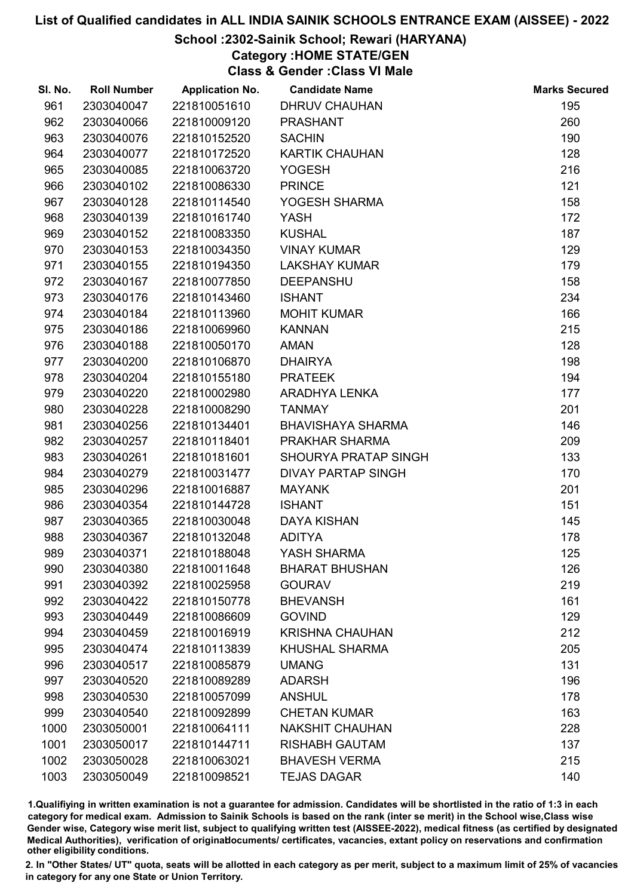# List of Qualified candidates in ALL INDIA SAINIK SCHOOLS ENTRANCE EXAM (AISSEE) - 2022

## School :2302-Sainik School; Rewari (HARYANA)

### Category :HOME STATE/GEN

### Class & Gender :Class VI Male

| Sl. No. | Roll Number | Application No. | Candidate Name | Marks Secured |
|---|---|---|---|---|
| 961 | 2303040047 | 221810051610 | DHRUV CHAUHAN | 195 |
| 962 | 2303040066 | 221810009120 | PRASHANT | 260 |
| 963 | 2303040076 | 221810152520 | SACHIN | 190 |
| 964 | 2303040077 | 221810172520 | KARTIK CHAUHAN | 128 |
| 965 | 2303040085 | 221810063720 | YOGESH | 216 |
| 966 | 2303040102 | 221810086330 | PRINCE | 121 |
| 967 | 2303040128 | 221810114540 | YOGESH SHARMA | 158 |
| 968 | 2303040139 | 221810161740 | YASH | 172 |
| 969 | 2303040152 | 221810083350 | KUSHAL | 187 |
| 970 | 2303040153 | 221810034350 | VINAY KUMAR | 129 |
| 971 | 2303040155 | 221810194350 | LAKSHAY KUMAR | 179 |
| 972 | 2303040167 | 221810077850 | DEEPANSHU | 158 |
| 973 | 2303040176 | 221810143460 | ISHANT | 234 |
| 974 | 2303040184 | 221810113960 | MOHIT KUMAR | 166 |
| 975 | 2303040186 | 221810069960 | KANNAN | 215 |
| 976 | 2303040188 | 221810050170 | AMAN | 128 |
| 977 | 2303040200 | 221810106870 | DHAIRYA | 198 |
| 978 | 2303040204 | 221810155180 | PRATEEK | 194 |
| 979 | 2303040220 | 221810002980 | ARADHYA LENKA | 177 |
| 980 | 2303040228 | 221810008290 | TANMAY | 201 |
| 981 | 2303040256 | 221810134401 | BHAVISHAYA SHARMA | 146 |
| 982 | 2303040257 | 221810118401 | PRAKHAR SHARMA | 209 |
| 983 | 2303040261 | 221810181601 | SHOURYA PRATAP SINGH | 133 |
| 984 | 2303040279 | 221810031477 | DIVAY PARTAP SINGH | 170 |
| 985 | 2303040296 | 221810016887 | MAYANK | 201 |
| 986 | 2303040354 | 221810144728 | ISHANT | 151 |
| 987 | 2303040365 | 221810030048 | DAYA KISHAN | 145 |
| 988 | 2303040367 | 221810132048 | ADITYA | 178 |
| 989 | 2303040371 | 221810188048 | YASH SHARMA | 125 |
| 990 | 2303040380 | 221810011648 | BHARAT BHUSHAN | 126 |
| 991 | 2303040392 | 221810025958 | GOURAV | 219 |
| 992 | 2303040422 | 221810150778 | BHEVANSH | 161 |
| 993 | 2303040449 | 221810086609 | GOVIND | 129 |
| 994 | 2303040459 | 221810016919 | KRISHNA CHAUHAN | 212 |
| 995 | 2303040474 | 221810113839 | KHUSHAL SHARMA | 205 |
| 996 | 2303040517 | 221810085879 | UMANG | 131 |
| 997 | 2303040520 | 221810089289 | ADARSH | 196 |
| 998 | 2303040530 | 221810057099 | ANSHUL | 178 |
| 999 | 2303040540 | 221810092899 | CHETAN KUMAR | 163 |
| 1000 | 2303050001 | 221810064111 | NAKSHIT CHAUHAN | 228 |
| 1001 | 2303050017 | 221810144711 | RISHABH GAUTAM | 137 |
| 1002 | 2303050028 | 221810063021 | BHAVESH VERMA | 215 |
| 1003 | 2303050049 | 221810098521 | TEJAS DAGAR | 140 |

1.Qualifiying in written examination is not a guarantee for admission. Candidates will be shortlisted in the ratio of 1:3 in each category for medical exam. Admission to Sainik Schools is based on the rank (inter se merit) in the School wise,Class wise Gender wise, Category wise merit list, subject to qualifying written test (AISSEE-2022), medical fitness (as certified by designated Medical Authorities), verification of originaldocuments/ certificates, vacancies, extant policy on reservations and confirmation other eligibility conditions.

2. In "Other States/ UT" quota, seats will be allotted in each category as per merit, subject to a maximum limit of 25% of vacancies in category for any one State or Union Territory.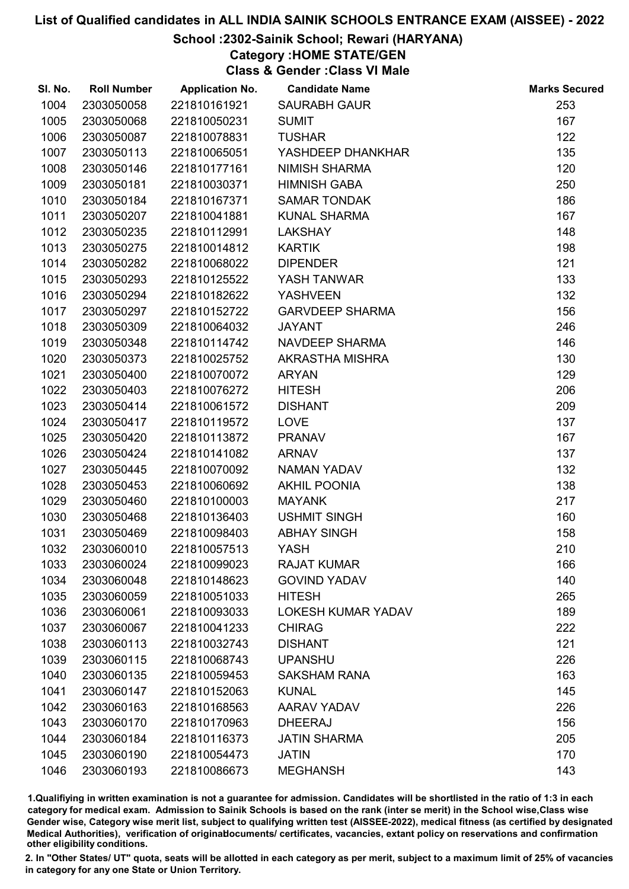# List of Qualified candidates in ALL INDIA SAINIK SCHOOLS ENTRANCE EXAM (AISSEE) - 2022

## School :2302-Sainik School; Rewari (HARYANA)

### Category :HOME STATE/GEN

### Class & Gender :Class VI Male

| Sl. No. | Roll Number | Application No. | Candidate Name | Marks Secured |
|---|---|---|---|---|
| 1004 | 2303050058 | 221810161921 | SAURABH GAUR | 253 |
| 1005 | 2303050068 | 221810050231 | SUMIT | 167 |
| 1006 | 2303050087 | 221810078831 | TUSHAR | 122 |
| 1007 | 2303050113 | 221810065051 | YASHDEEP DHANKHAR | 135 |
| 1008 | 2303050146 | 221810177161 | NIMISH SHARMA | 120 |
| 1009 | 2303050181 | 221810030371 | HIMNISH GABA | 250 |
| 1010 | 2303050184 | 221810167371 | SAMAR TONDAK | 186 |
| 1011 | 2303050207 | 221810041881 | KUNAL SHARMA | 167 |
| 1012 | 2303050235 | 221810112991 | LAKSHAY | 148 |
| 1013 | 2303050275 | 221810014812 | KARTIK | 198 |
| 1014 | 2303050282 | 221810068022 | DIPENDER | 121 |
| 1015 | 2303050293 | 221810125522 | YASH TANWAR | 133 |
| 1016 | 2303050294 | 221810182622 | YASHVEEN | 132 |
| 1017 | 2303050297 | 221810152722 | GARVDEEP SHARMA | 156 |
| 1018 | 2303050309 | 221810064032 | JAYANT | 246 |
| 1019 | 2303050348 | 221810114742 | NAVDEEP SHARMA | 146 |
| 1020 | 2303050373 | 221810025752 | AKRASTHA MISHRA | 130 |
| 1021 | 2303050400 | 221810070072 | ARYAN | 129 |
| 1022 | 2303050403 | 221810076272 | HITESH | 206 |
| 1023 | 2303050414 | 221810061572 | DISHANT | 209 |
| 1024 | 2303050417 | 221810119572 | LOVE | 137 |
| 1025 | 2303050420 | 221810113872 | PRANAV | 167 |
| 1026 | 2303050424 | 221810141082 | ARNAV | 137 |
| 1027 | 2303050445 | 221810070092 | NAMAN YADAV | 132 |
| 1028 | 2303050453 | 221810060692 | AKHIL POONIA | 138 |
| 1029 | 2303050460 | 221810100003 | MAYANK | 217 |
| 1030 | 2303050468 | 221810136403 | USHMIT SINGH | 160 |
| 1031 | 2303050469 | 221810098403 | ABHAY SINGH | 158 |
| 1032 | 2303060010 | 221810057513 | YASH | 210 |
| 1033 | 2303060024 | 221810099023 | RAJAT KUMAR | 166 |
| 1034 | 2303060048 | 221810148623 | GOVIND YADAV | 140 |
| 1035 | 2303060059 | 221810051033 | HITESH | 265 |
| 1036 | 2303060061 | 221810093033 | LOKESH KUMAR YADAV | 189 |
| 1037 | 2303060067 | 221810041233 | CHIRAG | 222 |
| 1038 | 2303060113 | 221810032743 | DISHANT | 121 |
| 1039 | 2303060115 | 221810068743 | UPANSHU | 226 |
| 1040 | 2303060135 | 221810059453 | SAKSHAM RANA | 163 |
| 1041 | 2303060147 | 221810152063 | KUNAL | 145 |
| 1042 | 2303060163 | 221810168563 | AARAV YADAV | 226 |
| 1043 | 2303060170 | 221810170963 | DHEERAJ | 156 |
| 1044 | 2303060184 | 221810116373 | JATIN SHARMA | 205 |
| 1045 | 2303060190 | 221810054473 | JATIN | 170 |
| 1046 | 2303060193 | 221810086673 | MEGHANSH | 143 |

1.Qualifiying in written examination is not a guarantee for admission. Candidates will be shortlisted in the ratio of 1:3 in each category for medical exam. Admission to Sainik Schools is based on the rank (inter se merit) in the School wise,Class wise Gender wise, Category wise merit list, subject to qualifying written test (AISSEE-2022), medical fitness (as certified by designated Medical Authorities), verification of originaldocuments/ certificates, vacancies, extant policy on reservations and confirmation other eligibility conditions.

2. In "Other States/ UT" quota, seats will be allotted in each category as per merit, subject to a maximum limit of 25% of vacancies in category for any one State or Union Territory.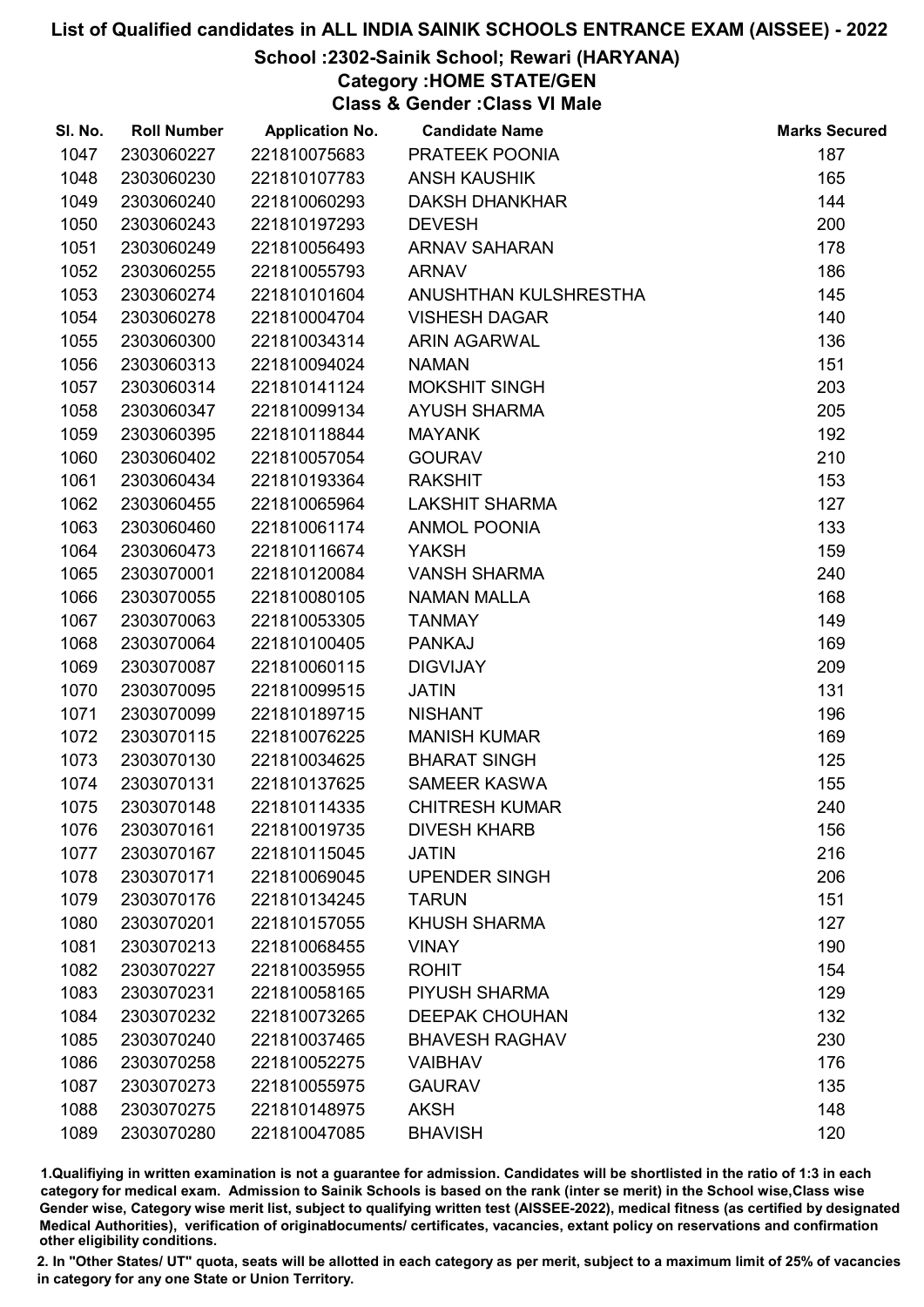# List of Qualified candidates in ALL INDIA SAINIK SCHOOLS ENTRANCE EXAM (AISSEE) - 2022

## School :2302-Sainik School; Rewari (HARYANA)

### Category :HOME STATE/GEN

### Class & Gender :Class VI Male

| Sl. No. | Roll Number | Application No. | Candidate Name | Marks Secured |
|---|---|---|---|---|
| 1047 | 2303060227 | 221810075683 | PRATEEK POONIA | 187 |
| 1048 | 2303060230 | 221810107783 | ANSH KAUSHIK | 165 |
| 1049 | 2303060240 | 221810060293 | DAKSH DHANKHAR | 144 |
| 1050 | 2303060243 | 221810197293 | DEVESH | 200 |
| 1051 | 2303060249 | 221810056493 | ARNAV SAHARAN | 178 |
| 1052 | 2303060255 | 221810055793 | ARNAV | 186 |
| 1053 | 2303060274 | 221810101604 | ANUSHTHAN KULSHRESTHA | 145 |
| 1054 | 2303060278 | 221810004704 | VISHESH DAGAR | 140 |
| 1055 | 2303060300 | 221810034314 | ARIN AGARWAL | 136 |
| 1056 | 2303060313 | 221810094024 | NAMAN | 151 |
| 1057 | 2303060314 | 221810141124 | MOKSHIT SINGH | 203 |
| 1058 | 2303060347 | 221810099134 | AYUSH SHARMA | 205 |
| 1059 | 2303060395 | 221810118844 | MAYANK | 192 |
| 1060 | 2303060402 | 221810057054 | GOURAV | 210 |
| 1061 | 2303060434 | 221810193364 | RAKSHIT | 153 |
| 1062 | 2303060455 | 221810065964 | LAKSHIT SHARMA | 127 |
| 1063 | 2303060460 | 221810061174 | ANMOL POONIA | 133 |
| 1064 | 2303060473 | 221810116674 | YAKSH | 159 |
| 1065 | 2303070001 | 221810120084 | VANSH SHARMA | 240 |
| 1066 | 2303070055 | 221810080105 | NAMAN MALLA | 168 |
| 1067 | 2303070063 | 221810053305 | TANMAY | 149 |
| 1068 | 2303070064 | 221810100405 | PANKAJ | 169 |
| 1069 | 2303070087 | 221810060115 | DIGVIJAY | 209 |
| 1070 | 2303070095 | 221810099515 | JATIN | 131 |
| 1071 | 2303070099 | 221810189715 | NISHANT | 196 |
| 1072 | 2303070115 | 221810076225 | MANISH KUMAR | 169 |
| 1073 | 2303070130 | 221810034625 | BHARAT SINGH | 125 |
| 1074 | 2303070131 | 221810137625 | SAMEER KASWA | 155 |
| 1075 | 2303070148 | 221810114335 | CHITRESH KUMAR | 240 |
| 1076 | 2303070161 | 221810019735 | DIVESH KHARB | 156 |
| 1077 | 2303070167 | 221810115045 | JATIN | 216 |
| 1078 | 2303070171 | 221810069045 | UPENDER SINGH | 206 |
| 1079 | 2303070176 | 221810134245 | TARUN | 151 |
| 1080 | 2303070201 | 221810157055 | KHUSH SHARMA | 127 |
| 1081 | 2303070213 | 221810068455 | VINAY | 190 |
| 1082 | 2303070227 | 221810035955 | ROHIT | 154 |
| 1083 | 2303070231 | 221810058165 | PIYUSH SHARMA | 129 |
| 1084 | 2303070232 | 221810073265 | DEEPAK CHOUHAN | 132 |
| 1085 | 2303070240 | 221810037465 | BHAVESH RAGHAV | 230 |
| 1086 | 2303070258 | 221810052275 | VAIBHAV | 176 |
| 1087 | 2303070273 | 221810055975 | GAURAV | 135 |
| 1088 | 2303070275 | 221810148975 | AKSH | 148 |
| 1089 | 2303070280 | 221810047085 | BHAVISH | 120 |

1.Qualifiying in written examination is not a guarantee for admission. Candidates will be shortlisted in the ratio of 1:3 in each category for medical exam. Admission to Sainik Schools is based on the rank (inter se merit) in the School wise,Class wise Gender wise, Category wise merit list, subject to qualifying written test (AISSEE-2022), medical fitness (as certified by designated Medical Authorities), verification of originaldocuments/ certificates, vacancies, extant policy on reservations and confirmation other eligibility conditions.

2. In "Other States/ UT" quota, seats will be allotted in each category as per merit, subject to a maximum limit of 25% of vacancies in category for any one State or Union Territory.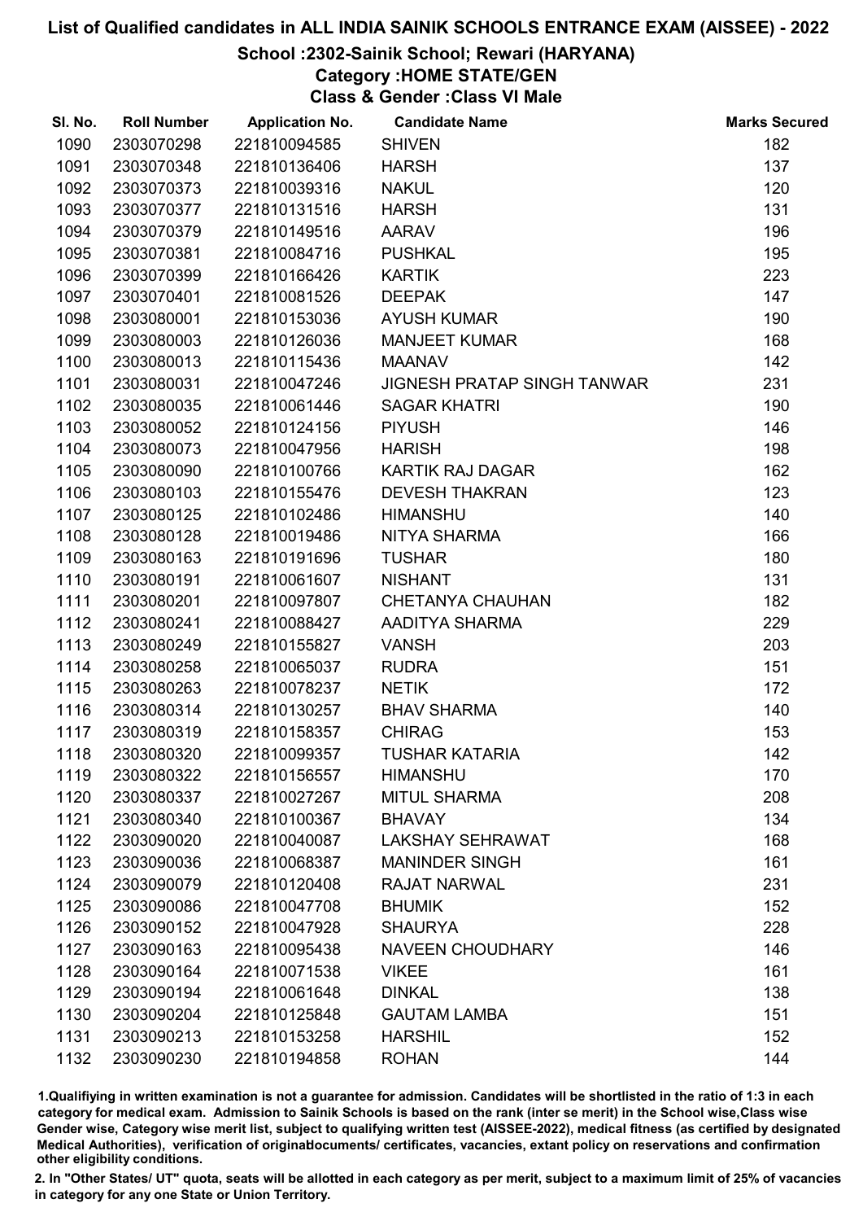# List of Qualified candidates in ALL INDIA SAINIK SCHOOLS ENTRANCE EXAM (AISSEE) - 2022

## School :2302-Sainik School; Rewari (HARYANA)

### Category :HOME STATE/GEN

### Class & Gender :Class VI Male

| Sl. No. | Roll Number | Application No. | Candidate Name | Marks Secured |
|---|---|---|---|---|
| 1090 | 2303070298 | 221810094585 | SHIVEN | 182 |
| 1091 | 2303070348 | 221810136406 | HARSH | 137 |
| 1092 | 2303070373 | 221810039316 | NAKUL | 120 |
| 1093 | 2303070377 | 221810131516 | HARSH | 131 |
| 1094 | 2303070379 | 221810149516 | AARAV | 196 |
| 1095 | 2303070381 | 221810084716 | PUSHKAL | 195 |
| 1096 | 2303070399 | 221810166426 | KARTIK | 223 |
| 1097 | 2303070401 | 221810081526 | DEEPAK | 147 |
| 1098 | 2303080001 | 221810153036 | AYUSH KUMAR | 190 |
| 1099 | 2303080003 | 221810126036 | MANJEET KUMAR | 168 |
| 1100 | 2303080013 | 221810115436 | MAANAV | 142 |
| 1101 | 2303080031 | 221810047246 | JIGNESH PRATAP SINGH TANWAR | 231 |
| 1102 | 2303080035 | 221810061446 | SAGAR KHATRI | 190 |
| 1103 | 2303080052 | 221810124156 | PIYUSH | 146 |
| 1104 | 2303080073 | 221810047956 | HARISH | 198 |
| 1105 | 2303080090 | 221810100766 | KARTIK RAJ DAGAR | 162 |
| 1106 | 2303080103 | 221810155476 | DEVESH THAKRAN | 123 |
| 1107 | 2303080125 | 221810102486 | HIMANSHU | 140 |
| 1108 | 2303080128 | 221810019486 | NITYA SHARMA | 166 |
| 1109 | 2303080163 | 221810191696 | TUSHAR | 180 |
| 1110 | 2303080191 | 221810061607 | NISHANT | 131 |
| 1111 | 2303080201 | 221810097807 | CHETANYA CHAUHAN | 182 |
| 1112 | 2303080241 | 221810088427 | AADITYA SHARMA | 229 |
| 1113 | 2303080249 | 221810155827 | VANSH | 203 |
| 1114 | 2303080258 | 221810065037 | RUDRA | 151 |
| 1115 | 2303080263 | 221810078237 | NETIK | 172 |
| 1116 | 2303080314 | 221810130257 | BHAV SHARMA | 140 |
| 1117 | 2303080319 | 221810158357 | CHIRAG | 153 |
| 1118 | 2303080320 | 221810099357 | TUSHAR KATARIA | 142 |
| 1119 | 2303080322 | 221810156557 | HIMANSHU | 170 |
| 1120 | 2303080337 | 221810027267 | MITUL SHARMA | 208 |
| 1121 | 2303080340 | 221810100367 | BHAVAY | 134 |
| 1122 | 2303090020 | 221810040087 | LAKSHAY SEHRAWAT | 168 |
| 1123 | 2303090036 | 221810068387 | MANINDER SINGH | 161 |
| 1124 | 2303090079 | 221810120408 | RAJAT NARWAL | 231 |
| 1125 | 2303090086 | 221810047708 | BHUMIK | 152 |
| 1126 | 2303090152 | 221810047928 | SHAURYA | 228 |
| 1127 | 2303090163 | 221810095438 | NAVEEN CHOUDHARY | 146 |
| 1128 | 2303090164 | 221810071538 | VIKEE | 161 |
| 1129 | 2303090194 | 221810061648 | DINKAL | 138 |
| 1130 | 2303090204 | 221810125848 | GAUTAM LAMBA | 151 |
| 1131 | 2303090213 | 221810153258 | HARSHIL | 152 |
| 1132 | 2303090230 | 221810194858 | ROHAN | 144 |

1.Qualifying in written examination is not a guarantee for admission. Candidates will be shortlisted in the ratio of 1:3 in each category for medical exam. Admission to Sainik Schools is based on the rank (inter se merit) in the School wise,Class wise Gender wise, Category wise merit list, subject to qualifying written test (AISSEE-2022), medical fitness (as certified by designated Medical Authorities), verification of originaldocuments/ certificates, vacancies, extant policy on reservations and confirmation other eligibility conditions.

2. In "Other States/ UT" quota, seats will be allotted in each category as per merit, subject to a maximum limit of 25% of vacancies in category for any one State or Union Territory.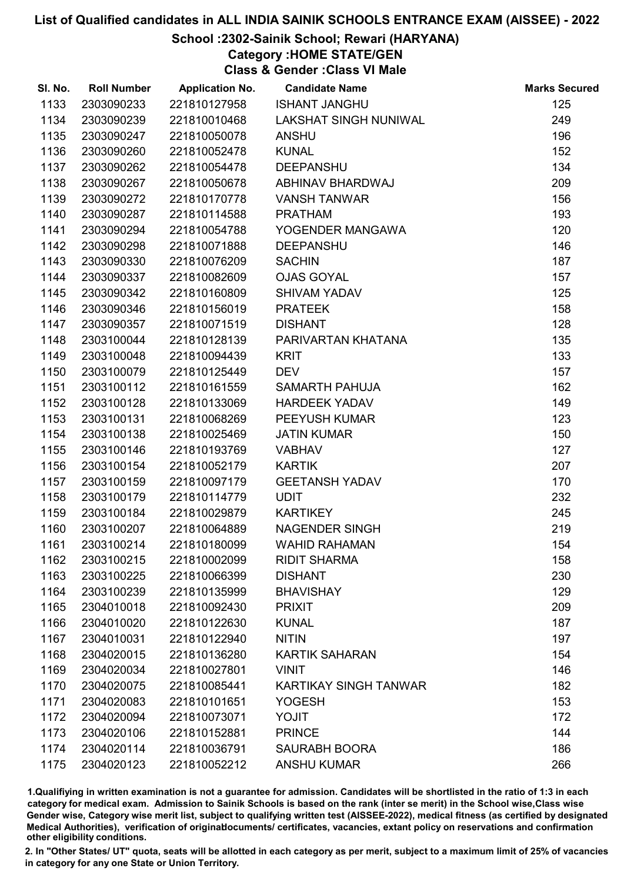# List of Qualified candidates in ALL INDIA SAINIK SCHOOLS ENTRANCE EXAM (AISSEE) - 2022

## School :2302-Sainik School; Rewari (HARYANA)

### Category :HOME STATE/GEN

### Class & Gender :Class VI Male

| Sl. No. | Roll Number | Application No. | Candidate Name | Marks Secured |
|---|---|---|---|---|
| 1133 | 2303090233 | 221810127958 | ISHANT JANGHU | 125 |
| 1134 | 2303090239 | 221810010468 | LAKSHAT SINGH NUNIWAL | 249 |
| 1135 | 2303090247 | 221810050078 | ANSHU | 196 |
| 1136 | 2303090260 | 221810052478 | KUNAL | 152 |
| 1137 | 2303090262 | 221810054478 | DEEPANSHU | 134 |
| 1138 | 2303090267 | 221810050678 | ABHINAV BHARDWAJ | 209 |
| 1139 | 2303090272 | 221810170778 | VANSH TANWAR | 156 |
| 1140 | 2303090287 | 221810114588 | PRATHAM | 193 |
| 1141 | 2303090294 | 221810054788 | YOGENDER MANGAWA | 120 |
| 1142 | 2303090298 | 221810071888 | DEEPANSHU | 146 |
| 1143 | 2303090330 | 221810076209 | SACHIN | 187 |
| 1144 | 2303090337 | 221810082609 | OJAS GOYAL | 157 |
| 1145 | 2303090342 | 221810160809 | SHIVAM YADAV | 125 |
| 1146 | 2303090346 | 221810156019 | PRATEEK | 158 |
| 1147 | 2303090357 | 221810071519 | DISHANT | 128 |
| 1148 | 2303100044 | 221810128139 | PARIVARTAN KHATANA | 135 |
| 1149 | 2303100048 | 221810094439 | KRIT | 133 |
| 1150 | 2303100079 | 221810125449 | DEV | 157 |
| 1151 | 2303100112 | 221810161559 | SAMARTH PAHUJA | 162 |
| 1152 | 2303100128 | 221810133069 | HARDEEK YADAV | 149 |
| 1153 | 2303100131 | 221810068269 | PEEYUSH KUMAR | 123 |
| 1154 | 2303100138 | 221810025469 | JATIN KUMAR | 150 |
| 1155 | 2303100146 | 221810193769 | VABHAV | 127 |
| 1156 | 2303100154 | 221810052179 | KARTIK | 207 |
| 1157 | 2303100159 | 221810097179 | GEETANSH YADAV | 170 |
| 1158 | 2303100179 | 221810114779 | UDIT | 232 |
| 1159 | 2303100184 | 221810029879 | KARTIKEY | 245 |
| 1160 | 2303100207 | 221810064889 | NAGENDER SINGH | 219 |
| 1161 | 2303100214 | 221810180099 | WAHID RAHAMAN | 154 |
| 1162 | 2303100215 | 221810002099 | RIDIT SHARMA | 158 |
| 1163 | 2303100225 | 221810066399 | DISHANT | 230 |
| 1164 | 2303100239 | 221810135999 | BHAVISHAY | 129 |
| 1165 | 2304010018 | 221810092430 | PRIXIT | 209 |
| 1166 | 2304010020 | 221810122630 | KUNAL | 187 |
| 1167 | 2304010031 | 221810122940 | NITIN | 197 |
| 1168 | 2304020015 | 221810136280 | KARTIK SAHARAN | 154 |
| 1169 | 2304020034 | 221810027801 | VINIT | 146 |
| 1170 | 2304020075 | 221810085441 | KARTIKAY SINGH TANWAR | 182 |
| 1171 | 2304020083 | 221810101651 | YOGESH | 153 |
| 1172 | 2304020094 | 221810073071 | YOJIT | 172 |
| 1173 | 2304020106 | 221810152881 | PRINCE | 144 |
| 1174 | 2304020114 | 221810036791 | SAURABH BOORA | 186 |
| 1175 | 2304020123 | 221810052212 | ANSHU KUMAR | 266 |

1.Qualifiying in written examination is not a guarantee for admission. Candidates will be shortlisted in the ratio of 1:3 in each category for medical exam. Admission to Sainik Schools is based on the rank (inter se merit) in the School wise,Class wise Gender wise, Category wise merit list, subject to qualifying written test (AISSEE-2022), medical fitness (as certified by designated Medical Authorities), verification of originaldocuments/ certificates, vacancies, extant policy on reservations and confirmation other eligibility conditions.

2. In "Other States/ UT" quota, seats will be allotted in each category as per merit, subject to a maximum limit of 25% of vacancies in category for any one State or Union Territory.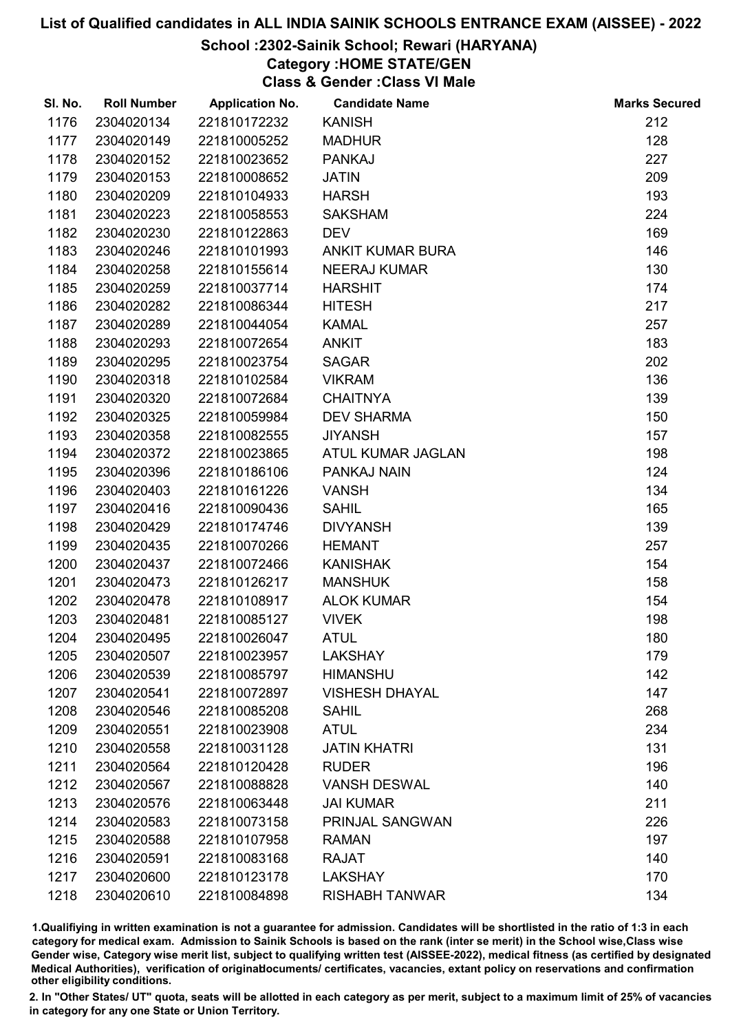# List of Qualified candidates in ALL INDIA SAINIK SCHOOLS ENTRANCE EXAM (AISSEE) - 2022

## School :2302-Sainik School; Rewari (HARYANA)

### Category :HOME STATE/GEN

### Class & Gender :Class VI Male

| Sl. No. | Roll Number | Application No. | Candidate Name | Marks Secured |
|---|---|---|---|---|
| 1176 | 2304020134 | 221810172232 | KANISH | 212 |
| 1177 | 2304020149 | 221810005252 | MADHUR | 128 |
| 1178 | 2304020152 | 221810023652 | PANKAJ | 227 |
| 1179 | 2304020153 | 221810008652 | JATIN | 209 |
| 1180 | 2304020209 | 221810104933 | HARSH | 193 |
| 1181 | 2304020223 | 221810058553 | SAKSHAM | 224 |
| 1182 | 2304020230 | 221810122863 | DEV | 169 |
| 1183 | 2304020246 | 221810101993 | ANKIT KUMAR BURA | 146 |
| 1184 | 2304020258 | 221810155614 | NEERAJ KUMAR | 130 |
| 1185 | 2304020259 | 221810037714 | HARSHIT | 174 |
| 1186 | 2304020282 | 221810086344 | HITESH | 217 |
| 1187 | 2304020289 | 221810044054 | KAMAL | 257 |
| 1188 | 2304020293 | 221810072654 | ANKIT | 183 |
| 1189 | 2304020295 | 221810023754 | SAGAR | 202 |
| 1190 | 2304020318 | 221810102584 | VIKRAM | 136 |
| 1191 | 2304020320 | 221810072684 | CHAITNYA | 139 |
| 1192 | 2304020325 | 221810059984 | DEV SHARMA | 150 |
| 1193 | 2304020358 | 221810082555 | JIYANSH | 157 |
| 1194 | 2304020372 | 221810023865 | ATUL KUMAR JAGLAN | 198 |
| 1195 | 2304020396 | 221810186106 | PANKAJ NAIN | 124 |
| 1196 | 2304020403 | 221810161226 | VANSH | 134 |
| 1197 | 2304020416 | 221810090436 | SAHIL | 165 |
| 1198 | 2304020429 | 221810174746 | DIVYANSH | 139 |
| 1199 | 2304020435 | 221810070266 | HEMANT | 257 |
| 1200 | 2304020437 | 221810072466 | KANISHAK | 154 |
| 1201 | 2304020473 | 221810126217 | MANSHUK | 158 |
| 1202 | 2304020478 | 221810108917 | ALOK KUMAR | 154 |
| 1203 | 2304020481 | 221810085127 | VIVEK | 198 |
| 1204 | 2304020495 | 221810026047 | ATUL | 180 |
| 1205 | 2304020507 | 221810023957 | LAKSHAY | 179 |
| 1206 | 2304020539 | 221810085797 | HIMANSHU | 142 |
| 1207 | 2304020541 | 221810072897 | VISHESH DHAYAL | 147 |
| 1208 | 2304020546 | 221810085208 | SAHIL | 268 |
| 1209 | 2304020551 | 221810023908 | ATUL | 234 |
| 1210 | 2304020558 | 221810031128 | JATIN KHATRI | 131 |
| 1211 | 2304020564 | 221810120428 | RUDER | 196 |
| 1212 | 2304020567 | 221810088828 | VANSH DESWAL | 140 |
| 1213 | 2304020576 | 221810063448 | JAI KUMAR | 211 |
| 1214 | 2304020583 | 221810073158 | PRINJAL SANGWAN | 226 |
| 1215 | 2304020588 | 221810107958 | RAMAN | 197 |
| 1216 | 2304020591 | 221810083168 | RAJAT | 140 |
| 1217 | 2304020600 | 221810123178 | LAKSHAY | 170 |
| 1218 | 2304020610 | 221810084898 | RISHABH TANWAR | 134 |

1.Qualifying in written examination is not a guarantee for admission. Candidates will be shortlisted in the ratio of 1:3 in each category for medical exam. Admission to Sainik Schools is based on the rank (inter se merit) in the School wise,Class wise Gender wise, Category wise merit list, subject to qualifying written test (AISSEE-2022), medical fitness (as certified by designated Medical Authorities), verification of originaldocuments/ certificates, vacancies, extant policy on reservations and confirmation other eligibility conditions.

2. In "Other States/ UT" quota, seats will be allotted in each category as per merit, subject to a maximum limit of 25% of vacancies in category for any one State or Union Territory.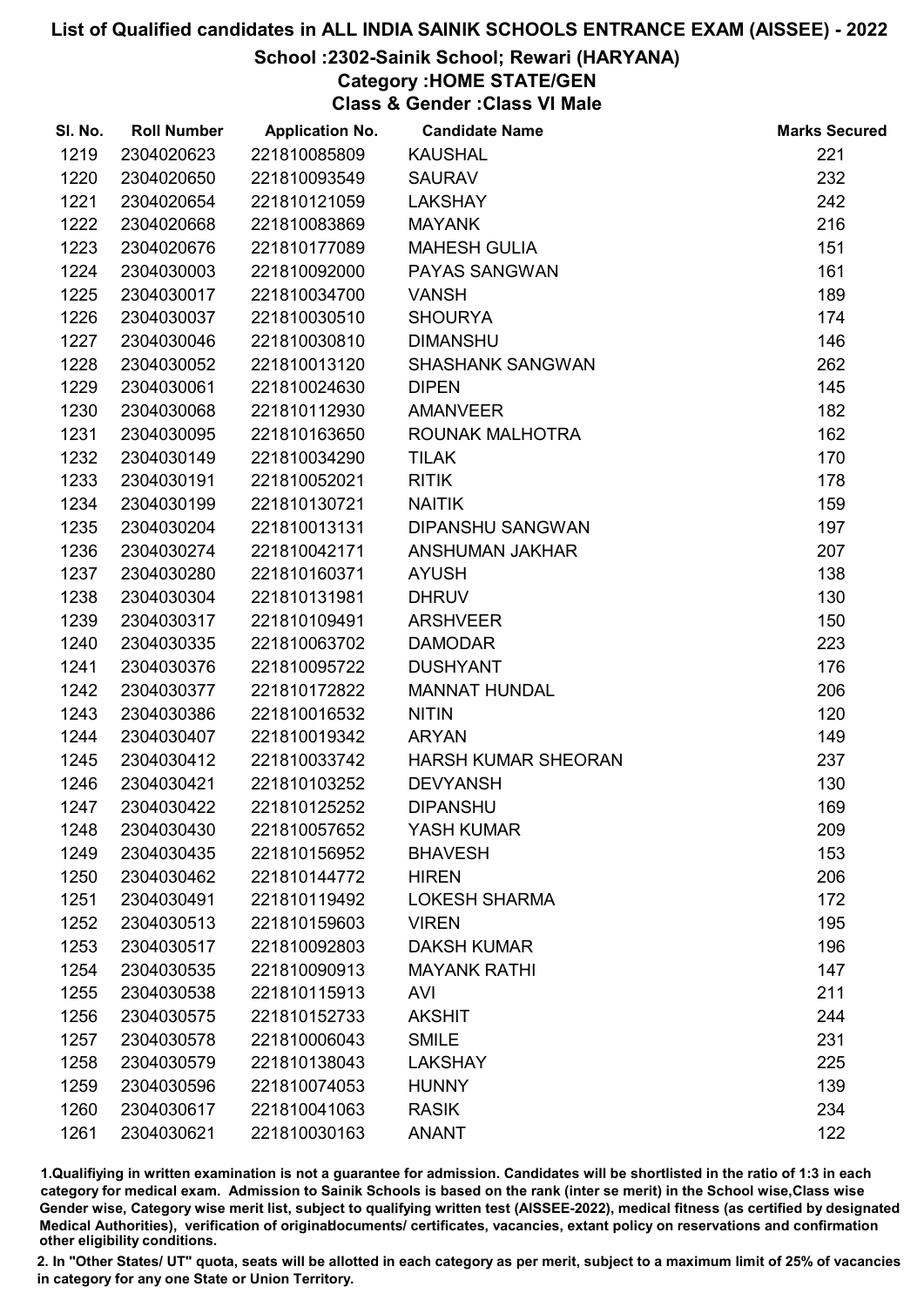# List of Qualified candidates in ALL INDIA SAINIK SCHOOLS ENTRANCE EXAM (AISSEE) - 2022

## School :2302-Sainik School; Rewari (HARYANA)

### Category :HOME STATE/GEN

### Class & Gender :Class VI Male

| Sl. No. | Roll Number | Application No. | Candidate Name | Marks Secured |
|---|---|---|---|---|
| 1219 | 2304020623 | 221810085809 | KAUSHAL | 221 |
| 1220 | 2304020650 | 221810093549 | SAURAV | 232 |
| 1221 | 2304020654 | 221810121059 | LAKSHAY | 242 |
| 1222 | 2304020668 | 221810083869 | MAYANK | 216 |
| 1223 | 2304020676 | 221810177089 | MAHESH GULIA | 151 |
| 1224 | 2304030003 | 221810092000 | PAYAS SANGWAN | 161 |
| 1225 | 2304030017 | 221810034700 | VANSH | 189 |
| 1226 | 2304030037 | 221810030510 | SHOURYA | 174 |
| 1227 | 2304030046 | 221810030810 | DIMANSHU | 146 |
| 1228 | 2304030052 | 221810013120 | SHASHANK SANGWAN | 262 |
| 1229 | 2304030061 | 221810024630 | DIPEN | 145 |
| 1230 | 2304030068 | 221810112930 | AMANVEER | 182 |
| 1231 | 2304030095 | 221810163650 | ROUNAK MALHOTRA | 162 |
| 1232 | 2304030149 | 221810034290 | TILAK | 170 |
| 1233 | 2304030191 | 221810052021 | RITIK | 178 |
| 1234 | 2304030199 | 221810130721 | NAITIK | 159 |
| 1235 | 2304030204 | 221810013131 | DIPANSHU SANGWAN | 197 |
| 1236 | 2304030274 | 221810042171 | ANSHUMAN JAKHAR | 207 |
| 1237 | 2304030280 | 221810160371 | AYUSH | 138 |
| 1238 | 2304030304 | 221810131981 | DHRUV | 130 |
| 1239 | 2304030317 | 221810109491 | ARSHVEER | 150 |
| 1240 | 2304030335 | 221810063702 | DAMODAR | 223 |
| 1241 | 2304030376 | 221810095722 | DUSHYANT | 176 |
| 1242 | 2304030377 | 221810172822 | MANNAT HUNDAL | 206 |
| 1243 | 2304030386 | 221810016532 | NITIN | 120 |
| 1244 | 2304030407 | 221810019342 | ARYAN | 149 |
| 1245 | 2304030412 | 221810033742 | HARSH KUMAR SHEORAN | 237 |
| 1246 | 2304030421 | 221810103252 | DEVYANSH | 130 |
| 1247 | 2304030422 | 221810125252 | DIPANSHU | 169 |
| 1248 | 2304030430 | 221810057652 | YASH KUMAR | 209 |
| 1249 | 2304030435 | 221810156952 | BHAVESH | 153 |
| 1250 | 2304030462 | 221810144772 | HIREN | 206 |
| 1251 | 2304030491 | 221810119492 | LOKESH SHARMA | 172 |
| 1252 | 2304030513 | 221810159603 | VIREN | 195 |
| 1253 | 2304030517 | 221810092803 | DAKSH KUMAR | 196 |
| 1254 | 2304030535 | 221810090913 | MAYANK RATHI | 147 |
| 1255 | 2304030538 | 221810115913 | AVI | 211 |
| 1256 | 2304030575 | 221810152733 | AKSHIT | 244 |
| 1257 | 2304030578 | 221810006043 | SMILE | 231 |
| 1258 | 2304030579 | 221810138043 | LAKSHAY | 225 |
| 1259 | 2304030596 | 221810074053 | HUNNY | 139 |
| 1260 | 2304030617 | 221810041063 | RASIK | 234 |
| 1261 | 2304030621 | 221810030163 | ANANT | 122 |

1.Qualifiying in written examination is not a guarantee for admission. Candidates will be shortlisted in the ratio of 1:3 in each category for medical exam. Admission to Sainik Schools is based on the rank (inter se merit) in the School wise,Class wise Gender wise, Category wise merit list, subject to qualifying written test (AISSEE-2022), medical fitness (as certified by designated Medical Authorities), verification of originaldocuments/ certificates, vacancies, extant policy on reservations and confirmation other eligibility conditions.

2. In "Other States/ UT" quota, seats will be allotted in each category as per merit, subject to a maximum limit of 25% of vacancies in category for any one State or Union Territory.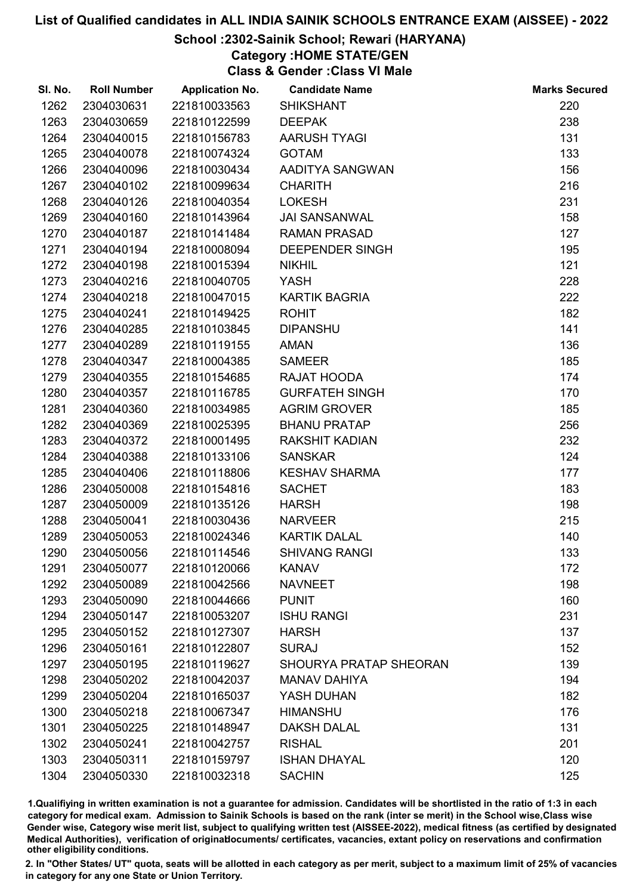# List of Qualified candidates in ALL INDIA SAINIK SCHOOLS ENTRANCE EXAM (AISSEE) - 2022

## School :2302-Sainik School; Rewari (HARYANA)

### Category :HOME STATE/GEN

### Class & Gender :Class VI Male

| Sl. No. | Roll Number | Application No. | Candidate Name | Marks Secured |
|---|---|---|---|---|
| 1262 | 2304030631 | 221810033563 | SHIKSHANT | 220 |
| 1263 | 2304030659 | 221810122599 | DEEPAK | 238 |
| 1264 | 2304040015 | 221810156783 | AARUSH TYAGI | 131 |
| 1265 | 2304040078 | 221810074324 | GOTAM | 133 |
| 1266 | 2304040096 | 221810030434 | AADITYA SANGWAN | 156 |
| 1267 | 2304040102 | 221810099634 | CHARITH | 216 |
| 1268 | 2304040126 | 221810040354 | LOKESH | 231 |
| 1269 | 2304040160 | 221810143964 | JAI SANSANWAL | 158 |
| 1270 | 2304040187 | 221810141484 | RAMAN PRASAD | 127 |
| 1271 | 2304040194 | 221810008094 | DEEPENDER SINGH | 195 |
| 1272 | 2304040198 | 221810015394 | NIKHIL | 121 |
| 1273 | 2304040216 | 221810040705 | YASH | 228 |
| 1274 | 2304040218 | 221810047015 | KARTIK BAGRIA | 222 |
| 1275 | 2304040241 | 221810149425 | ROHIT | 182 |
| 1276 | 2304040285 | 221810103845 | DIPANSHU | 141 |
| 1277 | 2304040289 | 221810119155 | AMAN | 136 |
| 1278 | 2304040347 | 221810004385 | SAMEER | 185 |
| 1279 | 2304040355 | 221810154685 | RAJAT HOODA | 174 |
| 1280 | 2304040357 | 221810116785 | GURFATEH SINGH | 170 |
| 1281 | 2304040360 | 221810034985 | AGRIM GROVER | 185 |
| 1282 | 2304040369 | 221810025395 | BHANU PRATAP | 256 |
| 1283 | 2304040372 | 221810001495 | RAKSHIT KADIAN | 232 |
| 1284 | 2304040388 | 221810133106 | SANSKAR | 124 |
| 1285 | 2304040406 | 221810118806 | KESHAV SHARMA | 177 |
| 1286 | 2304050008 | 221810154816 | SACHET | 183 |
| 1287 | 2304050009 | 221810135126 | HARSH | 198 |
| 1288 | 2304050041 | 221810030436 | NARVEER | 215 |
| 1289 | 2304050053 | 221810024346 | KARTIK DALAL | 140 |
| 1290 | 2304050056 | 221810114546 | SHIVANG RANGI | 133 |
| 1291 | 2304050077 | 221810120066 | KANAV | 172 |
| 1292 | 2304050089 | 221810042566 | NAVNEET | 198 |
| 1293 | 2304050090 | 221810044666 | PUNIT | 160 |
| 1294 | 2304050147 | 221810053207 | ISHU RANGI | 231 |
| 1295 | 2304050152 | 221810127307 | HARSH | 137 |
| 1296 | 2304050161 | 221810122807 | SURAJ | 152 |
| 1297 | 2304050195 | 221810119627 | SHOURYA PRATAP SHEORAN | 139 |
| 1298 | 2304050202 | 221810042037 | MANAV DAHIYA | 194 |
| 1299 | 2304050204 | 221810165037 | YASH DUHAN | 182 |
| 1300 | 2304050218 | 221810067347 | HIMANSHU | 176 |
| 1301 | 2304050225 | 221810148947 | DAKSH DALAL | 131 |
| 1302 | 2304050241 | 221810042757 | RISHAL | 201 |
| 1303 | 2304050311 | 221810159797 | ISHAN DHAYAL | 120 |
| 1304 | 2304050330 | 221810032318 | SACHIN | 125 |

1.Qualifiying in written examination is not a guarantee for admission. Candidates will be shortlisted in the ratio of 1:3 in each category for medical exam. Admission to Sainik Schools is based on the rank (inter se merit) in the School wise,Class wise Gender wise, Category wise merit list, subject to qualifying written test (AISSEE-2022), medical fitness (as certified by designated Medical Authorities), verification of originaldocuments/ certificates, vacancies, extant policy on reservations and confirmation other eligibility conditions.

2. In "Other States/ UT" quota, seats will be allotted in each category as per merit, subject to a maximum limit of 25% of vacancies in category for any one State or Union Territory.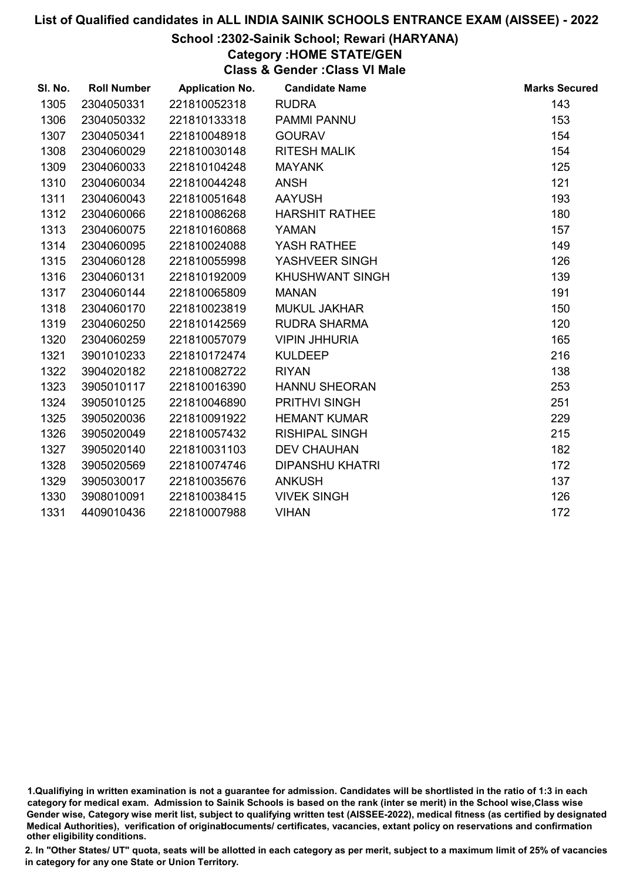# List of Qualified candidates in ALL INDIA SAINIK SCHOOLS ENTRANCE EXAM (AISSEE) - 2022

## School :2302-Sainik School; Rewari (HARYANA)

### Category :HOME STATE/GEN

### Class & Gender :Class VI Male

| Sl. No. | Roll Number | Application No. | Candidate Name | Marks Secured |
|---|---|---|---|---|
| 1305 | 2304050331 | 221810052318 | RUDRA | 143 |
| 1306 | 2304050332 | 221810133318 | PAMMI PANNU | 153 |
| 1307 | 2304050341 | 221810048918 | GOURAV | 154 |
| 1308 | 2304060029 | 221810030148 | RITESH MALIK | 154 |
| 1309 | 2304060033 | 221810104248 | MAYANK | 125 |
| 1310 | 2304060034 | 221810044248 | ANSH | 121 |
| 1311 | 2304060043 | 221810051648 | AAYUSH | 193 |
| 1312 | 2304060066 | 221810086268 | HARSHIT RATHEE | 180 |
| 1313 | 2304060075 | 221810160868 | YAMAN | 157 |
| 1314 | 2304060095 | 221810024088 | YASH RATHEE | 149 |
| 1315 | 2304060128 | 221810055998 | YASHVEER SINGH | 126 |
| 1316 | 2304060131 | 221810192009 | KHUSHWANT SINGH | 139 |
| 1317 | 2304060144 | 221810065809 | MANAN | 191 |
| 1318 | 2304060170 | 221810023819 | MUKUL JAKHAR | 150 |
| 1319 | 2304060250 | 221810142569 | RUDRA SHARMA | 120 |
| 1320 | 2304060259 | 221810057079 | VIPIN JHHURIA | 165 |
| 1321 | 3901010233 | 221810172474 | KULDEEP | 216 |
| 1322 | 3904020182 | 221810082722 | RIYAN | 138 |
| 1323 | 3905010117 | 221810016390 | HANNU SHEORAN | 253 |
| 1324 | 3905010125 | 221810046890 | PRITHVI SINGH | 251 |
| 1325 | 3905020036 | 221810091922 | HEMANT KUMAR | 229 |
| 1326 | 3905020049 | 221810057432 | RISHIPAL SINGH | 215 |
| 1327 | 3905020140 | 221810031103 | DEV CHAUHAN | 182 |
| 1328 | 3905020569 | 221810074746 | DIPANSHU KHATRI | 172 |
| 1329 | 3905030017 | 221810035676 | ANKUSH | 137 |
| 1330 | 3908010091 | 221810038415 | VIVEK SINGH | 126 |
| 1331 | 4409010436 | 221810007988 | VIHAN | 172 |

1.Qualifiying in written examination is not a guarantee for admission. Candidates will be shortlisted in the ratio of 1:3 in each category for medical exam. Admission to Sainik Schools is based on the rank (inter se merit) in the School wise,Class wise Gender wise, Category wise merit list, subject to qualifying written test (AISSEE-2022), medical fitness (as certified by designated Medical Authorities), verification of originaldocuments/ certificates, vacancies, extant policy on reservations and confirmation other eligibility conditions.

2. In "Other States/ UT" quota, seats will be allotted in each category as per merit, subject to a maximum limit of 25% of vacancies in category for any one State or Union Territory.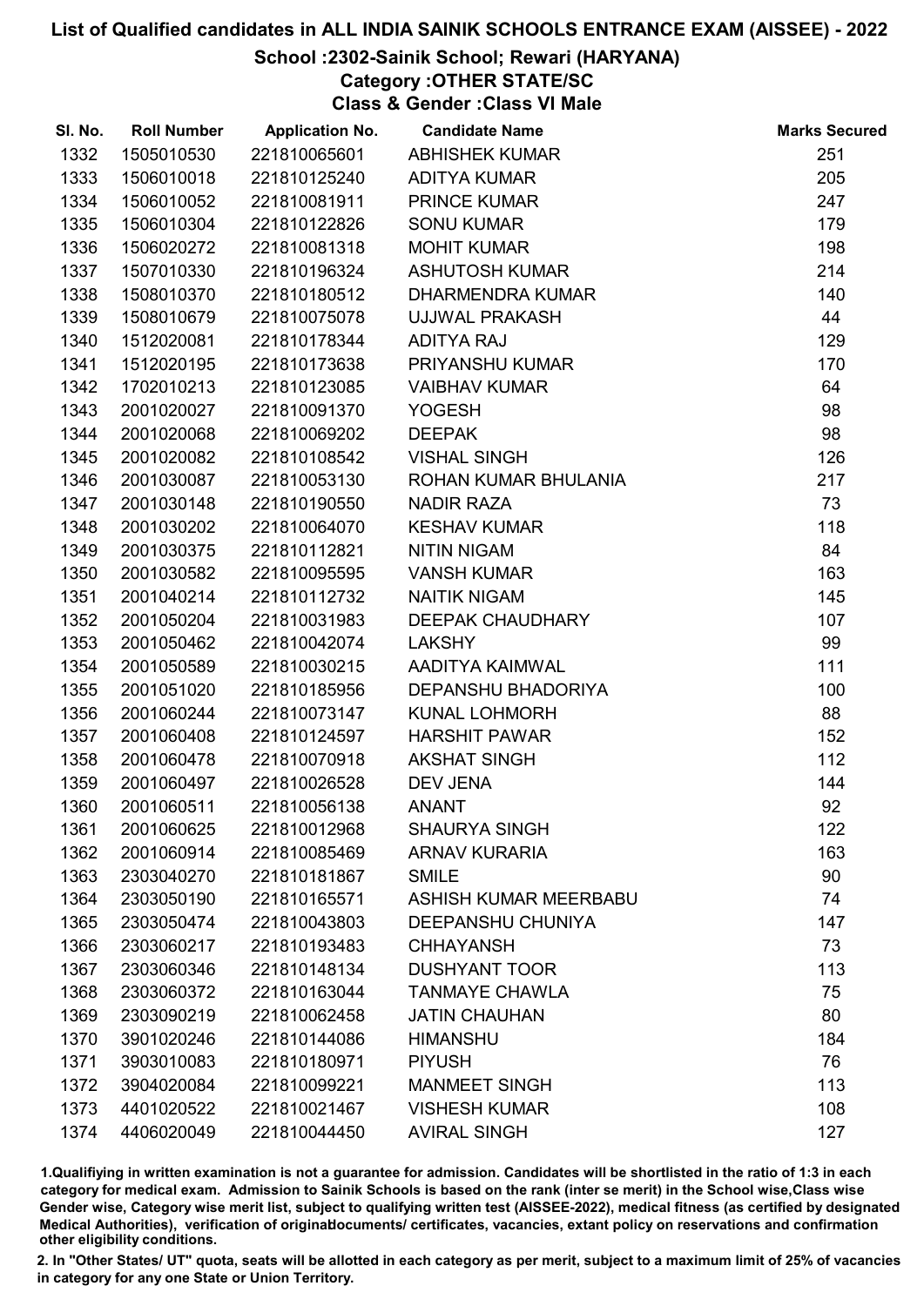# List of Qualified candidates in ALL INDIA SAINIK SCHOOLS ENTRANCE EXAM (AISSEE) - 2022

## School :2302-Sainik School; Rewari (HARYANA)

### Category :OTHER STATE/SC

### Class & Gender :Class VI Male

| Sl. No. | Roll Number | Application No. | Candidate Name | Marks Secured |
|---|---|---|---|---|
| 1332 | 1505010530 | 221810065601 | ABHISHEK KUMAR | 251 |
| 1333 | 1506010018 | 221810125240 | ADITYA KUMAR | 205 |
| 1334 | 1506010052 | 221810081911 | PRINCE KUMAR | 247 |
| 1335 | 1506010304 | 221810122826 | SONU KUMAR | 179 |
| 1336 | 1506020272 | 221810081318 | MOHIT KUMAR | 198 |
| 1337 | 1507010330 | 221810196324 | ASHUTOSH KUMAR | 214 |
| 1338 | 1508010370 | 221810180512 | DHARMENDRA KUMAR | 140 |
| 1339 | 1508010679 | 221810075078 | UJJWAL PRAKASH | 44 |
| 1340 | 1512020081 | 221810178344 | ADITYA RAJ | 129 |
| 1341 | 1512020195 | 221810173638 | PRIYANSHU KUMAR | 170 |
| 1342 | 1702010213 | 221810123085 | VAIBHAV KUMAR | 64 |
| 1343 | 2001020027 | 221810091370 | YOGESH | 98 |
| 1344 | 2001020068 | 221810069202 | DEEPAK | 98 |
| 1345 | 2001020082 | 221810108542 | VISHAL SINGH | 126 |
| 1346 | 2001030087 | 221810053130 | ROHAN KUMAR BHULANIA | 217 |
| 1347 | 2001030148 | 221810190550 | NADIR RAZA | 73 |
| 1348 | 2001030202 | 221810064070 | KESHAV KUMAR | 118 |
| 1349 | 2001030375 | 221810112821 | NITIN NIGAM | 84 |
| 1350 | 2001030582 | 221810095595 | VANSH KUMAR | 163 |
| 1351 | 2001040214 | 221810112732 | NAITIK NIGAM | 145 |
| 1352 | 2001050204 | 221810031983 | DEEPAK CHAUDHARY | 107 |
| 1353 | 2001050462 | 221810042074 | LAKSHY | 99 |
| 1354 | 2001050589 | 221810030215 | AADITYA KAIMWAL | 111 |
| 1355 | 2001051020 | 221810185956 | DEPANSHU BHADORIYA | 100 |
| 1356 | 2001060244 | 221810073147 | KUNAL LOHMORH | 88 |
| 1357 | 2001060408 | 221810124597 | HARSHIT PAWAR | 152 |
| 1358 | 2001060478 | 221810070918 | AKSHAT SINGH | 112 |
| 1359 | 2001060497 | 221810026528 | DEV JENA | 144 |
| 1360 | 2001060511 | 221810056138 | ANANT | 92 |
| 1361 | 2001060625 | 221810012968 | SHAURYA SINGH | 122 |
| 1362 | 2001060914 | 221810085469 | ARNAV KURARIA | 163 |
| 1363 | 2303040270 | 221810181867 | SMILE | 90 |
| 1364 | 2303050190 | 221810165571 | ASHISH KUMAR MEERBABU | 74 |
| 1365 | 2303050474 | 221810043803 | DEEPANSHU CHUNIYA | 147 |
| 1366 | 2303060217 | 221810193483 | CHHAYANSH | 73 |
| 1367 | 2303060346 | 221810148134 | DUSHYANT TOOR | 113 |
| 1368 | 2303060372 | 221810163044 | TANMAYE CHAWLA | 75 |
| 1369 | 2303090219 | 221810062458 | JATIN CHAUHAN | 80 |
| 1370 | 3901020246 | 221810144086 | HIMANSHU | 184 |
| 1371 | 3903010083 | 221810180971 | PIYUSH | 76 |
| 1372 | 3904020084 | 221810099221 | MANMEET SINGH | 113 |
| 1373 | 4401020522 | 221810021467 | VISHESH KUMAR | 108 |
| 1374 | 4406020049 | 221810044450 | AVIRAL SINGH | 127 |

1.Qualifiying in written examination is not a guarantee for admission. Candidates will be shortlisted in the ratio of 1:3 in each category for medical exam. Admission to Sainik Schools is based on the rank (inter se merit) in the School wise,Class wise Gender wise, Category wise merit list, subject to qualifying written test (AISSEE-2022), medical fitness (as certified by designated Medical Authorities), verification of originaldocuments/ certificates, vacancies, extant policy on reservations and confirmation other eligibility conditions.

2. In "Other States/ UT" quota, seats will be allotted in each category as per merit, subject to a maximum limit of 25% of vacancies in category for any one State or Union Territory.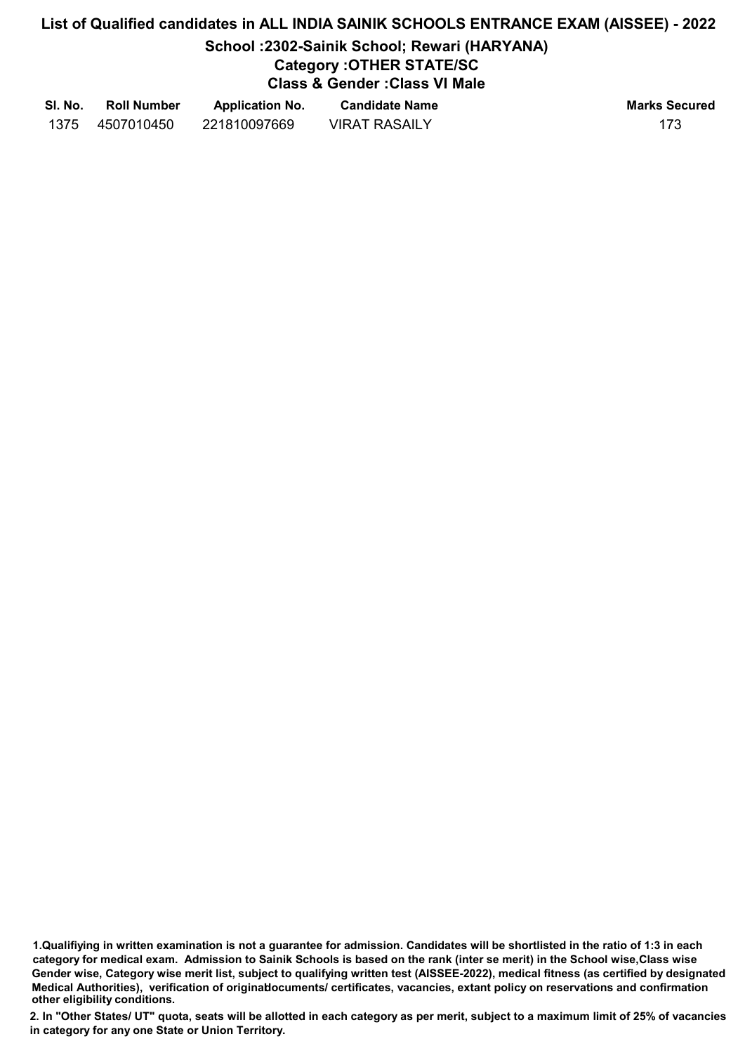# List of Qualified candidates in ALL INDIA SAINIK SCHOOLS ENTRANCE EXAM (AISSEE) - 2022

## School :2302-Sainik School; Rewari (HARYANA)

### Category :OTHER STATE/SC

### Class & Gender :Class VI Male

| Sl. No. | Roll Number | Application No. | Candidate Name | Marks Secured |
|---|---|---|---|---|
| 1375 | 4507010450 | 221810097669 | VIRAT RASAILY | 173 |

**1.Qualifiying in written examination is not a guarantee for admission. Candidates will be shortlisted in the ratio of 1:3 in each category for medical exam. Admission to Sainik Schools is based on the rank (inter se merit) in the School wise,Class wise Gender wise, Category wise merit list, subject to qualifying written test (AISSEE-2022), medical fitness (as certified by designated Medical Authorities), verification of originaldocuments/ certificates, vacancies, extant policy on reservations and confirmation other eligibility conditions.**

**2. In "Other States/ UT" quota, seats will be allotted in each category as per merit, subject to a maximum limit of 25% of vacancies in category for any one State or Union Territory.**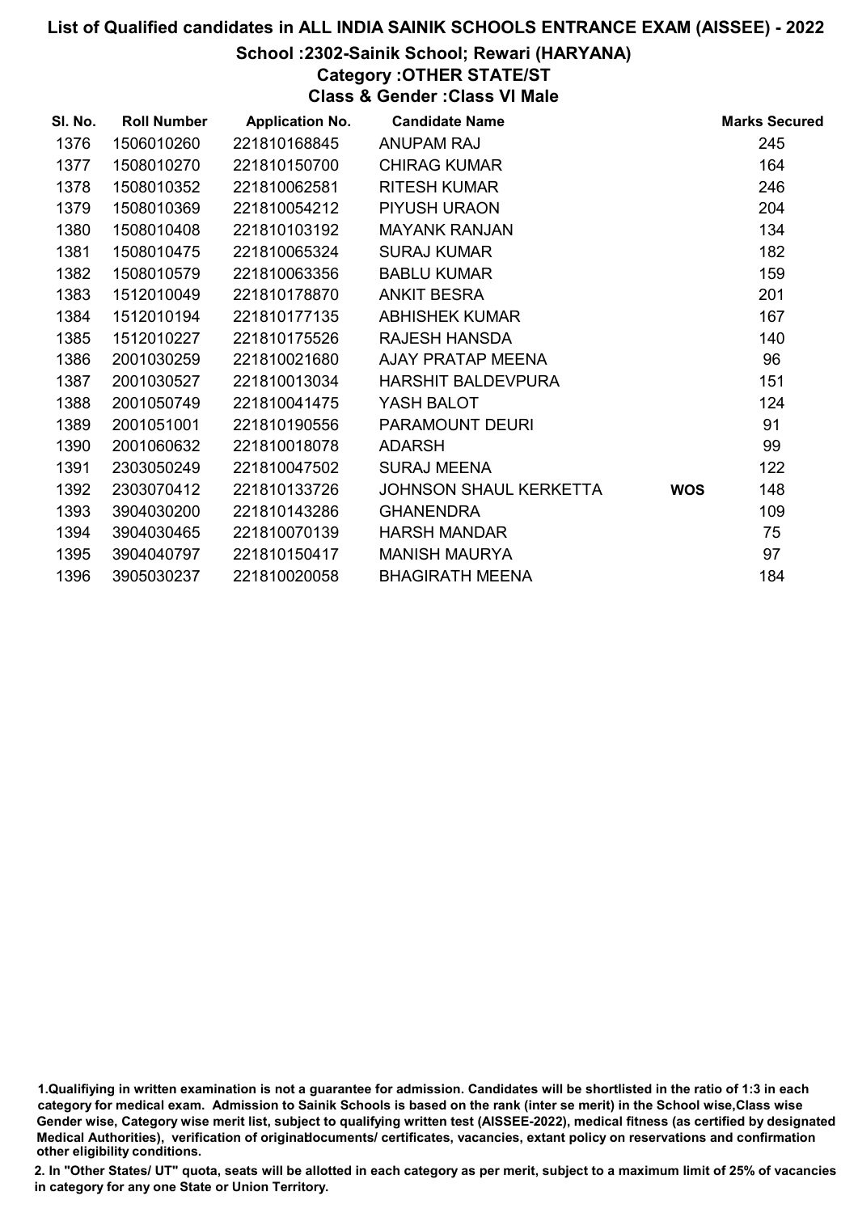# List of Qualified candidates in ALL INDIA SAINIK SCHOOLS ENTRANCE EXAM (AISSEE) - 2022

## School :2302-Sainik School; Rewari (HARYANA)

### Category :OTHER STATE/ST

### Class & Gender :Class VI Male

| Sl. No. | Roll Number | Application No. | Candidate Name | | Marks Secured |
|---|---|---|---|---|---|
| 1376 | 1506010260 | 221810168845 | ANUPAM RAJ | | 245 |
| 1377 | 1508010270 | 221810150700 | CHIRAG KUMAR | | 164 |
| 1378 | 1508010352 | 221810062581 | RITESH KUMAR | | 246 |
| 1379 | 1508010369 | 221810054212 | PIYUSH URAON | | 204 |
| 1380 | 1508010408 | 221810103192 | MAYANK RANJAN | | 134 |
| 1381 | 1508010475 | 221810065324 | SURAJ KUMAR | | 182 |
| 1382 | 1508010579 | 221810063356 | BABLU KUMAR | | 159 |
| 1383 | 1512010049 | 221810178870 | ANKIT BESRA | | 201 |
| 1384 | 1512010194 | 221810177135 | ABHISHEK KUMAR | | 167 |
| 1385 | 1512010227 | 221810175526 | RAJESH HANSDA | | 140 |
| 1386 | 2001030259 | 221810021680 | AJAY PRATAP MEENA | | 96 |
| 1387 | 2001030527 | 221810013034 | HARSHIT BALDEVPURA | | 151 |
| 1388 | 2001050749 | 221810041475 | YASH BALOT | | 124 |
| 1389 | 2001051001 | 221810190556 | PARAMOUNT DEURI | | 91 |
| 1390 | 2001060632 | 221810018078 | ADARSH | | 99 |
| 1391 | 2303050249 | 221810047502 | SURAJ MEENA | | 122 |
| 1392 | 2303070412 | 221810133726 | JOHNSON SHAUL KERKETTA | **WOS** | 148 |
| 1393 | 3904030200 | 221810143286 | GHANENDRA | | 109 |
| 1394 | 3904030465 | 221810070139 | HARSH MANDAR | | 75 |
| 1395 | 3904040797 | 221810150417 | MANISH MAURYA | | 97 |
| 1396 | 3905030237 | 221810020058 | BHAGIRATH MEENA | | 184 |

1.Qualifiying in written examination is not a guarantee for admission. Candidates will be shortlisted in the ratio of 1:3 in each category for medical exam. Admission to Sainik Schools is based on the rank (inter se merit) in the School wise,Class wise Gender wise, Category wise merit list, subject to qualifying written test (AISSEE-2022), medical fitness (as certified by designated Medical Authorities), verification of originaldocuments/ certificates, vacancies, extant policy on reservations and confirmation other eligibility conditions.

2. In "Other States/ UT" quota, seats will be allotted in each category as per merit, subject to a maximum limit of 25% of vacancies in category for any one State or Union Territory.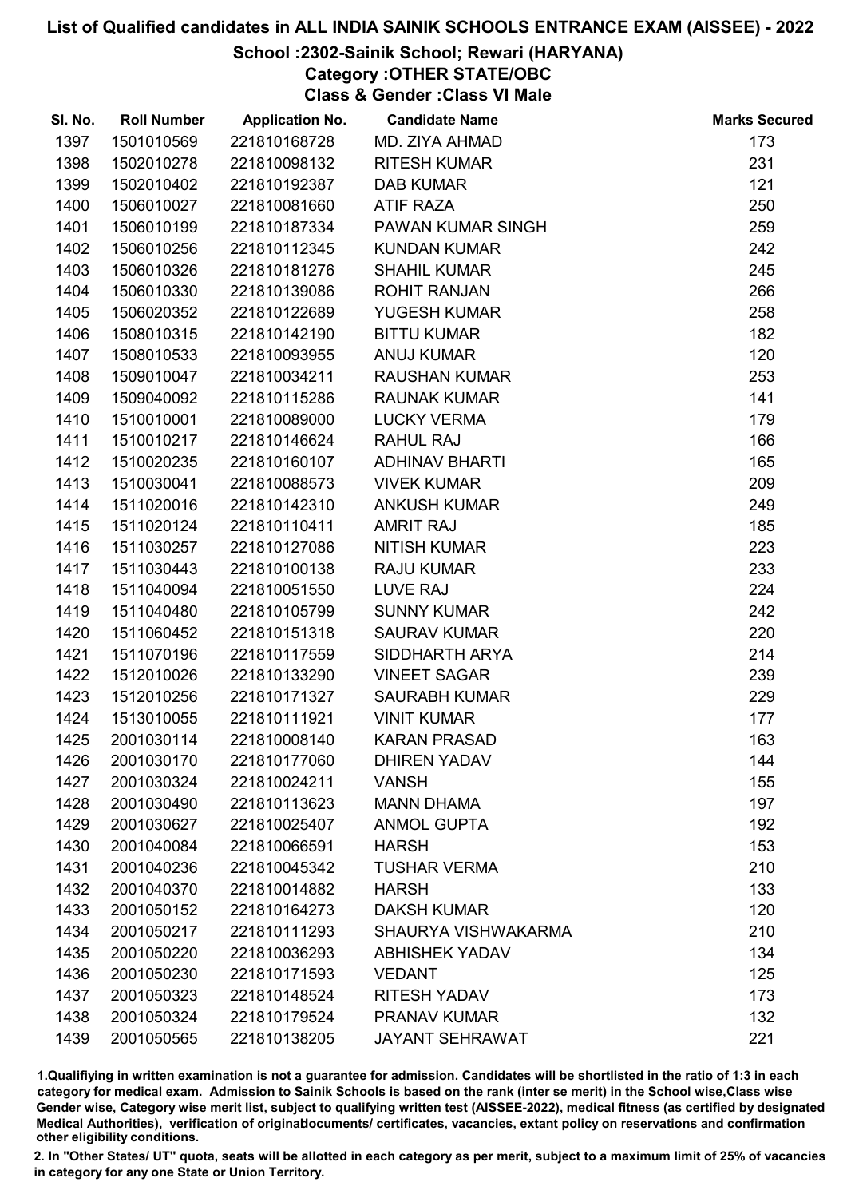# List of Qualified candidates in ALL INDIA SAINIK SCHOOLS ENTRANCE EXAM (AISSEE) - 2022

## School :2302-Sainik School; Rewari (HARYANA)

### Category :OTHER STATE/OBC

### Class & Gender :Class VI Male

| Sl. No. | Roll Number | Application No. | Candidate Name | Marks Secured |
|---|---|---|---|---|
| 1397 | 1501010569 | 221810168728 | MD. ZIYA AHMAD | 173 |
| 1398 | 1502010278 | 221810098132 | RITESH KUMAR | 231 |
| 1399 | 1502010402 | 221810192387 | DAB KUMAR | 121 |
| 1400 | 1506010027 | 221810081660 | ATIF RAZA | 250 |
| 1401 | 1506010199 | 221810187334 | PAWAN KUMAR SINGH | 259 |
| 1402 | 1506010256 | 221810112345 | KUNDAN KUMAR | 242 |
| 1403 | 1506010326 | 221810181276 | SHAHIL KUMAR | 245 |
| 1404 | 1506010330 | 221810139086 | ROHIT RANJAN | 266 |
| 1405 | 1506020352 | 221810122689 | YUGESH KUMAR | 258 |
| 1406 | 1508010315 | 221810142190 | BITTU KUMAR | 182 |
| 1407 | 1508010533 | 221810093955 | ANUJ KUMAR | 120 |
| 1408 | 1509010047 | 221810034211 | RAUSHAN KUMAR | 253 |
| 1409 | 1509040092 | 221810115286 | RAUNAK KUMAR | 141 |
| 1410 | 1510010001 | 221810089000 | LUCKY VERMA | 179 |
| 1411 | 1510010217 | 221810146624 | RAHUL RAJ | 166 |
| 1412 | 1510020235 | 221810160107 | ADHINAV BHARTI | 165 |
| 1413 | 1510030041 | 221810088573 | VIVEK KUMAR | 209 |
| 1414 | 1511020016 | 221810142310 | ANKUSH KUMAR | 249 |
| 1415 | 1511020124 | 221810110411 | AMRIT RAJ | 185 |
| 1416 | 1511030257 | 221810127086 | NITISH KUMAR | 223 |
| 1417 | 1511030443 | 221810100138 | RAJU KUMAR | 233 |
| 1418 | 1511040094 | 221810051550 | LUVE RAJ | 224 |
| 1419 | 1511040480 | 221810105799 | SUNNY KUMAR | 242 |
| 1420 | 1511060452 | 221810151318 | SAURAV KUMAR | 220 |
| 1421 | 1511070196 | 221810117559 | SIDDHARTH ARYA | 214 |
| 1422 | 1512010026 | 221810133290 | VINEET SAGAR | 239 |
| 1423 | 1512010256 | 221810171327 | SAURABH KUMAR | 229 |
| 1424 | 1513010055 | 221810111921 | VINIT KUMAR | 177 |
| 1425 | 2001030114 | 221810008140 | KARAN PRASAD | 163 |
| 1426 | 2001030170 | 221810177060 | DHIREN YADAV | 144 |
| 1427 | 2001030324 | 221810024211 | VANSH | 155 |
| 1428 | 2001030490 | 221810113623 | MANN DHAMA | 197 |
| 1429 | 2001030627 | 221810025407 | ANMOL GUPTA | 192 |
| 1430 | 2001040084 | 221810066591 | HARSH | 153 |
| 1431 | 2001040236 | 221810045342 | TUSHAR VERMA | 210 |
| 1432 | 2001040370 | 221810014882 | HARSH | 133 |
| 1433 | 2001050152 | 221810164273 | DAKSH KUMAR | 120 |
| 1434 | 2001050217 | 221810111293 | SHAURYA VISHWAKARMA | 210 |
| 1435 | 2001050220 | 221810036293 | ABHISHEK YADAV | 134 |
| 1436 | 2001050230 | 221810171593 | VEDANT | 125 |
| 1437 | 2001050323 | 221810148524 | RITESH YADAV | 173 |
| 1438 | 2001050324 | 221810179524 | PRANAV KUMAR | 132 |
| 1439 | 2001050565 | 221810138205 | JAYANT SEHRAWAT | 221 |

1.Qualifying in written examination is not a guarantee for admission. Candidates will be shortlisted in the ratio of 1:3 in each category for medical exam. Admission to Sainik Schools is based on the rank (inter se merit) in the School wise,Class wise Gender wise, Category wise merit list, subject to qualifying written test (AISSEE-2022), medical fitness (as certified by designated Medical Authorities), verification of originaldocuments/ certificates, vacancies, extant policy on reservations and confirmation other eligibility conditions.

2. In "Other States/ UT" quota, seats will be allotted in each category as per merit, subject to a maximum limit of 25% of vacancies in category for any one State or Union Territory.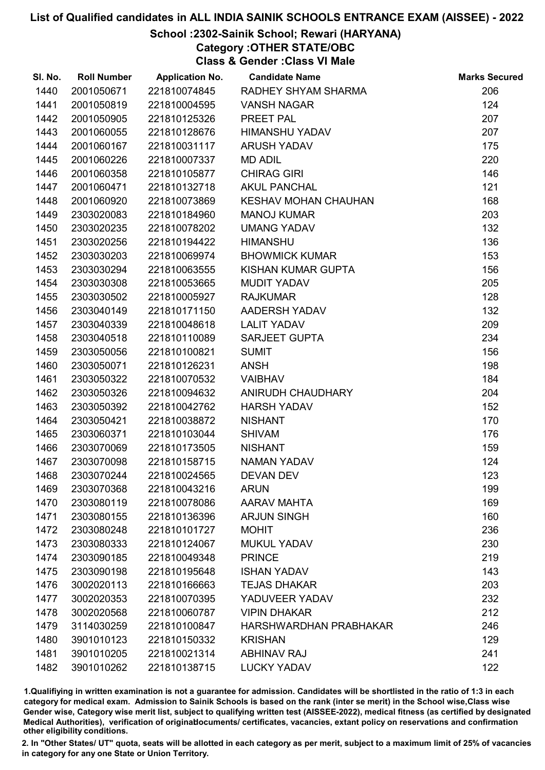# List of Qualified candidates in ALL INDIA SAINIK SCHOOLS ENTRANCE EXAM (AISSEE) - 2022

## School :2302-Sainik School; Rewari (HARYANA)

### Category :OTHER STATE/OBC

### Class & Gender :Class VI Male

| Sl. No. | Roll Number | Application No. | Candidate Name | Marks Secured |
|---|---|---|---|---|
| 1440 | 2001050671 | 221810074845 | RADHEY SHYAM SHARMA | 206 |
| 1441 | 2001050819 | 221810004595 | VANSH NAGAR | 124 |
| 1442 | 2001050905 | 221810125326 | PREET PAL | 207 |
| 1443 | 2001060055 | 221810128676 | HIMANSHU YADAV | 207 |
| 1444 | 2001060167 | 221810031117 | ARUSH YADAV | 175 |
| 1445 | 2001060226 | 221810007337 | MD ADIL | 220 |
| 1446 | 2001060358 | 221810105877 | CHIRAG GIRI | 146 |
| 1447 | 2001060471 | 221810132718 | AKUL PANCHAL | 121 |
| 1448 | 2001060920 | 221810073869 | KESHAV MOHAN CHAUHAN | 168 |
| 1449 | 2303020083 | 221810184960 | MANOJ KUMAR | 203 |
| 1450 | 2303020235 | 221810078202 | UMANG YADAV | 132 |
| 1451 | 2303020256 | 221810194422 | HIMANSHU | 136 |
| 1452 | 2303030203 | 221810069974 | BHOWMICK KUMAR | 153 |
| 1453 | 2303030294 | 221810063555 | KISHAN KUMAR GUPTA | 156 |
| 1454 | 2303030308 | 221810053665 | MUDIT YADAV | 205 |
| 1455 | 2303030502 | 221810005927 | RAJKUMAR | 128 |
| 1456 | 2303040149 | 221810171150 | AADERSH YADAV | 132 |
| 1457 | 2303040339 | 221810048618 | LALIT YADAV | 209 |
| 1458 | 2303040518 | 221810110089 | SARJEET GUPTA | 234 |
| 1459 | 2303050056 | 221810100821 | SUMIT | 156 |
| 1460 | 2303050071 | 221810126231 | ANSH | 198 |
| 1461 | 2303050322 | 221810070532 | VAIBHAV | 184 |
| 1462 | 2303050326 | 221810094632 | ANIRUDH CHAUDHARY | 204 |
| 1463 | 2303050392 | 221810042762 | HARSH YADAV | 152 |
| 1464 | 2303050421 | 221810038872 | NISHANT | 170 |
| 1465 | 2303060371 | 221810103044 | SHIVAM | 176 |
| 1466 | 2303070069 | 221810173505 | NISHANT | 159 |
| 1467 | 2303070098 | 221810158715 | NAMAN YADAV | 124 |
| 1468 | 2303070244 | 221810024565 | DEVAN DEV | 123 |
| 1469 | 2303070368 | 221810043216 | ARUN | 199 |
| 1470 | 2303080119 | 221810078086 | AARAV MAHTA | 169 |
| 1471 | 2303080155 | 221810136396 | ARJUN SINGH | 160 |
| 1472 | 2303080248 | 221810101727 | MOHIT | 236 |
| 1473 | 2303080333 | 221810124067 | MUKUL YADAV | 230 |
| 1474 | 2303090185 | 221810049348 | PRINCE | 219 |
| 1475 | 2303090198 | 221810195648 | ISHAN YADAV | 143 |
| 1476 | 3002020113 | 221810166663 | TEJAS DHAKAR | 203 |
| 1477 | 3002020353 | 221810070395 | YADUVEER YADAV | 232 |
| 1478 | 3002020568 | 221810060787 | VIPIN DHAKAR | 212 |
| 1479 | 3114030259 | 221810100847 | HARSHWARDHAN PRABHAKAR | 246 |
| 1480 | 3901010123 | 221810150332 | KRISHAN | 129 |
| 1481 | 3901010205 | 221810021314 | ABHINAV RAJ | 241 |
| 1482 | 3901010262 | 221810138715 | LUCKY YADAV | 122 |

1.Qualifiying in written examination is not a guarantee for admission. Candidates will be shortlisted in the ratio of 1:3 in each category for medical exam. Admission to Sainik Schools is based on the rank (inter se merit) in the School wise,Class wise Gender wise, Category wise merit list, subject to qualifying written test (AISSEE-2022), medical fitness (as certified by designated Medical Authorities), verification of originaldocuments/ certificates, vacancies, extant policy on reservations and confirmation other eligibility conditions.

2. In "Other States/ UT" quota, seats will be allotted in each category as per merit, subject to a maximum limit of 25% of vacancies in category for any one State or Union Territory.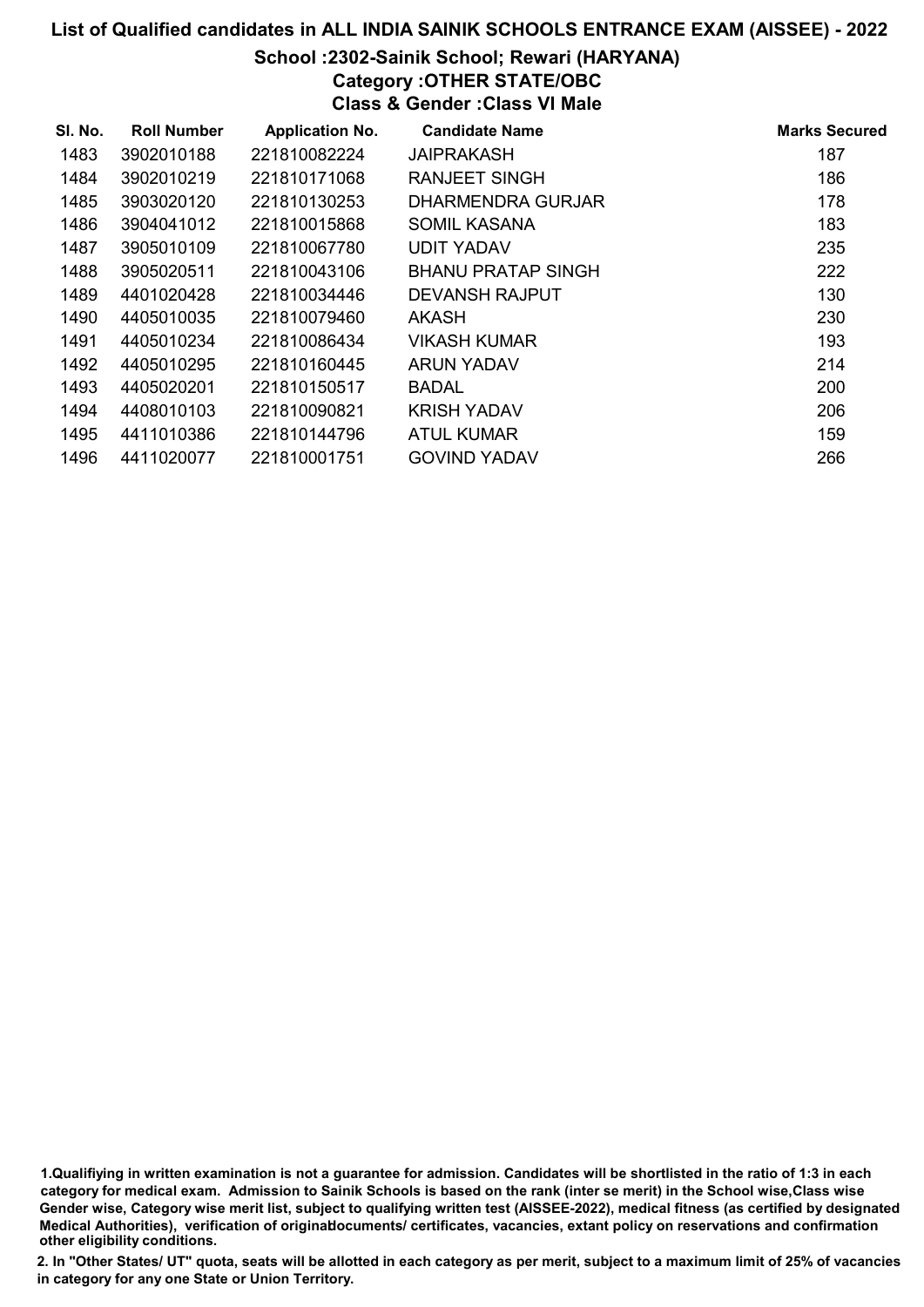# List of Qualified candidates in ALL INDIA SAINIK SCHOOLS ENTRANCE EXAM (AISSEE) - 2022

## School :2302-Sainik School; Rewari (HARYANA)

### Category :OTHER STATE/OBC

### Class & Gender :Class VI Male

| Sl. No. | Roll Number | Application No. | Candidate Name | Marks Secured |
|---|---|---|---|---|
| 1483 | 3902010188 | 221810082224 | JAIPRAKASH | 187 |
| 1484 | 3902010219 | 221810171068 | RANJEET SINGH | 186 |
| 1485 | 3903020120 | 221810130253 | DHARMENDRA GURJAR | 178 |
| 1486 | 3904041012 | 221810015868 | SOMIL KASANA | 183 |
| 1487 | 3905010109 | 221810067780 | UDIT YADAV | 235 |
| 1488 | 3905020511 | 221810043106 | BHANU PRATAP SINGH | 222 |
| 1489 | 4401020428 | 221810034446 | DEVANSH RAJPUT | 130 |
| 1490 | 4405010035 | 221810079460 | AKASH | 230 |
| 1491 | 4405010234 | 221810086434 | VIKASH KUMAR | 193 |
| 1492 | 4405010295 | 221810160445 | ARUN YADAV | 214 |
| 1493 | 4405020201 | 221810150517 | BADAL | 200 |
| 1494 | 4408010103 | 221810090821 | KRISH YADAV | 206 |
| 1495 | 4411010386 | 221810144796 | ATUL KUMAR | 159 |
| 1496 | 4411020077 | 221810001751 | GOVIND YADAV | 266 |

1.Qualifiying in written examination is not a guarantee for admission. Candidates will be shortlisted in the ratio of 1:3 in each category for medical exam. Admission to Sainik Schools is based on the rank (inter se merit) in the School wise,Class wise Gender wise, Category wise merit list, subject to qualifying written test (AISSEE-2022), medical fitness (as certified by designated Medical Authorities), verification of originaldocuments/ certificates, vacancies, extant policy on reservations and confirmation other eligibility conditions.

2. In "Other States/ UT" quota, seats will be allotted in each category as per merit, subject to a maximum limit of 25% of vacancies in category for any one State or Union Territory.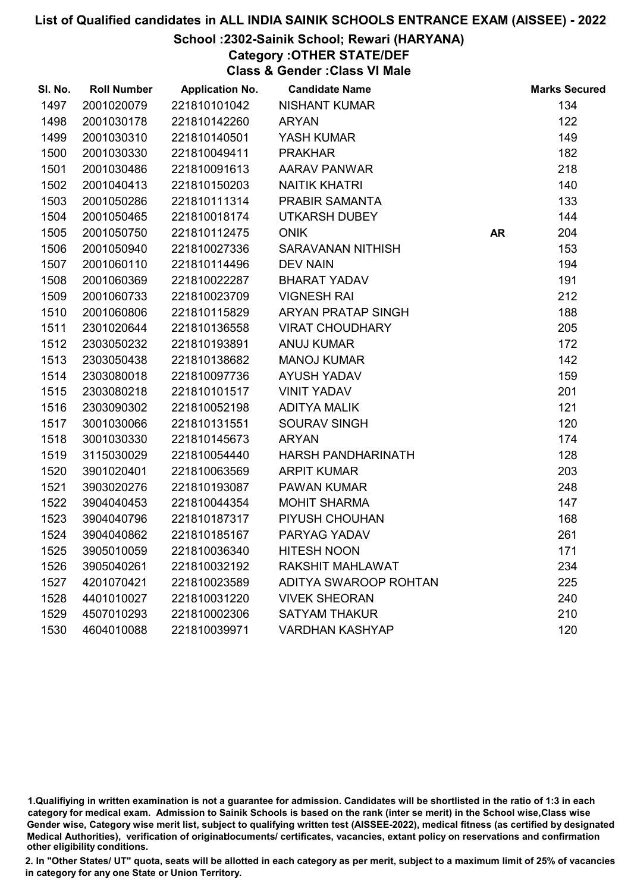# List of Qualified candidates in ALL INDIA SAINIK SCHOOLS ENTRANCE EXAM (AISSEE) - 2022

## School :2302-Sainik School; Rewari (HARYANA)

### Category :OTHER STATE/DEF

### Class & Gender :Class VI Male

| Sl. No. | Roll Number | Application No. | Candidate Name | | Marks Secured |
|---|---|---|---|---|---|
| 1497 | 2001020079 | 221810101042 | NISHANT KUMAR | | 134 |
| 1498 | 2001030178 | 221810142260 | ARYAN | | 122 |
| 1499 | 2001030310 | 221810140501 | YASH KUMAR | | 149 |
| 1500 | 2001030330 | 221810049411 | PRAKHAR | | 182 |
| 1501 | 2001030486 | 221810091613 | AARAV PANWAR | | 218 |
| 1502 | 2001040413 | 221810150203 | NAITIK KHATRI | | 140 |
| 1503 | 2001050286 | 221810111314 | PRABIR SAMANTA | | 133 |
| 1504 | 2001050465 | 221810018174 | UTKARSH DUBEY | | 144 |
| 1505 | 2001050750 | 221810112475 | ONIK | **AR** | 204 |
| 1506 | 2001050940 | 221810027336 | SARAVANAN NITHISH | | 153 |
| 1507 | 2001060110 | 221810114496 | DEV NAIN | | 194 |
| 1508 | 2001060369 | 221810022287 | BHARAT YADAV | | 191 |
| 1509 | 2001060733 | 221810023709 | VIGNESH RAI | | 212 |
| 1510 | 2001060806 | 221810115829 | ARYAN PRATAP SINGH | | 188 |
| 1511 | 2301020644 | 221810136558 | VIRAT CHOUDHARY | | 205 |
| 1512 | 2303050232 | 221810193891 | ANUJ KUMAR | | 172 |
| 1513 | 2303050438 | 221810138682 | MANOJ KUMAR | | 142 |
| 1514 | 2303080018 | 221810097736 | AYUSH YADAV | | 159 |
| 1515 | 2303080218 | 221810101517 | VINIT YADAV | | 201 |
| 1516 | 2303090302 | 221810052198 | ADITYA MALIK | | 121 |
| 1517 | 3001030066 | 221810131551 | SOURAV SINGH | | 120 |
| 1518 | 3001030330 | 221810145673 | ARYAN | | 174 |
| 1519 | 3115030029 | 221810054440 | HARSH PANDHARINATH | | 128 |
| 1520 | 3901020401 | 221810063569 | ARPIT KUMAR | | 203 |
| 1521 | 3903020276 | 221810193087 | PAWAN KUMAR | | 248 |
| 1522 | 3904040453 | 221810044354 | MOHIT SHARMA | | 147 |
| 1523 | 3904040796 | 221810187317 | PIYUSH CHOUHAN | | 168 |
| 1524 | 3904040862 | 221810185167 | PARYAG YADAV | | 261 |
| 1525 | 3905010059 | 221810036340 | HITESH NOON | | 171 |
| 1526 | 3905040261 | 221810032192 | RAKSHIT MAHLAWAT | | 234 |
| 1527 | 4201070421 | 221810023589 | ADITYA SWAROOP ROHTAN | | 225 |
| 1528 | 4401010027 | 221810031220 | VIVEK SHEORAN | | 240 |
| 1529 | 4507010293 | 221810002306 | SATYAM THAKUR | | 210 |
| 1530 | 4604010088 | 221810039971 | VARDHAN KASHYAP | | 120 |

1.Qualifiying in written examination is not a guarantee for admission. Candidates will be shortlisted in the ratio of 1:3 in each category for medical exam. Admission to Sainik Schools is based on the rank (inter se merit) in the School wise,Class wise Gender wise, Category wise merit list, subject to qualifying written test (AISSEE-2022), medical fitness (as certified by designated Medical Authorities), verification of originaldocuments/ certificates, vacancies, extant policy on reservations and confirmation other eligibility conditions.

2. In "Other States/ UT" quota, seats will be allotted in each category as per merit, subject to a maximum limit of 25% of vacancies in category for any one State or Union Territory.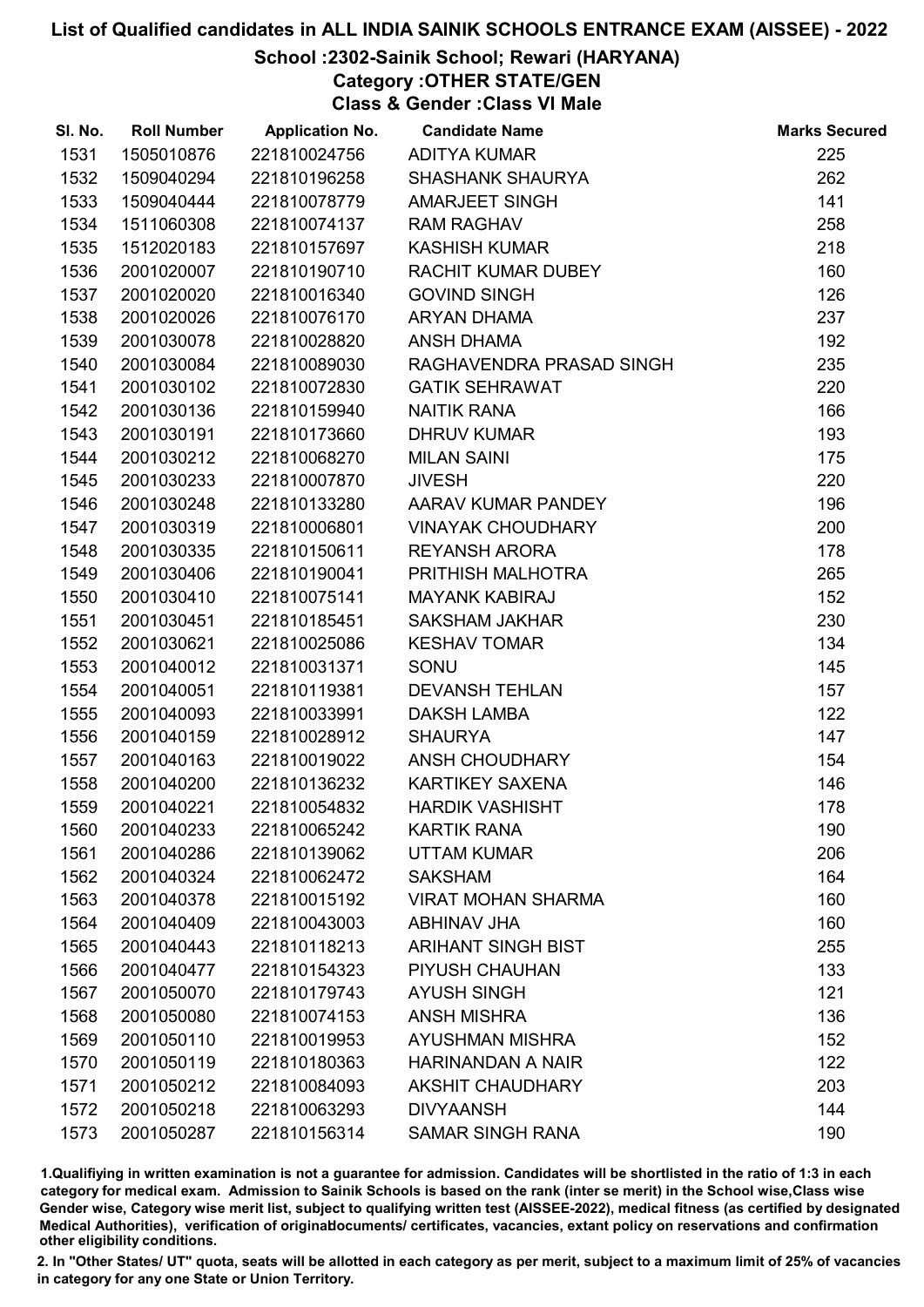# List of Qualified candidates in ALL INDIA SAINIK SCHOOLS ENTRANCE EXAM (AISSEE) - 2022

## School :2302-Sainik School; Rewari (HARYANA)

### Category :OTHER STATE/GEN

### Class & Gender :Class VI Male

| Sl. No. | Roll Number | Application No. | Candidate Name | Marks Secured |
|---|---|---|---|---|
| 1531 | 1505010876 | 221810024756 | ADITYA KUMAR | 225 |
| 1532 | 1509040294 | 221810196258 | SHASHANK SHAURYA | 262 |
| 1533 | 1509040444 | 221810078779 | AMARJEET SINGH | 141 |
| 1534 | 1511060308 | 221810074137 | RAM RAGHAV | 258 |
| 1535 | 1512020183 | 221810157697 | KASHISH KUMAR | 218 |
| 1536 | 2001020007 | 221810190710 | RACHIT KUMAR DUBEY | 160 |
| 1537 | 2001020020 | 221810016340 | GOVIND SINGH | 126 |
| 1538 | 2001020026 | 221810076170 | ARYAN DHAMA | 237 |
| 1539 | 2001030078 | 221810028820 | ANSH DHAMA | 192 |
| 1540 | 2001030084 | 221810089030 | RAGHAVENDRA PRASAD SINGH | 235 |
| 1541 | 2001030102 | 221810072830 | GATIK SEHRAWAT | 220 |
| 1542 | 2001030136 | 221810159940 | NAITIK RANA | 166 |
| 1543 | 2001030191 | 221810173660 | DHRUV KUMAR | 193 |
| 1544 | 2001030212 | 221810068270 | MILAN SAINI | 175 |
| 1545 | 2001030233 | 221810007870 | JIVESH | 220 |
| 1546 | 2001030248 | 221810133280 | AARAV KUMAR PANDEY | 196 |
| 1547 | 2001030319 | 221810006801 | VINAYAK CHOUDHARY | 200 |
| 1548 | 2001030335 | 221810150611 | REYANSH ARORA | 178 |
| 1549 | 2001030406 | 221810190041 | PRITHISH MALHOTRA | 265 |
| 1550 | 2001030410 | 221810075141 | MAYANK KABIRAJ | 152 |
| 1551 | 2001030451 | 221810185451 | SAKSHAM JAKHAR | 230 |
| 1552 | 2001030621 | 221810025086 | KESHAV TOMAR | 134 |
| 1553 | 2001040012 | 221810031371 | SONU | 145 |
| 1554 | 2001040051 | 221810119381 | DEVANSH TEHLAN | 157 |
| 1555 | 2001040093 | 221810033991 | DAKSH LAMBA | 122 |
| 1556 | 2001040159 | 221810028912 | SHAURYA | 147 |
| 1557 | 2001040163 | 221810019022 | ANSH CHOUDHARY | 154 |
| 1558 | 2001040200 | 221810136232 | KARTIKEY SAXENA | 146 |
| 1559 | 2001040221 | 221810054832 | HARDIK VASHISHT | 178 |
| 1560 | 2001040233 | 221810065242 | KARTIK RANA | 190 |
| 1561 | 2001040286 | 221810139062 | UTTAM KUMAR | 206 |
| 1562 | 2001040324 | 221810062472 | SAKSHAM | 164 |
| 1563 | 2001040378 | 221810015192 | VIRAT MOHAN SHARMA | 160 |
| 1564 | 2001040409 | 221810043003 | ABHINAV JHA | 160 |
| 1565 | 2001040443 | 221810118213 | ARIHANT SINGH BIST | 255 |
| 1566 | 2001040477 | 221810154323 | PIYUSH CHAUHAN | 133 |
| 1567 | 2001050070 | 221810179743 | AYUSH SINGH | 121 |
| 1568 | 2001050080 | 221810074153 | ANSH MISHRA | 136 |
| 1569 | 2001050110 | 221810019953 | AYUSHMAN MISHRA | 152 |
| 1570 | 2001050119 | 221810180363 | HARINANDAN A NAIR | 122 |
| 1571 | 2001050212 | 221810084093 | AKSHIT CHAUDHARY | 203 |
| 1572 | 2001050218 | 221810063293 | DIVYAANSH | 144 |
| 1573 | 2001050287 | 221810156314 | SAMAR SINGH RANA | 190 |

1.Qualifiying in written examination is not a guarantee for admission. Candidates will be shortlisted in the ratio of 1:3 in each category for medical exam. Admission to Sainik Schools is based on the rank (inter se merit) in the School wise,Class wise Gender wise, Category wise merit list, subject to qualifying written test (AISSEE-2022), medical fitness (as certified by designated Medical Authorities), verification of originaldocuments/ certificates, vacancies, extant policy on reservations and confirmation other eligibility conditions.

2. In "Other States/ UT" quota, seats will be allotted in each category as per merit, subject to a maximum limit of 25% of vacancies in category for any one State or Union Territory.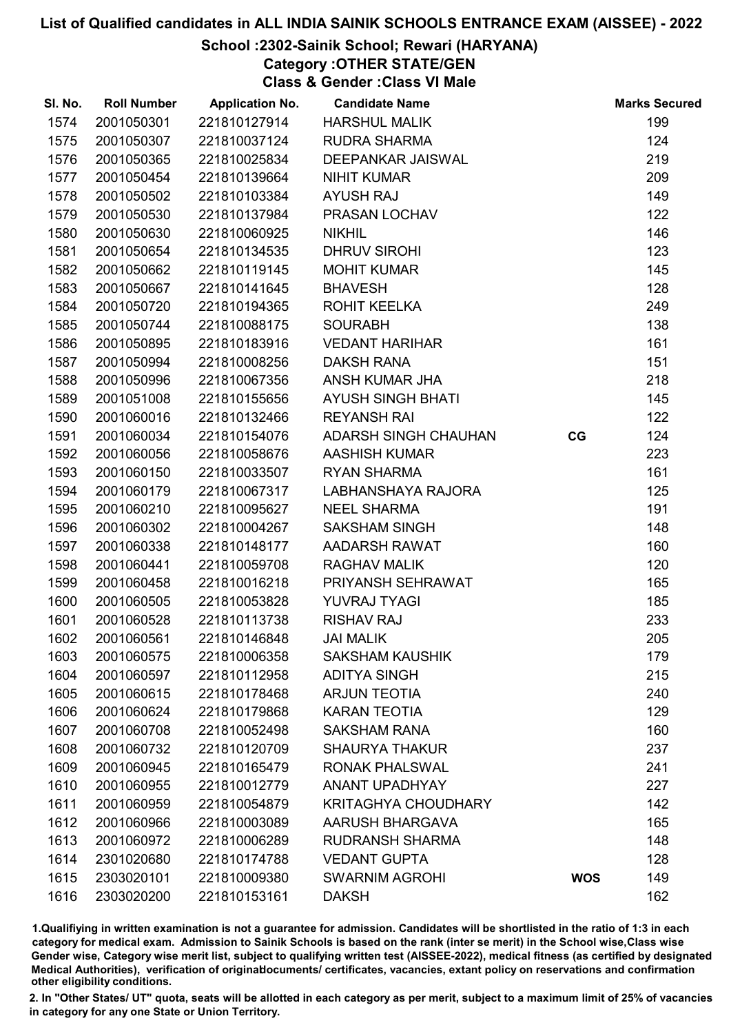# List of Qualified candidates in ALL INDIA SAINIK SCHOOLS ENTRANCE EXAM (AISSEE) - 2022

## School :2302-Sainik School; Rewari (HARYANA)

### Category :OTHER STATE/GEN

### Class & Gender :Class VI Male

| Sl. No. | Roll Number | Application No. | Candidate Name | | Marks Secured |
|---|---|---|---|---|---|
| 1574 | 2001050301 | 221810127914 | HARSHUL MALIK | | 199 |
| 1575 | 2001050307 | 221810037124 | RUDRA SHARMA | | 124 |
| 1576 | 2001050365 | 221810025834 | DEEPANKAR JAISWAL | | 219 |
| 1577 | 2001050454 | 221810139664 | NIHIT KUMAR | | 209 |
| 1578 | 2001050502 | 221810103384 | AYUSH RAJ | | 149 |
| 1579 | 2001050530 | 221810137984 | PRASAN LOCHAV | | 122 |
| 1580 | 2001050630 | 221810060925 | NIKHIL | | 146 |
| 1581 | 2001050654 | 221810134535 | DHRUV SIROHI | | 123 |
| 1582 | 2001050662 | 221810119145 | MOHIT KUMAR | | 145 |
| 1583 | 2001050667 | 221810141645 | BHAVESH | | 128 |
| 1584 | 2001050720 | 221810194365 | ROHIT KEELKA | | 249 |
| 1585 | 2001050744 | 221810088175 | SOURABH | | 138 |
| 1586 | 2001050895 | 221810183916 | VEDANT HARIHAR | | 161 |
| 1587 | 2001050994 | 221810008256 | DAKSH RANA | | 151 |
| 1588 | 2001050996 | 221810067356 | ANSH KUMAR JHA | | 218 |
| 1589 | 2001051008 | 221810155656 | AYUSH SINGH BHATI | | 145 |
| 1590 | 2001060016 | 221810132466 | REYANSH RAI | | 122 |
| 1591 | 2001060034 | 221810154076 | ADARSH SINGH CHAUHAN | CG | 124 |
| 1592 | 2001060056 | 221810058676 | AASHISH KUMAR | | 223 |
| 1593 | 2001060150 | 221810033507 | RYAN SHARMA | | 161 |
| 1594 | 2001060179 | 221810067317 | LABHANSHAYA RAJORA | | 125 |
| 1595 | 2001060210 | 221810095627 | NEEL SHARMA | | 191 |
| 1596 | 2001060302 | 221810004267 | SAKSHAM SINGH | | 148 |
| 1597 | 2001060338 | 221810148177 | AADARSH RAWAT | | 160 |
| 1598 | 2001060441 | 221810059708 | RAGHAV MALIK | | 120 |
| 1599 | 2001060458 | 221810016218 | PRIYANSH SEHRAWAT | | 165 |
| 1600 | 2001060505 | 221810053828 | YUVRAJ TYAGI | | 185 |
| 1601 | 2001060528 | 221810113738 | RISHAV RAJ | | 233 |
| 1602 | 2001060561 | 221810146848 | JAI MALIK | | 205 |
| 1603 | 2001060575 | 221810006358 | SAKSHAM KAUSHIK | | 179 |
| 1604 | 2001060597 | 221810112958 | ADITYA SINGH | | 215 |
| 1605 | 2001060615 | 221810178468 | ARJUN TEOTIA | | 240 |
| 1606 | 2001060624 | 221810179868 | KARAN TEOTIA | | 129 |
| 1607 | 2001060708 | 221810052498 | SAKSHAM RANA | | 160 |
| 1608 | 2001060732 | 221810120709 | SHAURYA THAKUR | | 237 |
| 1609 | 2001060945 | 221810165479 | RONAK PHALSWAL | | 241 |
| 1610 | 2001060955 | 221810012779 | ANANT UPADHYAY | | 227 |
| 1611 | 2001060959 | 221810054879 | KRITAGHYA CHOUDHARY | | 142 |
| 1612 | 2001060966 | 221810003089 | AARUSH BHARGAVA | | 165 |
| 1613 | 2001060972 | 221810006289 | RUDRANSH SHARMA | | 148 |
| 1614 | 2301020680 | 221810174788 | VEDANT GUPTA | | 128 |
| 1615 | 2303020101 | 221810009380 | SWARNIM AGROHI | WOS | 149 |
| 1616 | 2303020200 | 221810153161 | DAKSH | | 162 |

1.Qualifiying in written examination is not a guarantee for admission. Candidates will be shortlisted in the ratio of 1:3 in each category for medical exam. Admission to Sainik Schools is based on the rank (inter se merit) in the School wise,Class wise Gender wise, Category wise merit list, subject to qualifying written test (AISSEE-2022), medical fitness (as certified by designated Medical Authorities), verification of originaldocuments/ certificates, vacancies, extant policy on reservations and confirmation other eligibility conditions.

2. In "Other States/ UT" quota, seats will be allotted in each category as per merit, subject to a maximum limit of 25% of vacancies in category for any one State or Union Territory.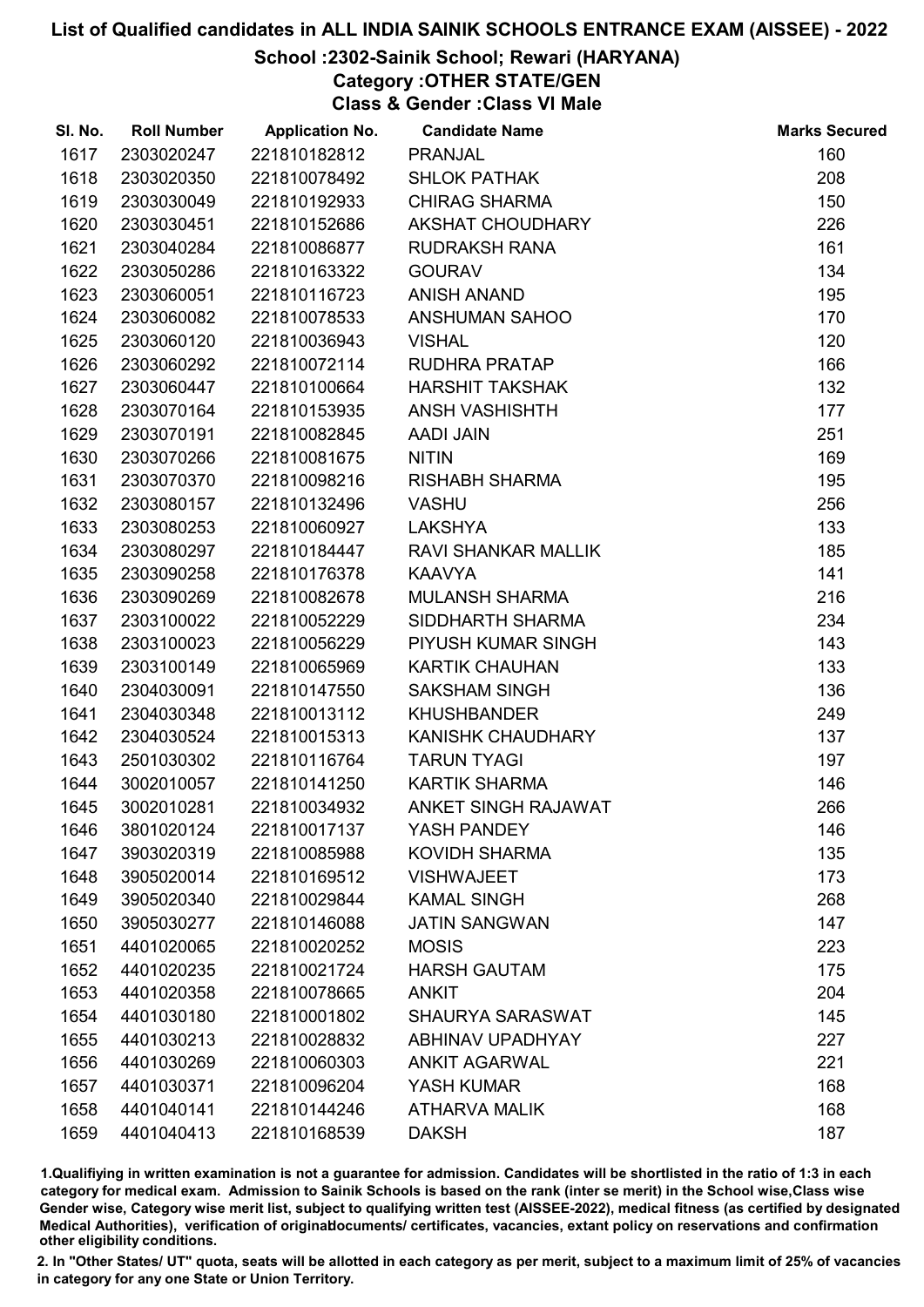# List of Qualified candidates in ALL INDIA SAINIK SCHOOLS ENTRANCE EXAM (AISSEE) - 2022

## School :2302-Sainik School; Rewari (HARYANA)

### Category :OTHER STATE/GEN

### Class & Gender :Class VI Male

| Sl. No. | Roll Number | Application No. | Candidate Name | Marks Secured |
|---|---|---|---|---|
| 1617 | 2303020247 | 221810182812 | PRANJAL | 160 |
| 1618 | 2303020350 | 221810078492 | SHLOK PATHAK | 208 |
| 1619 | 2303030049 | 221810192933 | CHIRAG SHARMA | 150 |
| 1620 | 2303030451 | 221810152686 | AKSHAT CHOUDHARY | 226 |
| 1621 | 2303040284 | 221810086877 | RUDRAKSH RANA | 161 |
| 1622 | 2303050286 | 221810163322 | GOURAV | 134 |
| 1623 | 2303060051 | 221810116723 | ANISH ANAND | 195 |
| 1624 | 2303060082 | 221810078533 | ANSHUMAN SAHOO | 170 |
| 1625 | 2303060120 | 221810036943 | VISHAL | 120 |
| 1626 | 2303060292 | 221810072114 | RUDHRA PRATAP | 166 |
| 1627 | 2303060447 | 221810100664 | HARSHIT TAKSHAK | 132 |
| 1628 | 2303070164 | 221810153935 | ANSH VASHISHTH | 177 |
| 1629 | 2303070191 | 221810082845 | AADI JAIN | 251 |
| 1630 | 2303070266 | 221810081675 | NITIN | 169 |
| 1631 | 2303070370 | 221810098216 | RISHABH SHARMA | 195 |
| 1632 | 2303080157 | 221810132496 | VASHU | 256 |
| 1633 | 2303080253 | 221810060927 | LAKSHYA | 133 |
| 1634 | 2303080297 | 221810184447 | RAVI SHANKAR MALLIK | 185 |
| 1635 | 2303090258 | 221810176378 | KAAVYA | 141 |
| 1636 | 2303090269 | 221810082678 | MULANSH SHARMA | 216 |
| 1637 | 2303100022 | 221810052229 | SIDDHARTH SHARMA | 234 |
| 1638 | 2303100023 | 221810056229 | PIYUSH KUMAR SINGH | 143 |
| 1639 | 2303100149 | 221810065969 | KARTIK CHAUHAN | 133 |
| 1640 | 2304030091 | 221810147550 | SAKSHAM SINGH | 136 |
| 1641 | 2304030348 | 221810013112 | KHUSHBANDER | 249 |
| 1642 | 2304030524 | 221810015313 | KANISHK CHAUDHARY | 137 |
| 1643 | 2501030302 | 221810116764 | TARUN TYAGI | 197 |
| 1644 | 3002010057 | 221810141250 | KARTIK SHARMA | 146 |
| 1645 | 3002010281 | 221810034932 | ANKET SINGH RAJAWAT | 266 |
| 1646 | 3801020124 | 221810017137 | YASH PANDEY | 146 |
| 1647 | 3903020319 | 221810085988 | KOVIDH SHARMA | 135 |
| 1648 | 3905020014 | 221810169512 | VISHWAJEET | 173 |
| 1649 | 3905020340 | 221810029844 | KAMAL SINGH | 268 |
| 1650 | 3905030277 | 221810146088 | JATIN SANGWAN | 147 |
| 1651 | 4401020065 | 221810020252 | MOSIS | 223 |
| 1652 | 4401020235 | 221810021724 | HARSH GAUTAM | 175 |
| 1653 | 4401020358 | 221810078665 | ANKIT | 204 |
| 1654 | 4401030180 | 221810001802 | SHAURYA SARASWAT | 145 |
| 1655 | 4401030213 | 221810028832 | ABHINAV UPADHYAY | 227 |
| 1656 | 4401030269 | 221810060303 | ANKIT AGARWAL | 221 |
| 1657 | 4401030371 | 221810096204 | YASH KUMAR | 168 |
| 1658 | 4401040141 | 221810144246 | ATHARVA MALIK | 168 |
| 1659 | 4401040413 | 221810168539 | DAKSH | 187 |

1.Qualifying in written examination is not a guarantee for admission. Candidates will be shortlisted in the ratio of 1:3 in each category for medical exam. Admission to Sainik Schools is based on the rank (inter se merit) in the School wise,Class wise Gender wise, Category wise merit list, subject to qualifying written test (AISSEE-2022), medical fitness (as certified by designated Medical Authorities), verification of originaldocuments/ certificates, vacancies, extant policy on reservations and confirmation other eligibility conditions.

2. In "Other States/ UT" quota, seats will be allotted in each category as per merit, subject to a maximum limit of 25% of vacancies in category for any one State or Union Territory.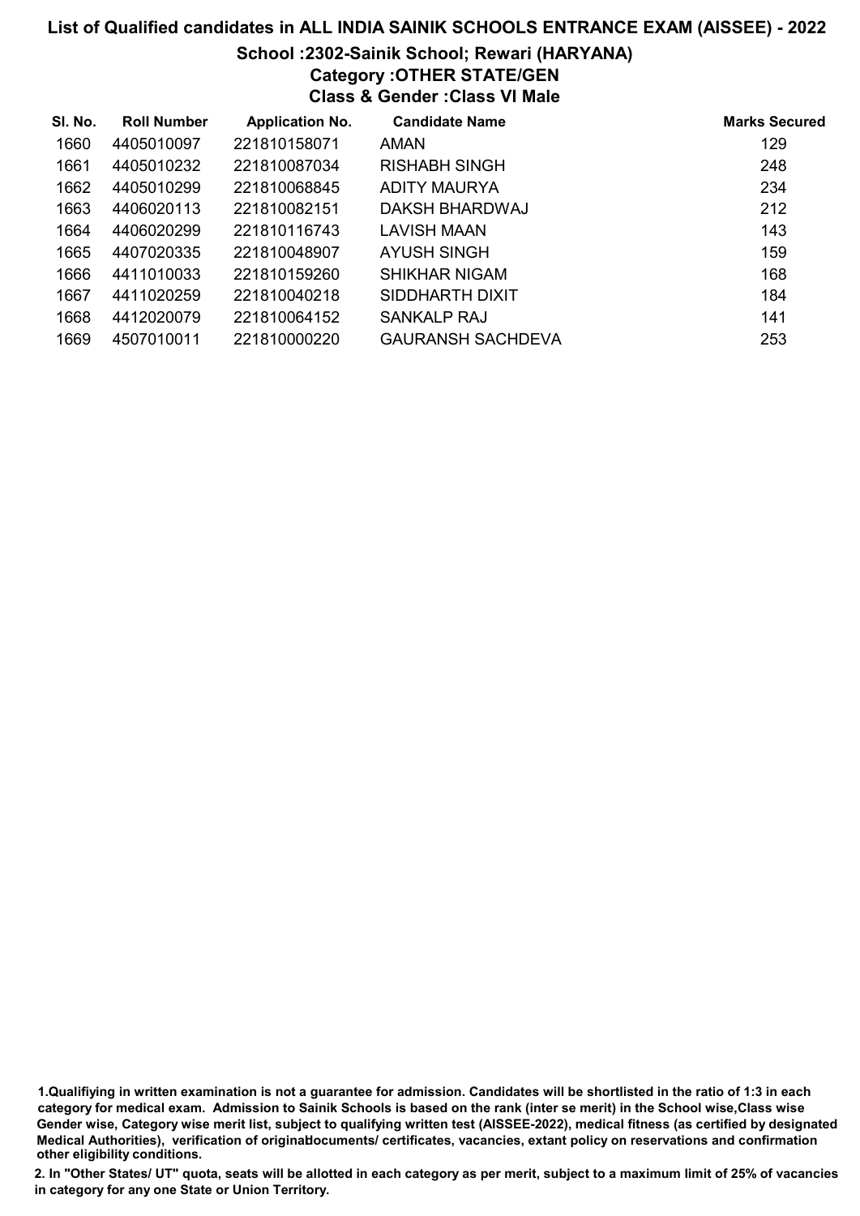# List of Qualified candidates in ALL INDIA SAINIK SCHOOLS ENTRANCE EXAM (AISSEE) - 2022

## School :2302-Sainik School; Rewari (HARYANA)

### Category :OTHER STATE/GEN

### Class & Gender :Class VI Male

| Sl. No. | Roll Number | Application No. | Candidate Name | Marks Secured |
|---|---|---|---|---|
| 1660 | 4405010097 | 221810158071 | AMAN | 129 |
| 1661 | 4405010232 | 221810087034 | RISHABH SINGH | 248 |
| 1662 | 4405010299 | 221810068845 | ADITY MAURYA | 234 |
| 1663 | 4406020113 | 221810082151 | DAKSH BHARDWAJ | 212 |
| 1664 | 4406020299 | 221810116743 | LAVISH MAAN | 143 |
| 1665 | 4407020335 | 221810048907 | AYUSH SINGH | 159 |
| 1666 | 4411010033 | 221810159260 | SHIKHAR NIGAM | 168 |
| 1667 | 4411020259 | 221810040218 | SIDDHARTH DIXIT | 184 |
| 1668 | 4412020079 | 221810064152 | SANKALP RAJ | 141 |
| 1669 | 4507010011 | 221810000220 | GAURANSH SACHDEVA | 253 |

1.Qualifiying in written examination is not a guarantee for admission. Candidates will be shortlisted in the ratio of 1:3 in each category for medical exam. Admission to Sainik Schools is based on the rank (inter se merit) in the School wise,Class wise Gender wise, Category wise merit list, subject to qualifying written test (AISSEE-2022), medical fitness (as certified by designated Medical Authorities), verification of originaldocuments/ certificates, vacancies, extant policy on reservations and confirmation other eligibility conditions.

2. In "Other States/ UT" quota, seats will be allotted in each category as per merit, subject to a maximum limit of 25% of vacancies in category for any one State or Union Territory.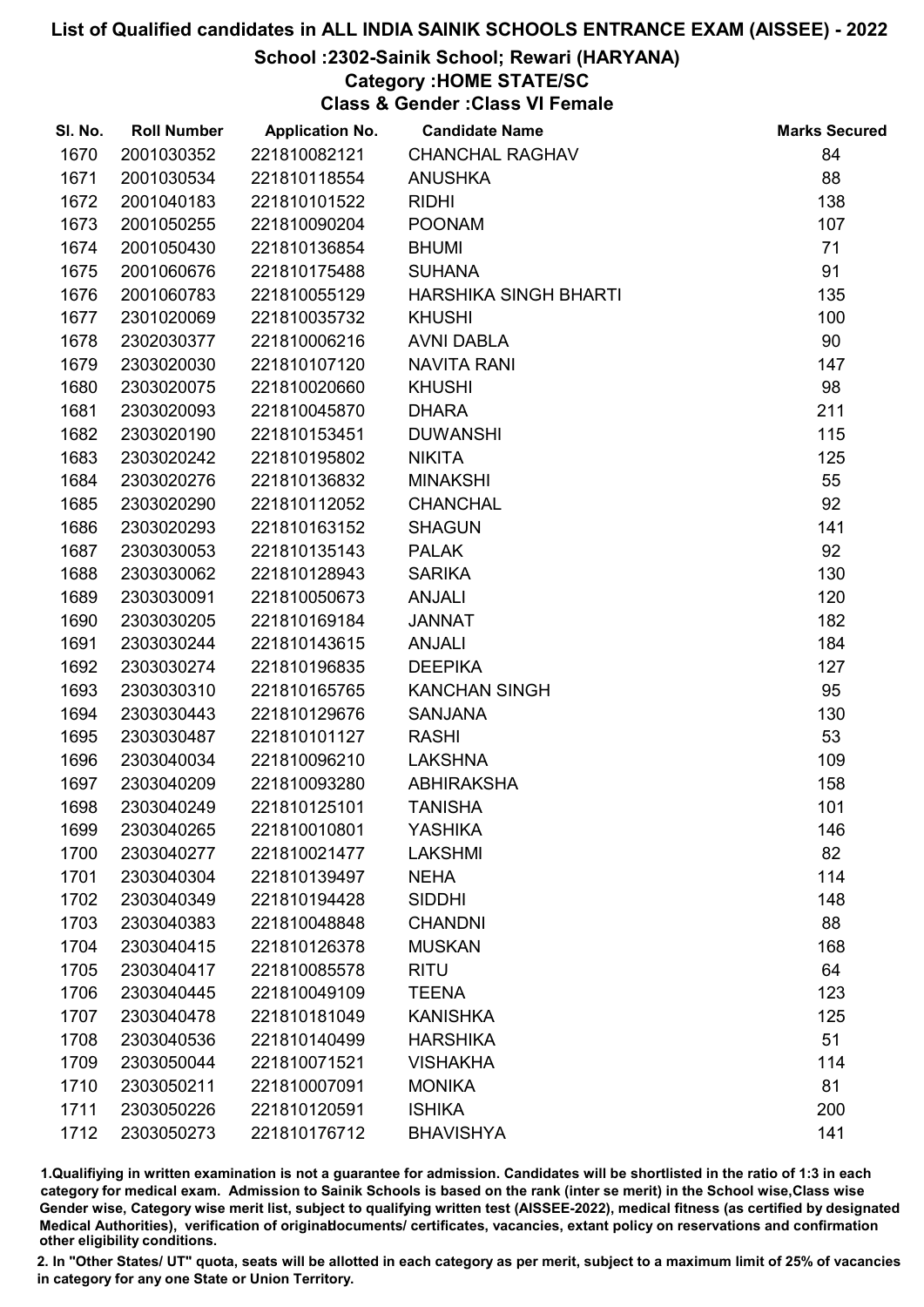# List of Qualified candidates in ALL INDIA SAINIK SCHOOLS ENTRANCE EXAM (AISSEE) - 2022

## School :2302-Sainik School; Rewari (HARYANA)

### Category :HOME STATE/SC

### Class & Gender :Class VI Female

| Sl. No. | Roll Number | Application No. | Candidate Name | Marks Secured |
|---|---|---|---|---|
| 1670 | 2001030352 | 221810082121 | CHANCHAL RAGHAV | 84 |
| 1671 | 2001030534 | 221810118554 | ANUSHKA | 88 |
| 1672 | 2001040183 | 221810101522 | RIDHI | 138 |
| 1673 | 2001050255 | 221810090204 | POONAM | 107 |
| 1674 | 2001050430 | 221810136854 | BHUMI | 71 |
| 1675 | 2001060676 | 221810175488 | SUHANA | 91 |
| 1676 | 2001060783 | 221810055129 | HARSHIKA SINGH BHARTI | 135 |
| 1677 | 2301020069 | 221810035732 | KHUSHI | 100 |
| 1678 | 2302030377 | 221810006216 | AVNI DABLA | 90 |
| 1679 | 2303020030 | 221810107120 | NAVITA RANI | 147 |
| 1680 | 2303020075 | 221810020660 | KHUSHI | 98 |
| 1681 | 2303020093 | 221810045870 | DHARA | 211 |
| 1682 | 2303020190 | 221810153451 | DUWANSHI | 115 |
| 1683 | 2303020242 | 221810195802 | NIKITA | 125 |
| 1684 | 2303020276 | 221810136832 | MINAKSHI | 55 |
| 1685 | 2303020290 | 221810112052 | CHANCHAL | 92 |
| 1686 | 2303020293 | 221810163152 | SHAGUN | 141 |
| 1687 | 2303030053 | 221810135143 | PALAK | 92 |
| 1688 | 2303030062 | 221810128943 | SARIKA | 130 |
| 1689 | 2303030091 | 221810050673 | ANJALI | 120 |
| 1690 | 2303030205 | 221810169184 | JANNAT | 182 |
| 1691 | 2303030244 | 221810143615 | ANJALI | 184 |
| 1692 | 2303030274 | 221810196835 | DEEPIKA | 127 |
| 1693 | 2303030310 | 221810165765 | KANCHAN SINGH | 95 |
| 1694 | 2303030443 | 221810129676 | SANJANA | 130 |
| 1695 | 2303030487 | 221810101127 | RASHI | 53 |
| 1696 | 2303040034 | 221810096210 | LAKSHNA | 109 |
| 1697 | 2303040209 | 221810093280 | ABHIRAKSHA | 158 |
| 1698 | 2303040249 | 221810125101 | TANISHA | 101 |
| 1699 | 2303040265 | 221810010801 | YASHIKA | 146 |
| 1700 | 2303040277 | 221810021477 | LAKSHMI | 82 |
| 1701 | 2303040304 | 221810139497 | NEHA | 114 |
| 1702 | 2303040349 | 221810194428 | SIDDHI | 148 |
| 1703 | 2303040383 | 221810048848 | CHANDNI | 88 |
| 1704 | 2303040415 | 221810126378 | MUSKAN | 168 |
| 1705 | 2303040417 | 221810085578 | RITU | 64 |
| 1706 | 2303040445 | 221810049109 | TEENA | 123 |
| 1707 | 2303040478 | 221810181049 | KANISHKA | 125 |
| 1708 | 2303040536 | 221810140499 | HARSHIKA | 51 |
| 1709 | 2303050044 | 221810071521 | VISHAKHA | 114 |
| 1710 | 2303050211 | 221810007091 | MONIKA | 81 |
| 1711 | 2303050226 | 221810120591 | ISHIKA | 200 |
| 1712 | 2303050273 | 221810176712 | BHAVISHYA | 141 |

1.Qualifiying in written examination is not a guarantee for admission. Candidates will be shortlisted in the ratio of 1:3 in each category for medical exam. Admission to Sainik Schools is based on the rank (inter se merit) in the School wise,Class wise Gender wise, Category wise merit list, subject to qualifying written test (AISSEE-2022), medical fitness (as certified by designated Medical Authorities), verification of originaldocuments/ certificates, vacancies, extant policy on reservations and confirmation other eligibility conditions.

2. In "Other States/ UT" quota, seats will be allotted in each category as per merit, subject to a maximum limit of 25% of vacancies in category for any one State or Union Territory.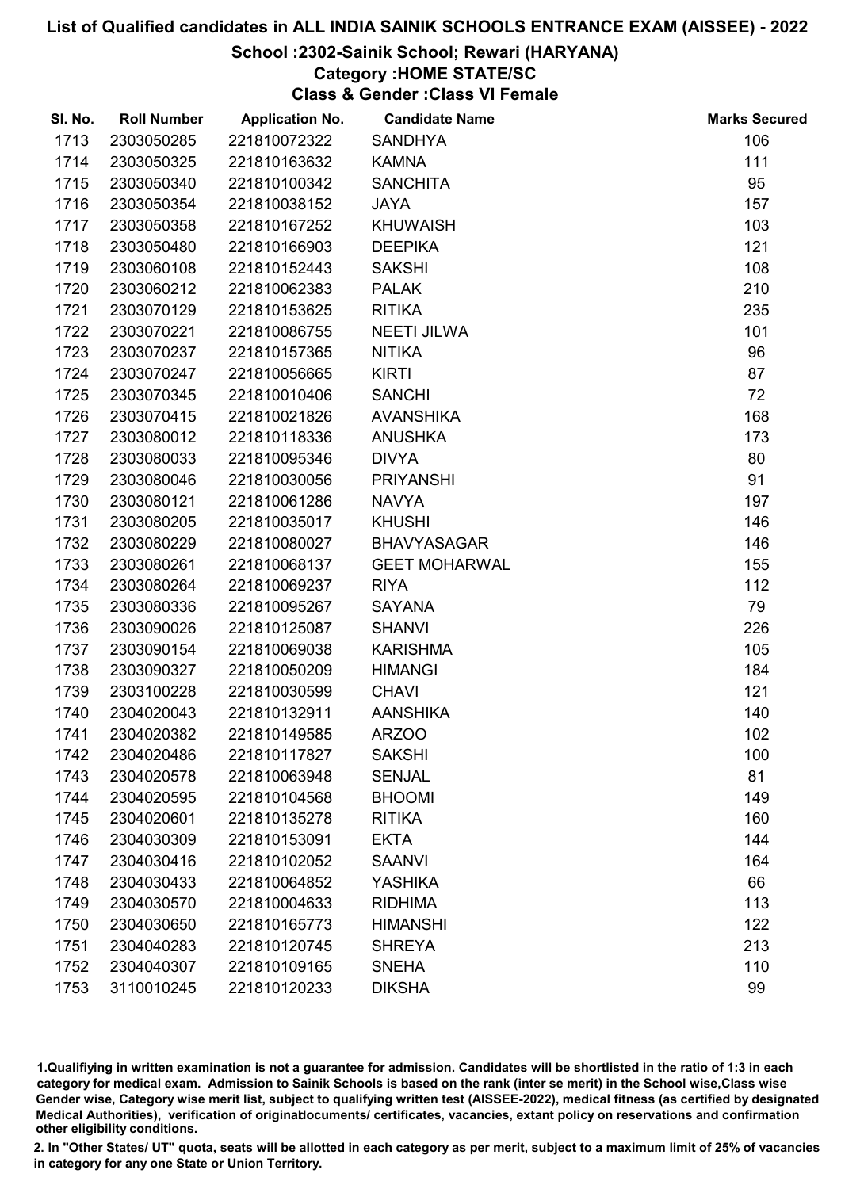# List of Qualified candidates in ALL INDIA SAINIK SCHOOLS ENTRANCE EXAM (AISSEE) - 2022

## School :2302-Sainik School; Rewari (HARYANA)

### Category :HOME STATE/SC

### Class & Gender :Class VI Female

| Sl. No. | Roll Number | Application No. | Candidate Name | Marks Secured |
|---|---|---|---|---|
| 1713 | 2303050285 | 221810072322 | SANDHYA | 106 |
| 1714 | 2303050325 | 221810163632 | KAMNA | 111 |
| 1715 | 2303050340 | 221810100342 | SANCHITA | 95 |
| 1716 | 2303050354 | 221810038152 | JAYA | 157 |
| 1717 | 2303050358 | 221810167252 | KHUWAISH | 103 |
| 1718 | 2303050480 | 221810166903 | DEEPIKA | 121 |
| 1719 | 2303060108 | 221810152443 | SAKSHI | 108 |
| 1720 | 2303060212 | 221810062383 | PALAK | 210 |
| 1721 | 2303070129 | 221810153625 | RITIKA | 235 |
| 1722 | 2303070221 | 221810086755 | NEETI JILWA | 101 |
| 1723 | 2303070237 | 221810157365 | NITIKA | 96 |
| 1724 | 2303070247 | 221810056665 | KIRTI | 87 |
| 1725 | 2303070345 | 221810010406 | SANCHI | 72 |
| 1726 | 2303070415 | 221810021826 | AVANSHIKA | 168 |
| 1727 | 2303080012 | 221810118336 | ANUSHKA | 173 |
| 1728 | 2303080033 | 221810095346 | DIVYA | 80 |
| 1729 | 2303080046 | 221810030056 | PRIYANSHI | 91 |
| 1730 | 2303080121 | 221810061286 | NAVYA | 197 |
| 1731 | 2303080205 | 221810035017 | KHUSHI | 146 |
| 1732 | 2303080229 | 221810080027 | BHAVYASAGAR | 146 |
| 1733 | 2303080261 | 221810068137 | GEET MOHARWAL | 155 |
| 1734 | 2303080264 | 221810069237 | RIYA | 112 |
| 1735 | 2303080336 | 221810095267 | SAYANA | 79 |
| 1736 | 2303090026 | 221810125087 | SHANVI | 226 |
| 1737 | 2303090154 | 221810069038 | KARISHMA | 105 |
| 1738 | 2303090327 | 221810050209 | HIMANGI | 184 |
| 1739 | 2303100228 | 221810030599 | CHAVI | 121 |
| 1740 | 2304020043 | 221810132911 | AANSHIKA | 140 |
| 1741 | 2304020382 | 221810149585 | ARZOO | 102 |
| 1742 | 2304020486 | 221810117827 | SAKSHI | 100 |
| 1743 | 2304020578 | 221810063948 | SENJAL | 81 |
| 1744 | 2304020595 | 221810104568 | BHOOMI | 149 |
| 1745 | 2304020601 | 221810135278 | RITIKA | 160 |
| 1746 | 2304030309 | 221810153091 | EKTA | 144 |
| 1747 | 2304030416 | 221810102052 | SAANVI | 164 |
| 1748 | 2304030433 | 221810064852 | YASHIKA | 66 |
| 1749 | 2304030570 | 221810004633 | RIDHIMA | 113 |
| 1750 | 2304030650 | 221810165773 | HIMANSHI | 122 |
| 1751 | 2304040283 | 221810120745 | SHREYA | 213 |
| 1752 | 2304040307 | 221810109165 | SNEHA | 110 |
| 1753 | 3110010245 | 221810120233 | DIKSHA | 99 |

1.Qualifiying in written examination is not a guarantee for admission. Candidates will be shortlisted in the ratio of 1:3 in each category for medical exam. Admission to Sainik Schools is based on the rank (inter se merit) in the School wise,Class wise Gender wise, Category wise merit list, subject to qualifying written test (AISSEE-2022), medical fitness (as certified by designated Medical Authorities), verification of originaldocuments/ certificates, vacancies, extant policy on reservations and confirmation other eligibility conditions.

2. In "Other States/ UT" quota, seats will be allotted in each category as per merit, subject to a maximum limit of 25% of vacancies in category for any one State or Union Territory.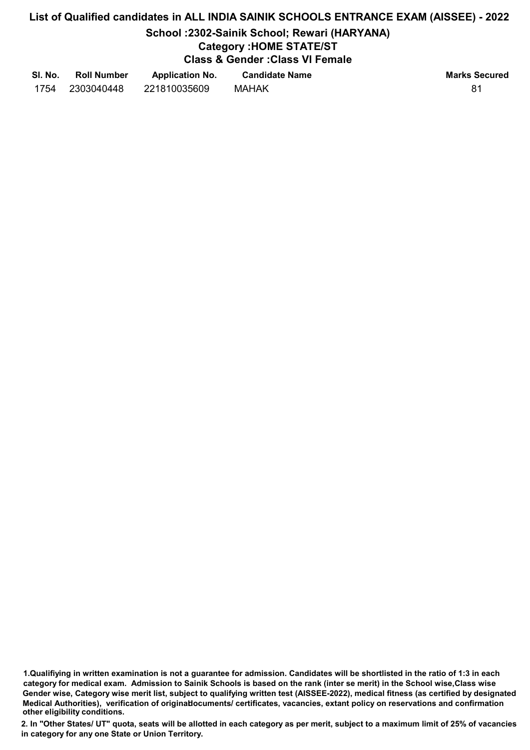# List of Qualified candidates in ALL INDIA SAINIK SCHOOLS ENTRANCE EXAM (AISSEE) - 2022

## School :2302-Sainik School; Rewari (HARYANA)

### Category :HOME STATE/ST

### Class & Gender :Class VI Female

| Sl. No. | Roll Number | Application No. | Candidate Name | Marks Secured |
|---|---|---|---|---|
| 1754 | 2303040448 | 221810035609 | MAHAK | 81 |

**1.Qualifiying in written examination is not a guarantee for admission. Candidates will be shortlisted in the ratio of 1:3 in each category for medical exam. Admission to Sainik Schools is based on the rank (inter se merit) in the School wise,Class wise Gender wise, Category wise merit list, subject to qualifying written test (AISSEE-2022), medical fitness (as certified by designated Medical Authorities), verification of originaldocuments/ certificates, vacancies, extant policy on reservations and confirmation other eligibility conditions.**

**2. In "Other States/ UT" quota, seats will be allotted in each category as per merit, subject to a maximum limit of 25% of vacancies in category for any one State or Union Territory.**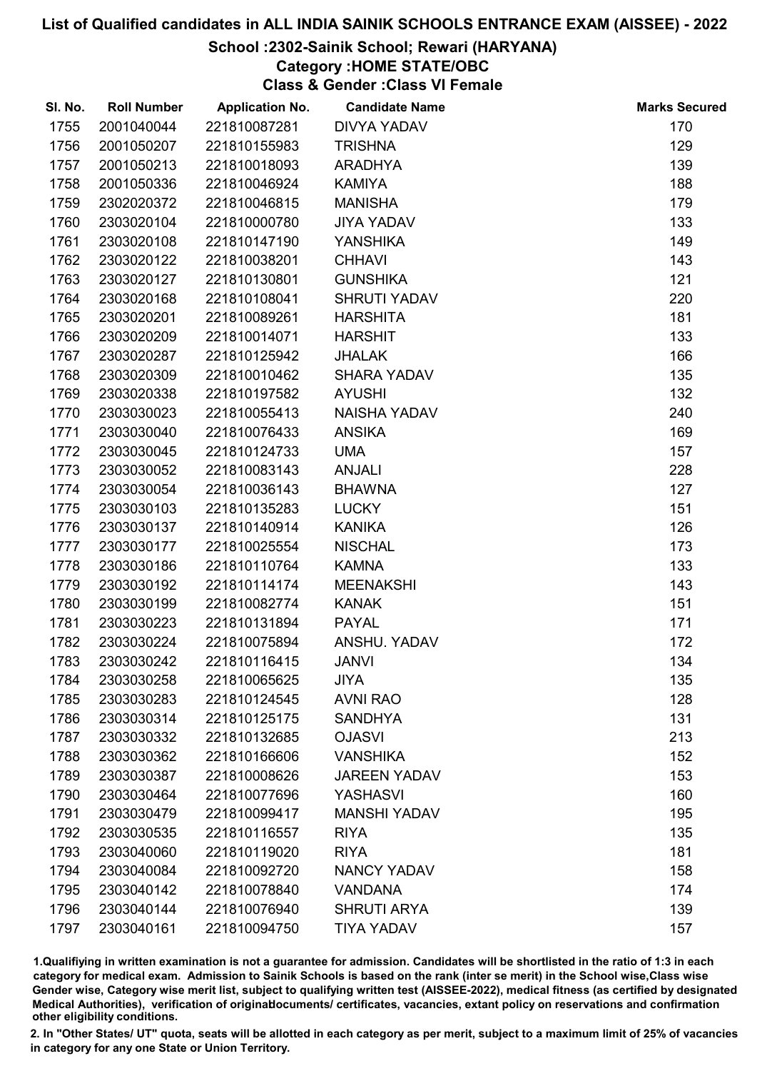# List of Qualified candidates in ALL INDIA SAINIK SCHOOLS ENTRANCE EXAM (AISSEE) - 2022

## School :2302-Sainik School; Rewari (HARYANA)

### Category :HOME STATE/OBC

### Class & Gender :Class VI Female

| Sl. No. | Roll Number | Application No. | Candidate Name | Marks Secured |
|---|---|---|---|---|
| 1755 | 2001040044 | 221810087281 | DIVYA YADAV | 170 |
| 1756 | 2001050207 | 221810155983 | TRISHNA | 129 |
| 1757 | 2001050213 | 221810018093 | ARADHYA | 139 |
| 1758 | 2001050336 | 221810046924 | KAMIYA | 188 |
| 1759 | 2302020372 | 221810046815 | MANISHA | 179 |
| 1760 | 2303020104 | 221810000780 | JIYA YADAV | 133 |
| 1761 | 2303020108 | 221810147190 | YANSHIKA | 149 |
| 1762 | 2303020122 | 221810038201 | CHHAVI | 143 |
| 1763 | 2303020127 | 221810130801 | GUNSHIKA | 121 |
| 1764 | 2303020168 | 221810108041 | SHRUTI YADAV | 220 |
| 1765 | 2303020201 | 221810089261 | HARSHITA | 181 |
| 1766 | 2303020209 | 221810014071 | HARSHIT | 133 |
| 1767 | 2303020287 | 221810125942 | JHALAK | 166 |
| 1768 | 2303020309 | 221810010462 | SHARA YADAV | 135 |
| 1769 | 2303020338 | 221810197582 | AYUSHI | 132 |
| 1770 | 2303030023 | 221810055413 | NAISHA YADAV | 240 |
| 1771 | 2303030040 | 221810076433 | ANSIKA | 169 |
| 1772 | 2303030045 | 221810124733 | UMA | 157 |
| 1773 | 2303030052 | 221810083143 | ANJALI | 228 |
| 1774 | 2303030054 | 221810036143 | BHAWNA | 127 |
| 1775 | 2303030103 | 221810135283 | LUCKY | 151 |
| 1776 | 2303030137 | 221810140914 | KANIKA | 126 |
| 1777 | 2303030177 | 221810025554 | NISCHAL | 173 |
| 1778 | 2303030186 | 221810110764 | KAMNA | 133 |
| 1779 | 2303030192 | 221810114174 | MEENAKSHI | 143 |
| 1780 | 2303030199 | 221810082774 | KANAK | 151 |
| 1781 | 2303030223 | 221810131894 | PAYAL | 171 |
| 1782 | 2303030224 | 221810075894 | ANSHU. YADAV | 172 |
| 1783 | 2303030242 | 221810116415 | JANVI | 134 |
| 1784 | 2303030258 | 221810065625 | JIYA | 135 |
| 1785 | 2303030283 | 221810124545 | AVNI RAO | 128 |
| 1786 | 2303030314 | 221810125175 | SANDHYA | 131 |
| 1787 | 2303030332 | 221810132685 | OJASVI | 213 |
| 1788 | 2303030362 | 221810166606 | VANSHIKA | 152 |
| 1789 | 2303030387 | 221810008626 | JAREEN YADAV | 153 |
| 1790 | 2303030464 | 221810077696 | YASHASVI | 160 |
| 1791 | 2303030479 | 221810099417 | MANSHI YADAV | 195 |
| 1792 | 2303030535 | 221810116557 | RIYA | 135 |
| 1793 | 2303040060 | 221810119020 | RIYA | 181 |
| 1794 | 2303040084 | 221810092720 | NANCY YADAV | 158 |
| 1795 | 2303040142 | 221810078840 | VANDANA | 174 |
| 1796 | 2303040144 | 221810076940 | SHRUTI ARYA | 139 |
| 1797 | 2303040161 | 221810094750 | TIYA YADAV | 157 |

1.Qualifiying in written examination is not a guarantee for admission. Candidates will be shortlisted in the ratio of 1:3 in each category for medical exam. Admission to Sainik Schools is based on the rank (inter se merit) in the School wise,Class wise Gender wise, Category wise merit list, subject to qualifying written test (AISSEE-2022), medical fitness (as certified by designated Medical Authorities), verification of originaldocuments/ certificates, vacancies, extant policy on reservations and confirmation other eligibility conditions.

2. In "Other States/ UT" quota, seats will be allotted in each category as per merit, subject to a maximum limit of 25% of vacancies in category for any one State or Union Territory.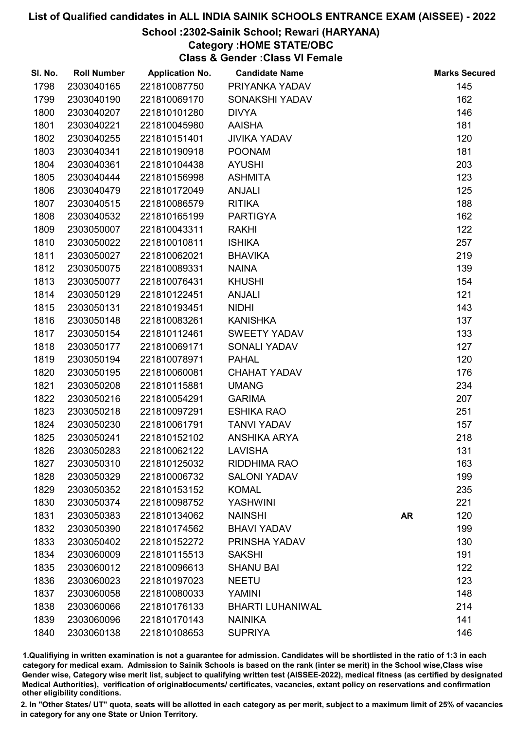# List of Qualified candidates in ALL INDIA SAINIK SCHOOLS ENTRANCE EXAM (AISSEE) - 2022

## School :2302-Sainik School; Rewari (HARYANA)

### Category :HOME STATE/OBC

### Class & Gender :Class VI Female

| Sl. No. | Roll Number | Application No. | Candidate Name | | Marks Secured |
|---|---|---|---|---|---|
| 1798 | 2303040165 | 221810087750 | PRIYANKA YADAV | | 145 |
| 1799 | 2303040190 | 221810069170 | SONAKSHI YADAV | | 162 |
| 1800 | 2303040207 | 221810101280 | DIVYA | | 146 |
| 1801 | 2303040221 | 221810045980 | AAISHA | | 181 |
| 1802 | 2303040255 | 221810151401 | JIVIKA YADAV | | 120 |
| 1803 | 2303040341 | 221810190918 | POONAM | | 181 |
| 1804 | 2303040361 | 221810104438 | AYUSHI | | 203 |
| 1805 | 2303040444 | 221810156998 | ASHMITA | | 123 |
| 1806 | 2303040479 | 221810172049 | ANJALI | | 125 |
| 1807 | 2303040515 | 221810086579 | RITIKA | | 188 |
| 1808 | 2303040532 | 221810165199 | PARTIGYA | | 162 |
| 1809 | 2303050007 | 221810043311 | RAKHI | | 122 |
| 1810 | 2303050022 | 221810010811 | ISHIKA | | 257 |
| 1811 | 2303050027 | 221810062021 | BHAVIKA | | 219 |
| 1812 | 2303050075 | 221810089331 | NAINA | | 139 |
| 1813 | 2303050077 | 221810076431 | KHUSHI | | 154 |
| 1814 | 2303050129 | 221810122451 | ANJALI | | 121 |
| 1815 | 2303050131 | 221810193451 | NIDHI | | 143 |
| 1816 | 2303050148 | 221810083261 | KANISHKA | | 137 |
| 1817 | 2303050154 | 221810112461 | SWEETY YADAV | | 133 |
| 1818 | 2303050177 | 221810069171 | SONALI YADAV | | 127 |
| 1819 | 2303050194 | 221810078971 | PAHAL | | 120 |
| 1820 | 2303050195 | 221810060081 | CHAHAT YADAV | | 176 |
| 1821 | 2303050208 | 221810115881 | UMANG | | 234 |
| 1822 | 2303050216 | 221810054291 | GARIMA | | 207 |
| 1823 | 2303050218 | 221810097291 | ESHIKA RAO | | 251 |
| 1824 | 2303050230 | 221810061791 | TANVI YADAV | | 157 |
| 1825 | 2303050241 | 221810152102 | ANSHIKA ARYA | | 218 |
| 1826 | 2303050283 | 221810062122 | LAVISHA | | 131 |
| 1827 | 2303050310 | 221810125032 | RIDDHIMA RAO | | 163 |
| 1828 | 2303050329 | 221810006732 | SALONI YADAV | | 199 |
| 1829 | 2303050352 | 221810153152 | KOMAL | | 235 |
| 1830 | 2303050374 | 221810098752 | YASHWINI | | 221 |
| 1831 | 2303050383 | 221810134062 | NAINSHI | **AR** | 120 |
| 1832 | 2303050390 | 221810174562 | BHAVI YADAV | | 199 |
| 1833 | 2303050402 | 221810152272 | PRINSHA YADAV | | 130 |
| 1834 | 2303060009 | 221810115513 | SAKSHI | | 191 |
| 1835 | 2303060012 | 221810096613 | SHANU BAI | | 122 |
| 1836 | 2303060023 | 221810197023 | NEETU | | 123 |
| 1837 | 2303060058 | 221810080033 | YAMINI | | 148 |
| 1838 | 2303060066 | 221810176133 | BHARTI LUHANIWAL | | 214 |
| 1839 | 2303060096 | 221810170143 | NAINIKA | | 141 |
| 1840 | 2303060138 | 221810108653 | SUPRIYA | | 146 |

1.Qualifiying in written examination is not a guarantee for admission. Candidates will be shortlisted in the ratio of 1:3 in each category for medical exam. Admission to Sainik Schools is based on the rank (inter se merit) in the School wise,Class wise Gender wise, Category wise merit list, subject to qualifying written test (AISSEE-2022), medical fitness (as certified by designated Medical Authorities), verification of originaldocuments/ certificates, vacancies, extant policy on reservations and confirmation other eligibility conditions.

2. In "Other States/ UT" quota, seats will be allotted in each category as per merit, subject to a maximum limit of 25% of vacancies in category for any one State or Union Territory.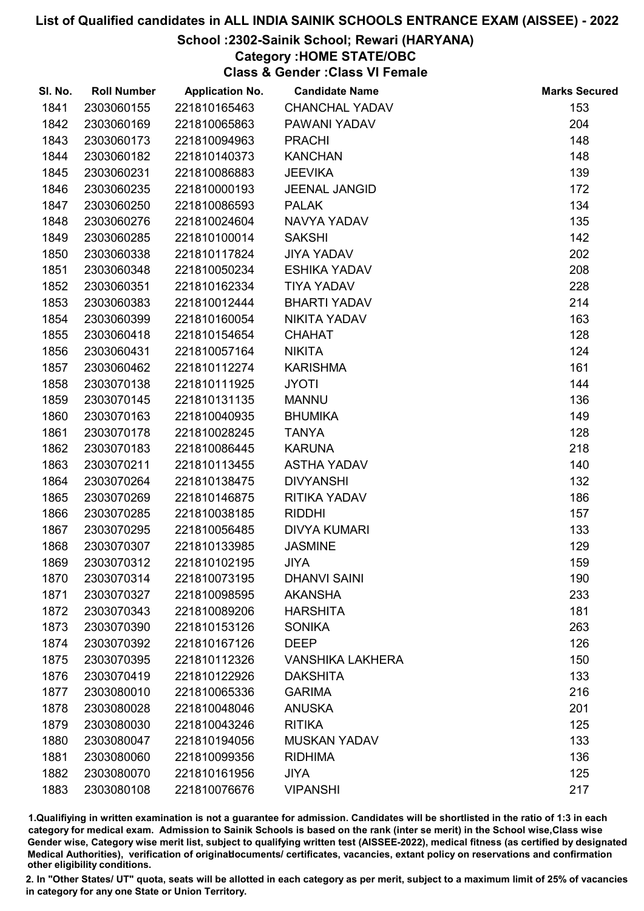# List of Qualified candidates in ALL INDIA SAINIK SCHOOLS ENTRANCE EXAM (AISSEE) - 2022

## School :2302-Sainik School; Rewari (HARYANA)

### Category :HOME STATE/OBC

### Class & Gender :Class VI Female

| Sl. No. | Roll Number | Application No. | Candidate Name | Marks Secured |
|---|---|---|---|---|
| 1841 | 2303060155 | 221810165463 | CHANCHAL YADAV | 153 |
| 1842 | 2303060169 | 221810065863 | PAWANI YADAV | 204 |
| 1843 | 2303060173 | 221810094963 | PRACHI | 148 |
| 1844 | 2303060182 | 221810140373 | KANCHAN | 148 |
| 1845 | 2303060231 | 221810086883 | JEEVIKA | 139 |
| 1846 | 2303060235 | 221810000193 | JEENAL JANGID | 172 |
| 1847 | 2303060250 | 221810086593 | PALAK | 134 |
| 1848 | 2303060276 | 221810024604 | NAVYA YADAV | 135 |
| 1849 | 2303060285 | 221810100014 | SAKSHI | 142 |
| 1850 | 2303060338 | 221810117824 | JIYA YADAV | 202 |
| 1851 | 2303060348 | 221810050234 | ESHIKA YADAV | 208 |
| 1852 | 2303060351 | 221810162334 | TIYA YADAV | 228 |
| 1853 | 2303060383 | 221810012444 | BHARTI YADAV | 214 |
| 1854 | 2303060399 | 221810160054 | NIKITA YADAV | 163 |
| 1855 | 2303060418 | 221810154654 | CHAHAT | 128 |
| 1856 | 2303060431 | 221810057164 | NIKITA | 124 |
| 1857 | 2303060462 | 221810112274 | KARISHMA | 161 |
| 1858 | 2303070138 | 221810111925 | JYOTI | 144 |
| 1859 | 2303070145 | 221810131135 | MANNU | 136 |
| 1860 | 2303070163 | 221810040935 | BHUMIKA | 149 |
| 1861 | 2303070178 | 221810028245 | TANYA | 128 |
| 1862 | 2303070183 | 221810086445 | KARUNA | 218 |
| 1863 | 2303070211 | 221810113455 | ASTHA YADAV | 140 |
| 1864 | 2303070264 | 221810138475 | DIVYANSHI | 132 |
| 1865 | 2303070269 | 221810146875 | RITIKA YADAV | 186 |
| 1866 | 2303070285 | 221810038185 | RIDDHI | 157 |
| 1867 | 2303070295 | 221810056485 | DIVYA KUMARI | 133 |
| 1868 | 2303070307 | 221810133985 | JASMINE | 129 |
| 1869 | 2303070312 | 221810102195 | JIYA | 159 |
| 1870 | 2303070314 | 221810073195 | DHANVI SAINI | 190 |
| 1871 | 2303070327 | 221810098595 | AKANSHA | 233 |
| 1872 | 2303070343 | 221810089206 | HARSHITA | 181 |
| 1873 | 2303070390 | 221810153126 | SONIKA | 263 |
| 1874 | 2303070392 | 221810167126 | DEEP | 126 |
| 1875 | 2303070395 | 221810112326 | VANSHIKA LAKHERA | 150 |
| 1876 | 2303070419 | 221810122926 | DAKSHITA | 133 |
| 1877 | 2303080010 | 221810065336 | GARIMA | 216 |
| 1878 | 2303080028 | 221810048046 | ANUSKA | 201 |
| 1879 | 2303080030 | 221810043246 | RITIKA | 125 |
| 1880 | 2303080047 | 221810194056 | MUSKAN YADAV | 133 |
| 1881 | 2303080060 | 221810099356 | RIDHIMA | 136 |
| 1882 | 2303080070 | 221810161956 | JIYA | 125 |
| 1883 | 2303080108 | 221810076676 | VIPANSHI | 217 |

1.Qualifiying in written examination is not a guarantee for admission. Candidates will be shortlisted in the ratio of 1:3 in each category for medical exam. Admission to Sainik Schools is based on the rank (inter se merit) in the School wise,Class wise Gender wise, Category wise merit list, subject to qualifying written test (AISSEE-2022), medical fitness (as certified by designated Medical Authorities), verification of originaldocuments/ certificates, vacancies, extant policy on reservations and confirmation other eligibility conditions.

2. In "Other States/ UT" quota, seats will be allotted in each category as per merit, subject to a maximum limit of 25% of vacancies in category for any one State or Union Territory.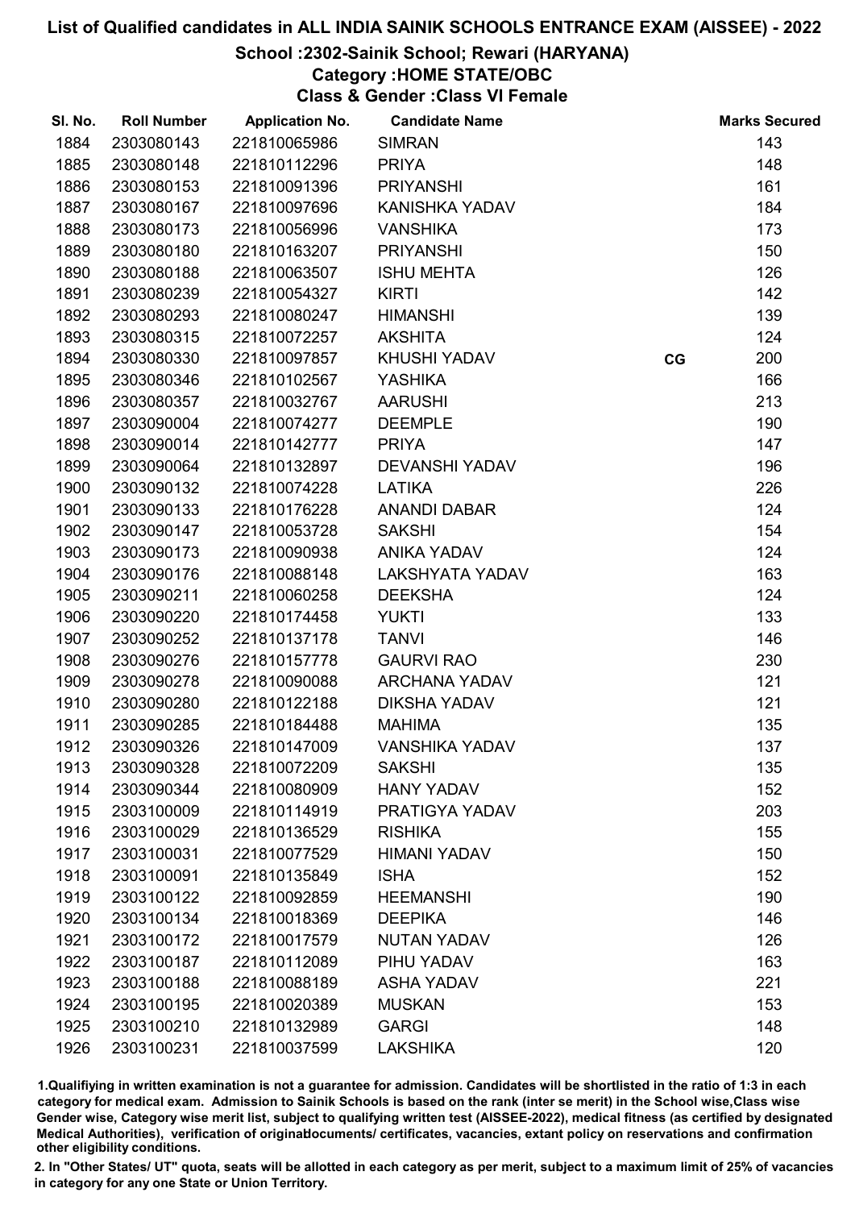# List of Qualified candidates in ALL INDIA SAINIK SCHOOLS ENTRANCE EXAM (AISSEE) - 2022

## School :2302-Sainik School; Rewari (HARYANA)

### Category :HOME STATE/OBC

### Class & Gender :Class VI Female

| Sl. No. | Roll Number | Application No. | Candidate Name | | Marks Secured |
|---|---|---|---|---|---|
| 1884 | 2303080143 | 221810065986 | SIMRAN | | 143 |
| 1885 | 2303080148 | 221810112296 | PRIYA | | 148 |
| 1886 | 2303080153 | 221810091396 | PRIYANSHI | | 161 |
| 1887 | 2303080167 | 221810097696 | KANISHKA YADAV | | 184 |
| 1888 | 2303080173 | 221810056996 | VANSHIKA | | 173 |
| 1889 | 2303080180 | 221810163207 | PRIYANSHI | | 150 |
| 1890 | 2303080188 | 221810063507 | ISHU MEHTA | | 126 |
| 1891 | 2303080239 | 221810054327 | KIRTI | | 142 |
| 1892 | 2303080293 | 221810080247 | HIMANSHI | | 139 |
| 1893 | 2303080315 | 221810072257 | AKSHITA | | 124 |
| 1894 | 2303080330 | 221810097857 | KHUSHI YADAV | CG | 200 |
| 1895 | 2303080346 | 221810102567 | YASHIKA | | 166 |
| 1896 | 2303080357 | 221810032767 | AARUSHI | | 213 |
| 1897 | 2303090004 | 221810074277 | DEEMPLE | | 190 |
| 1898 | 2303090014 | 221810142777 | PRIYA | | 147 |
| 1899 | 2303090064 | 221810132897 | DEVANSHI YADAV | | 196 |
| 1900 | 2303090132 | 221810074228 | LATIKA | | 226 |
| 1901 | 2303090133 | 221810176228 | ANANDI DABAR | | 124 |
| 1902 | 2303090147 | 221810053728 | SAKSHI | | 154 |
| 1903 | 2303090173 | 221810090938 | ANIKA YADAV | | 124 |
| 1904 | 2303090176 | 221810088148 | LAKSHYATA YADAV | | 163 |
| 1905 | 2303090211 | 221810060258 | DEEKSHA | | 124 |
| 1906 | 2303090220 | 221810174458 | YUKTI | | 133 |
| 1907 | 2303090252 | 221810137178 | TANVI | | 146 |
| 1908 | 2303090276 | 221810157778 | GAURVI RAO | | 230 |
| 1909 | 2303090278 | 221810090088 | ARCHANA YADAV | | 121 |
| 1910 | 2303090280 | 221810122188 | DIKSHA YADAV | | 121 |
| 1911 | 2303090285 | 221810184488 | MAHIMA | | 135 |
| 1912 | 2303090326 | 221810147009 | VANSHIKA YADAV | | 137 |
| 1913 | 2303090328 | 221810072209 | SAKSHI | | 135 |
| 1914 | 2303090344 | 221810080909 | HANY YADAV | | 152 |
| 1915 | 2303100009 | 221810114919 | PRATIGYA YADAV | | 203 |
| 1916 | 2303100029 | 221810136529 | RISHIKA | | 155 |
| 1917 | 2303100031 | 221810077529 | HIMANI YADAV | | 150 |
| 1918 | 2303100091 | 221810135849 | ISHA | | 152 |
| 1919 | 2303100122 | 221810092859 | HEEMANSHI | | 190 |
| 1920 | 2303100134 | 221810018369 | DEEPIKA | | 146 |
| 1921 | 2303100172 | 221810017579 | NUTAN YADAV | | 126 |
| 1922 | 2303100187 | 221810112089 | PIHU YADAV | | 163 |
| 1923 | 2303100188 | 221810088189 | ASHA YADAV | | 221 |
| 1924 | 2303100195 | 221810020389 | MUSKAN | | 153 |
| 1925 | 2303100210 | 221810132989 | GARGI | | 148 |
| 1926 | 2303100231 | 221810037599 | LAKSHIKA | | 120 |

1.Qualifying in written examination is not a guarantee for admission. Candidates will be shortlisted in the ratio of 1:3 in each category for medical exam. Admission to Sainik Schools is based on the rank (inter se merit) in the School wise,Class wise Gender wise, Category wise merit list, subject to qualifying written test (AISSEE-2022), medical fitness (as certified by designated Medical Authorities), verification of originaldocuments/ certificates, vacancies, extant policy on reservations and confirmation other eligibility conditions.

2. In "Other States/ UT" quota, seats will be allotted in each category as per merit, subject to a maximum limit of 25% of vacancies in category for any one State or Union Territory.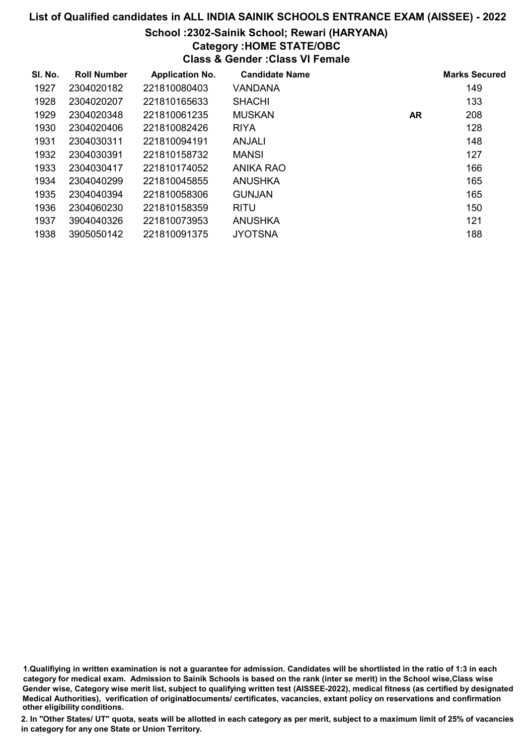# List of Qualified candidates in ALL INDIA SAINIK SCHOOLS ENTRANCE EXAM (AISSEE) - 2022

## School :2302-Sainik School; Rewari (HARYANA)

### Category :HOME STATE/OBC

### Class & Gender :Class VI Female

| Sl. No. | Roll Number | Application No. | Candidate Name | | Marks Secured |
|---|---|---|---|---|---|
| 1927 | 2304020182 | 221810080403 | VANDANA | | 149 |
| 1928 | 2304020207 | 221810165633 | SHACHI | | 133 |
| 1929 | 2304020348 | 221810061235 | MUSKAN | AR | 208 |
| 1930 | 2304020406 | 221810082426 | RIYA | | 128 |
| 1931 | 2304030311 | 221810094191 | ANJALI | | 148 |
| 1932 | 2304030391 | 221810158732 | MANSI | | 127 |
| 1933 | 2304030417 | 221810174052 | ANIKA RAO | | 166 |
| 1934 | 2304040299 | 221810045855 | ANUSHKA | | 165 |
| 1935 | 2304040394 | 221810058306 | GUNJAN | | 165 |
| 1936 | 2304060230 | 221810158359 | RITU | | 150 |
| 1937 | 3904040326 | 221810073953 | ANUSHKA | | 121 |
| 1938 | 3905050142 | 221810091375 | JYOTSNA | | 188 |

1.Qualifiying in written examination is not a guarantee for admission. Candidates will be shortlisted in the ratio of 1:3 in each category for medical exam. Admission to Sainik Schools is based on the rank (inter se merit) in the School wise,Class wise Gender wise, Category wise merit list, subject to qualifying written test (AISSEE-2022), medical fitness (as certified by designated Medical Authorities), verification of originaldocuments/ certificates, vacancies, extant policy on reservations and confirmation other eligibility conditions.

2. In "Other States/ UT" quota, seats will be allotted in each category as per merit, subject to a maximum limit of 25% of vacancies in category for any one State or Union Territory.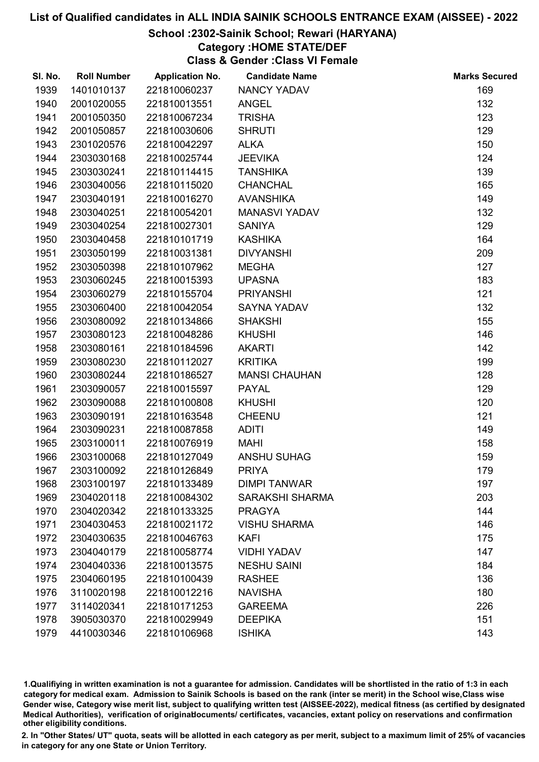# List of Qualified candidates in ALL INDIA SAINIK SCHOOLS ENTRANCE EXAM (AISSEE) - 2022

## School :2302-Sainik School; Rewari (HARYANA)

### Category :HOME STATE/DEF

### Class & Gender :Class VI Female

| Sl. No. | Roll Number | Application No. | Candidate Name | Marks Secured |
|---|---|---|---|---|
| 1939 | 1401010137 | 221810060237 | NANCY YADAV | 169 |
| 1940 | 2001020055 | 221810013551 | ANGEL | 132 |
| 1941 | 2001050350 | 221810067234 | TRISHA | 123 |
| 1942 | 2001050857 | 221810030606 | SHRUTI | 129 |
| 1943 | 2301020576 | 221810042297 | ALKA | 150 |
| 1944 | 2303030168 | 221810025744 | JEEVIKA | 124 |
| 1945 | 2303030241 | 221810114415 | TANSHIKA | 139 |
| 1946 | 2303040056 | 221810115020 | CHANCHAL | 165 |
| 1947 | 2303040191 | 221810016270 | AVANSHIKA | 149 |
| 1948 | 2303040251 | 221810054201 | MANASVI YADAV | 132 |
| 1949 | 2303040254 | 221810027301 | SANIYA | 129 |
| 1950 | 2303040458 | 221810101719 | KASHIKA | 164 |
| 1951 | 2303050199 | 221810031381 | DIVYANSHI | 209 |
| 1952 | 2303050398 | 221810107962 | MEGHA | 127 |
| 1953 | 2303060245 | 221810015393 | UPASNA | 183 |
| 1954 | 2303060279 | 221810155704 | PRIYANSHI | 121 |
| 1955 | 2303060400 | 221810042054 | SAYNA YADAV | 132 |
| 1956 | 2303080092 | 221810134866 | SHAKSHI | 155 |
| 1957 | 2303080123 | 221810048286 | KHUSHI | 146 |
| 1958 | 2303080161 | 221810184596 | AKARTI | 142 |
| 1959 | 2303080230 | 221810112027 | KRITIKA | 199 |
| 1960 | 2303080244 | 221810186527 | MANSI CHAUHAN | 128 |
| 1961 | 2303090057 | 221810015597 | PAYAL | 129 |
| 1962 | 2303090088 | 221810100808 | KHUSHI | 120 |
| 1963 | 2303090191 | 221810163548 | CHEENU | 121 |
| 1964 | 2303090231 | 221810087858 | ADITI | 149 |
| 1965 | 2303100011 | 221810076919 | MAHI | 158 |
| 1966 | 2303100068 | 221810127049 | ANSHU SUHAG | 159 |
| 1967 | 2303100092 | 221810126849 | PRIYA | 179 |
| 1968 | 2303100197 | 221810133489 | DIMPI TANWAR | 197 |
| 1969 | 2304020118 | 221810084302 | SARAKSHI SHARMA | 203 |
| 1970 | 2304020342 | 221810133325 | PRAGYA | 144 |
| 1971 | 2304030453 | 221810021172 | VISHU SHARMA | 146 |
| 1972 | 2304030635 | 221810046763 | KAFI | 175 |
| 1973 | 2304040179 | 221810058774 | VIDHI YADAV | 147 |
| 1974 | 2304040336 | 221810013575 | NESHU SAINI | 184 |
| 1975 | 2304060195 | 221810100439 | RASHEE | 136 |
| 1976 | 3110020198 | 221810012216 | NAVISHA | 180 |
| 1977 | 3114020341 | 221810171253 | GAREEMA | 226 |
| 1978 | 3905030370 | 221810029949 | DEEPIKA | 151 |
| 1979 | 4410030346 | 221810106968 | ISHIKA | 143 |

1.Qualifiying in written examination is not a guarantee for admission. Candidates will be shortlisted in the ratio of 1:3 in each category for medical exam. Admission to Sainik Schools is based on the rank (inter se merit) in the School wise,Class wise Gender wise, Category wise merit list, subject to qualifying written test (AISSEE-2022), medical fitness (as certified by designated Medical Authorities), verification of originaldocuments/ certificates, vacancies, extant policy on reservations and confirmation other eligibility conditions.

2. In "Other States/ UT" quota, seats will be allotted in each category as per merit, subject to a maximum limit of 25% of vacancies in category for any one State or Union Territory.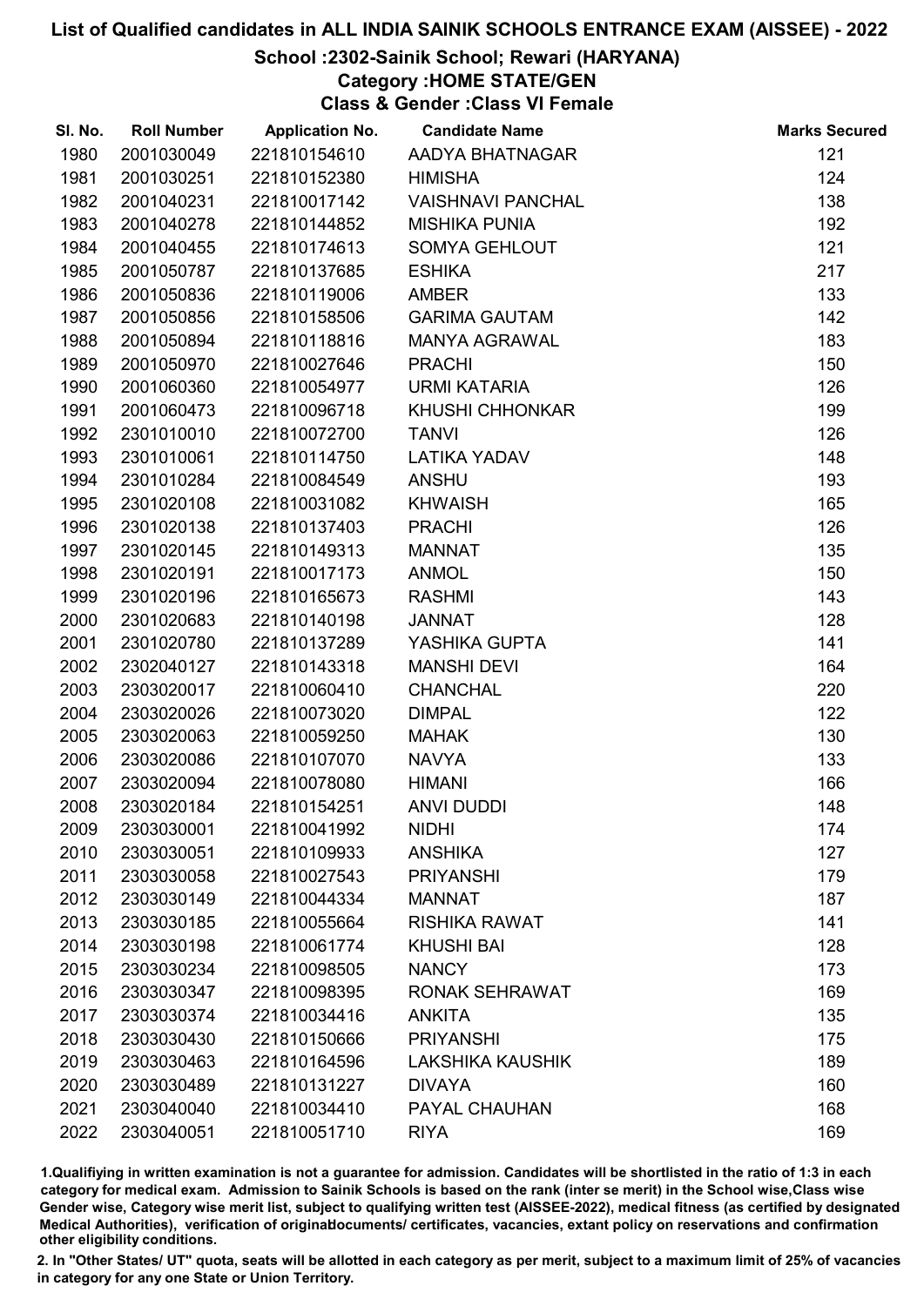# List of Qualified candidates in ALL INDIA SAINIK SCHOOLS ENTRANCE EXAM (AISSEE) - 2022

## School :2302-Sainik School; Rewari (HARYANA)

### Category :HOME STATE/GEN

### Class & Gender :Class VI Female

| Sl. No. | Roll Number | Application No. | Candidate Name | Marks Secured |
|---|---|---|---|---|
| 1980 | 2001030049 | 221810154610 | AADYA BHATNAGAR | 121 |
| 1981 | 2001030251 | 221810152380 | HIMISHA | 124 |
| 1982 | 2001040231 | 221810017142 | VAISHNAVI PANCHAL | 138 |
| 1983 | 2001040278 | 221810144852 | MISHIKA PUNIA | 192 |
| 1984 | 2001040455 | 221810174613 | SOMYA GEHLOUT | 121 |
| 1985 | 2001050787 | 221810137685 | ESHIKA | 217 |
| 1986 | 2001050836 | 221810119006 | AMBER | 133 |
| 1987 | 2001050856 | 221810158506 | GARIMA GAUTAM | 142 |
| 1988 | 2001050894 | 221810118816 | MANYA AGRAWAL | 183 |
| 1989 | 2001050970 | 221810027646 | PRACHI | 150 |
| 1990 | 2001060360 | 221810054977 | URMI KATARIA | 126 |
| 1991 | 2001060473 | 221810096718 | KHUSHI CHHONKAR | 199 |
| 1992 | 2301010010 | 221810072700 | TANVI | 126 |
| 1993 | 2301010061 | 221810114750 | LATIKA YADAV | 148 |
| 1994 | 2301010284 | 221810084549 | ANSHU | 193 |
| 1995 | 2301020108 | 221810031082 | KHWAISH | 165 |
| 1996 | 2301020138 | 221810137403 | PRACHI | 126 |
| 1997 | 2301020145 | 221810149313 | MANNAT | 135 |
| 1998 | 2301020191 | 221810017173 | ANMOL | 150 |
| 1999 | 2301020196 | 221810165673 | RASHMI | 143 |
| 2000 | 2301020683 | 221810140198 | JANNAT | 128 |
| 2001 | 2301020780 | 221810137289 | YASHIKA GUPTA | 141 |
| 2002 | 2302040127 | 221810143318 | MANSHI DEVI | 164 |
| 2003 | 2303020017 | 221810060410 | CHANCHAL | 220 |
| 2004 | 2303020026 | 221810073020 | DIMPAL | 122 |
| 2005 | 2303020063 | 221810059250 | MAHAK | 130 |
| 2006 | 2303020086 | 221810107070 | NAVYA | 133 |
| 2007 | 2303020094 | 221810078080 | HIMANI | 166 |
| 2008 | 2303020184 | 221810154251 | ANVI DUDDI | 148 |
| 2009 | 2303030001 | 221810041992 | NIDHI | 174 |
| 2010 | 2303030051 | 221810109933 | ANSHIKA | 127 |
| 2011 | 2303030058 | 221810027543 | PRIYANSHI | 179 |
| 2012 | 2303030149 | 221810044334 | MANNAT | 187 |
| 2013 | 2303030185 | 221810055664 | RISHIKA RAWAT | 141 |
| 2014 | 2303030198 | 221810061774 | KHUSHI BAI | 128 |
| 2015 | 2303030234 | 221810098505 | NANCY | 173 |
| 2016 | 2303030347 | 221810098395 | RONAK SEHRAWAT | 169 |
| 2017 | 2303030374 | 221810034416 | ANKITA | 135 |
| 2018 | 2303030430 | 221810150666 | PRIYANSHI | 175 |
| 2019 | 2303030463 | 221810164596 | LAKSHIKA KAUSHIK | 189 |
| 2020 | 2303030489 | 221810131227 | DIVAYA | 160 |
| 2021 | 2303040040 | 221810034410 | PAYAL CHAUHAN | 168 |
| 2022 | 2303040051 | 221810051710 | RIYA | 169 |

1.Qualifying in written examination is not a guarantee for admission. Candidates will be shortlisted in the ratio of 1:3 in each category for medical exam. Admission to Sainik Schools is based on the rank (inter se merit) in the School wise,Class wise Gender wise, Category wise merit list, subject to qualifying written test (AISSEE-2022), medical fitness (as certified by designated Medical Authorities), verification of originaldocuments/ certificates, vacancies, extant policy on reservations and confirmation other eligibility conditions.

2. In "Other States/ UT" quota, seats will be allotted in each category as per merit, subject to a maximum limit of 25% of vacancies in category for any one State or Union Territory.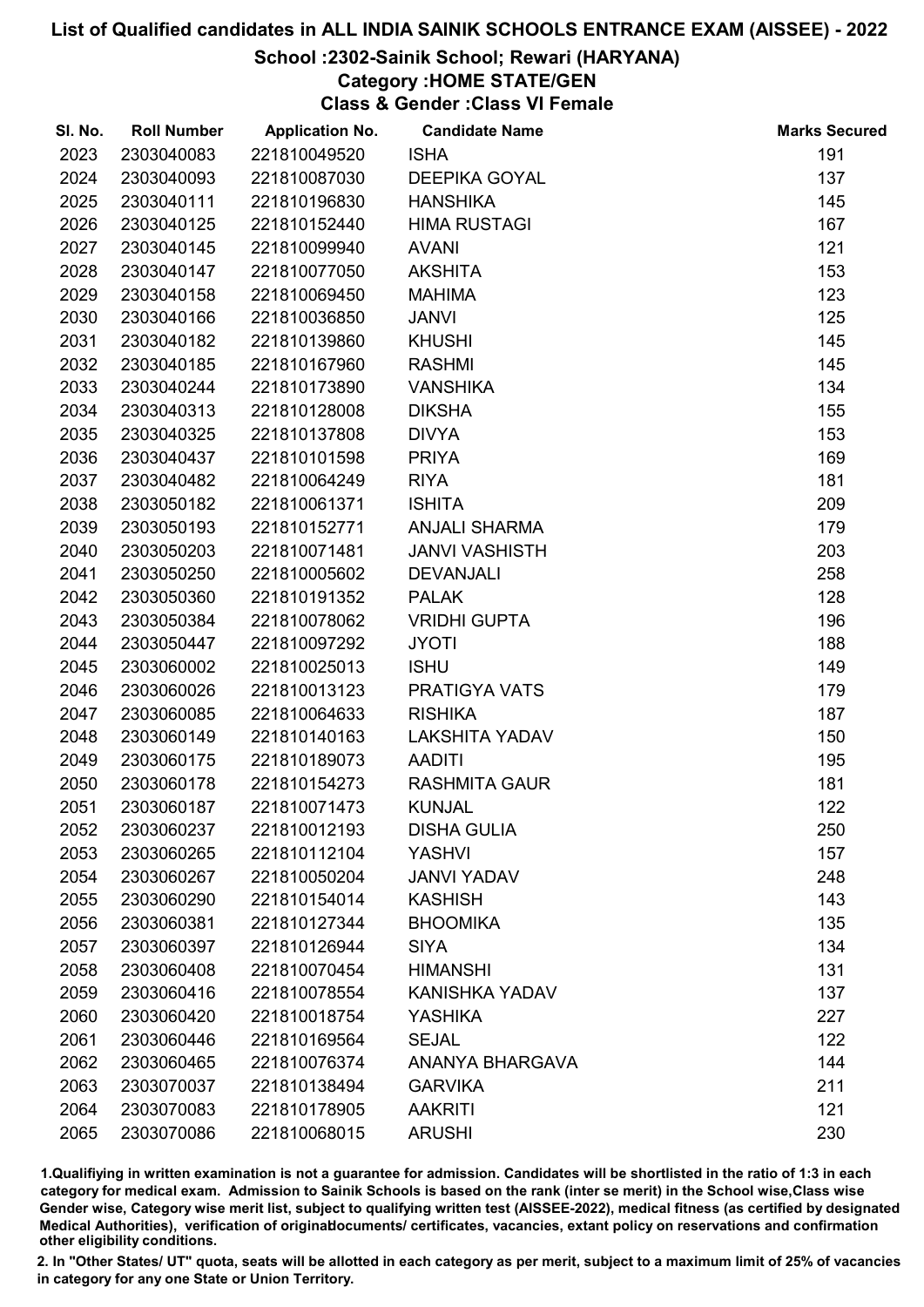# List of Qualified candidates in ALL INDIA SAINIK SCHOOLS ENTRANCE EXAM (AISSEE) - 2022

## School :2302-Sainik School; Rewari (HARYANA)

### Category :HOME STATE/GEN

### Class & Gender :Class VI Female

| Sl. No. | Roll Number | Application No. | Candidate Name | Marks Secured |
|---|---|---|---|---|
| 2023 | 2303040083 | 221810049520 | ISHA | 191 |
| 2024 | 2303040093 | 221810087030 | DEEPIKA GOYAL | 137 |
| 2025 | 2303040111 | 221810196830 | HANSHIKA | 145 |
| 2026 | 2303040125 | 221810152440 | HIMA RUSTAGI | 167 |
| 2027 | 2303040145 | 221810099940 | AVANI | 121 |
| 2028 | 2303040147 | 221810077050 | AKSHITA | 153 |
| 2029 | 2303040158 | 221810069450 | MAHIMA | 123 |
| 2030 | 2303040166 | 221810036850 | JANVI | 125 |
| 2031 | 2303040182 | 221810139860 | KHUSHI | 145 |
| 2032 | 2303040185 | 221810167960 | RASHMI | 145 |
| 2033 | 2303040244 | 221810173890 | VANSHIKA | 134 |
| 2034 | 2303040313 | 221810128008 | DIKSHA | 155 |
| 2035 | 2303040325 | 221810137808 | DIVYA | 153 |
| 2036 | 2303040437 | 221810101598 | PRIYA | 169 |
| 2037 | 2303040482 | 221810064249 | RIYA | 181 |
| 2038 | 2303050182 | 221810061371 | ISHITA | 209 |
| 2039 | 2303050193 | 221810152771 | ANJALI SHARMA | 179 |
| 2040 | 2303050203 | 221810071481 | JANVI VASHISTH | 203 |
| 2041 | 2303050250 | 221810005602 | DEVANJALI | 258 |
| 2042 | 2303050360 | 221810191352 | PALAK | 128 |
| 2043 | 2303050384 | 221810078062 | VRIDHI GUPTA | 196 |
| 2044 | 2303050447 | 221810097292 | JYOTI | 188 |
| 2045 | 2303060002 | 221810025013 | ISHU | 149 |
| 2046 | 2303060026 | 221810013123 | PRATIGYA VATS | 179 |
| 2047 | 2303060085 | 221810064633 | RISHIKA | 187 |
| 2048 | 2303060149 | 221810140163 | LAKSHITA YADAV | 150 |
| 2049 | 2303060175 | 221810189073 | AADITI | 195 |
| 2050 | 2303060178 | 221810154273 | RASHMITA GAUR | 181 |
| 2051 | 2303060187 | 221810071473 | KUNJAL | 122 |
| 2052 | 2303060237 | 221810012193 | DISHA GULIA | 250 |
| 2053 | 2303060265 | 221810112104 | YASHVI | 157 |
| 2054 | 2303060267 | 221810050204 | JANVI YADAV | 248 |
| 2055 | 2303060290 | 221810154014 | KASHISH | 143 |
| 2056 | 2303060381 | 221810127344 | BHOOMIKA | 135 |
| 2057 | 2303060397 | 221810126944 | SIYA | 134 |
| 2058 | 2303060408 | 221810070454 | HIMANSHI | 131 |
| 2059 | 2303060416 | 221810078554 | KANISHKA YADAV | 137 |
| 2060 | 2303060420 | 221810018754 | YASHIKA | 227 |
| 2061 | 2303060446 | 221810169564 | SEJAL | 122 |
| 2062 | 2303060465 | 221810076374 | ANANYA BHARGAVA | 144 |
| 2063 | 2303070037 | 221810138494 | GARVIKA | 211 |
| 2064 | 2303070083 | 221810178905 | AAKRITI | 121 |
| 2065 | 2303070086 | 221810068015 | ARUSHI | 230 |

1.Qualifiying in written examination is not a guarantee for admission. Candidates will be shortlisted in the ratio of 1:3 in each category for medical exam. Admission to Sainik Schools is based on the rank (inter se merit) in the School wise,Class wise Gender wise, Category wise merit list, subject to qualifying written test (AISSEE-2022), medical fitness (as certified by designated Medical Authorities), verification of originaldocuments/ certificates, vacancies, extant policy on reservations and confirmation other eligibility conditions.

2. In "Other States/ UT" quota, seats will be allotted in each category as per merit, subject to a maximum limit of 25% of vacancies in category for any one State or Union Territory.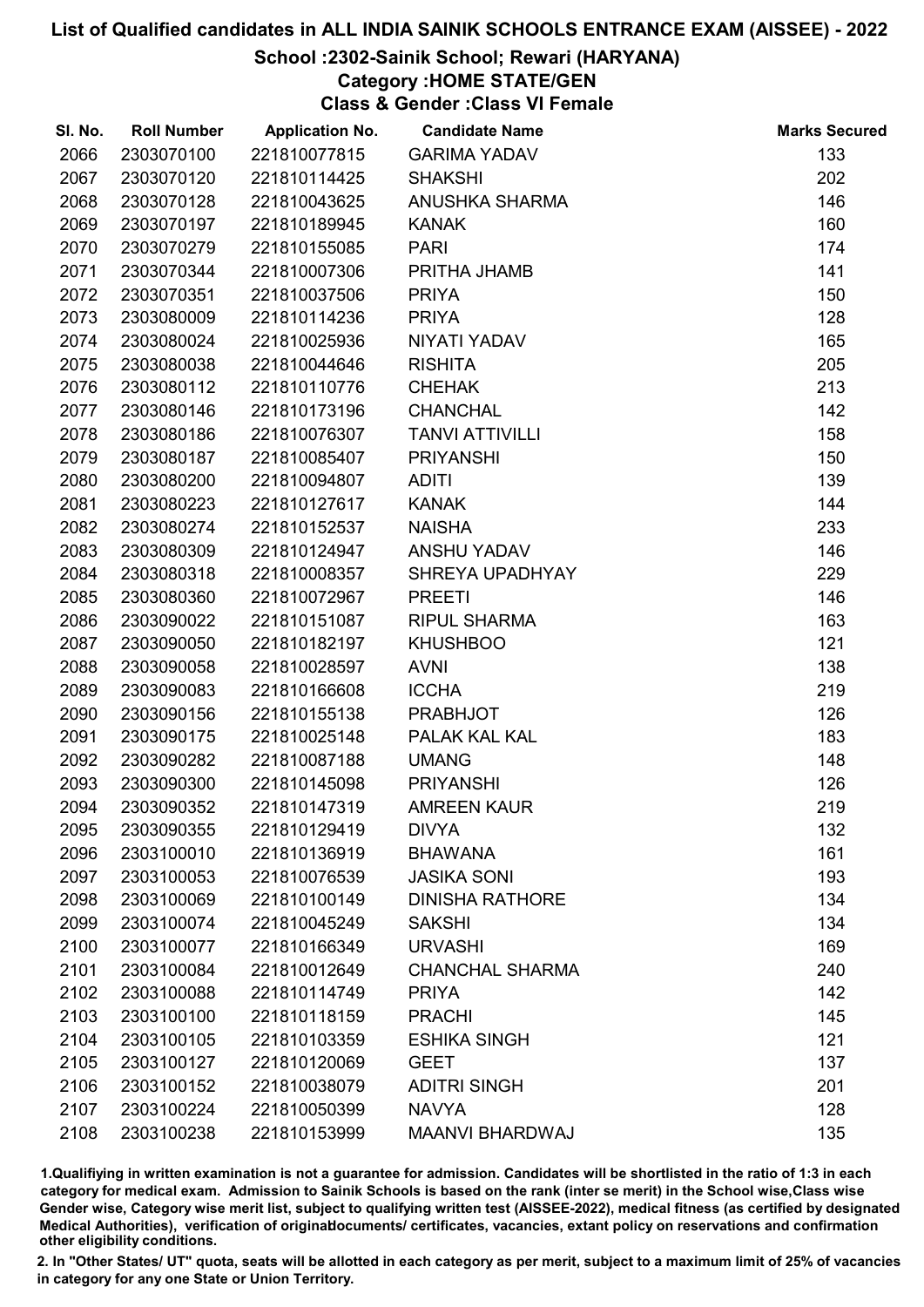# List of Qualified candidates in ALL INDIA SAINIK SCHOOLS ENTRANCE EXAM (AISSEE) - 2022

## School :2302-Sainik School; Rewari (HARYANA)

### Category :HOME STATE/GEN

### Class & Gender :Class VI Female

| Sl. No. | Roll Number | Application No. | Candidate Name | Marks Secured |
|---|---|---|---|---|
| 2066 | 2303070100 | 221810077815 | GARIMA YADAV | 133 |
| 2067 | 2303070120 | 221810114425 | SHAKSHI | 202 |
| 2068 | 2303070128 | 221810043625 | ANUSHKA SHARMA | 146 |
| 2069 | 2303070197 | 221810189945 | KANAK | 160 |
| 2070 | 2303070279 | 221810155085 | PARI | 174 |
| 2071 | 2303070344 | 221810007306 | PRITHA JHAMB | 141 |
| 2072 | 2303070351 | 221810037506 | PRIYA | 150 |
| 2073 | 2303080009 | 221810114236 | PRIYA | 128 |
| 2074 | 2303080024 | 221810025936 | NIYATI YADAV | 165 |
| 2075 | 2303080038 | 221810044646 | RISHITA | 205 |
| 2076 | 2303080112 | 221810110776 | CHEHAK | 213 |
| 2077 | 2303080146 | 221810173196 | CHANCHAL | 142 |
| 2078 | 2303080186 | 221810076307 | TANVI ATTIVILLI | 158 |
| 2079 | 2303080187 | 221810085407 | PRIYANSHI | 150 |
| 2080 | 2303080200 | 221810094807 | ADITI | 139 |
| 2081 | 2303080223 | 221810127617 | KANAK | 144 |
| 2082 | 2303080274 | 221810152537 | NAISHA | 233 |
| 2083 | 2303080309 | 221810124947 | ANSHU YADAV | 146 |
| 2084 | 2303080318 | 221810008357 | SHREYA UPADHYAY | 229 |
| 2085 | 2303080360 | 221810072967 | PREETI | 146 |
| 2086 | 2303090022 | 221810151087 | RIPUL SHARMA | 163 |
| 2087 | 2303090050 | 221810182197 | KHUSHBOO | 121 |
| 2088 | 2303090058 | 221810028597 | AVNI | 138 |
| 2089 | 2303090083 | 221810166608 | ICCHA | 219 |
| 2090 | 2303090156 | 221810155138 | PRABHJOT | 126 |
| 2091 | 2303090175 | 221810025148 | PALAK KAL KAL | 183 |
| 2092 | 2303090282 | 221810087188 | UMANG | 148 |
| 2093 | 2303090300 | 221810145098 | PRIYANSHI | 126 |
| 2094 | 2303090352 | 221810147319 | AMREEN KAUR | 219 |
| 2095 | 2303090355 | 221810129419 | DIVYA | 132 |
| 2096 | 2303100010 | 221810136919 | BHAWANA | 161 |
| 2097 | 2303100053 | 221810076539 | JASIKA SONI | 193 |
| 2098 | 2303100069 | 221810100149 | DINISHA RATHORE | 134 |
| 2099 | 2303100074 | 221810045249 | SAKSHI | 134 |
| 2100 | 2303100077 | 221810166349 | URVASHI | 169 |
| 2101 | 2303100084 | 221810012649 | CHANCHAL SHARMA | 240 |
| 2102 | 2303100088 | 221810114749 | PRIYA | 142 |
| 2103 | 2303100100 | 221810118159 | PRACHI | 145 |
| 2104 | 2303100105 | 221810103359 | ESHIKA SINGH | 121 |
| 2105 | 2303100127 | 221810120069 | GEET | 137 |
| 2106 | 2303100152 | 221810038079 | ADITRI SINGH | 201 |
| 2107 | 2303100224 | 221810050399 | NAVYA | 128 |
| 2108 | 2303100238 | 221810153999 | MAANVI BHARDWAJ | 135 |

1.Qualifying in written examination is not a guarantee for admission. Candidates will be shortlisted in the ratio of 1:3 in each category for medical exam. Admission to Sainik Schools is based on the rank (inter se merit) in the School wise,Class wise Gender wise, Category wise merit list, subject to qualifying written test (AISSEE-2022), medical fitness (as certified by designated Medical Authorities), verification of originaldocuments/ certificates, vacancies, extant policy on reservations and confirmation other eligibility conditions.

2. In "Other States/ UT" quota, seats will be allotted in each category as per merit, subject to a maximum limit of 25% of vacancies in category for any one State or Union Territory.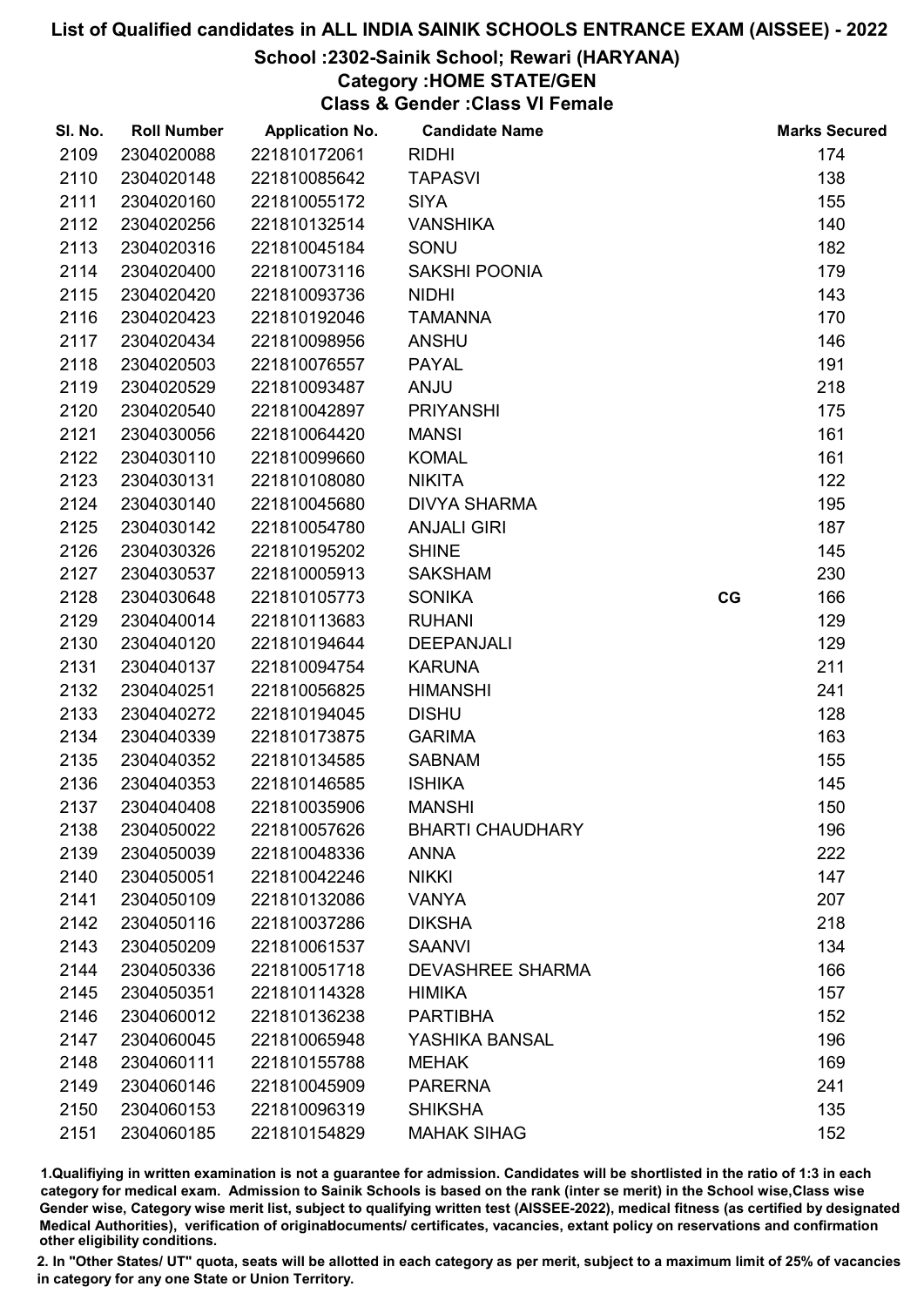# List of Qualified candidates in ALL INDIA SAINIK SCHOOLS ENTRANCE EXAM (AISSEE) - 2022

## School :2302-Sainik School; Rewari (HARYANA)

### Category :HOME STATE/GEN

### Class & Gender :Class VI Female

| Sl. No. | Roll Number | Application No. | Candidate Name | | Marks Secured |
|---|---|---|---|---|---|
| 2109 | 2304020088 | 221810172061 | RIDHI | | 174 |
| 2110 | 2304020148 | 221810085642 | TAPASVI | | 138 |
| 2111 | 2304020160 | 221810055172 | SIYA | | 155 |
| 2112 | 2304020256 | 221810132514 | VANSHIKA | | 140 |
| 2113 | 2304020316 | 221810045184 | SONU | | 182 |
| 2114 | 2304020400 | 221810073116 | SAKSHI POONIA | | 179 |
| 2115 | 2304020420 | 221810093736 | NIDHI | | 143 |
| 2116 | 2304020423 | 221810192046 | TAMANNA | | 170 |
| 2117 | 2304020434 | 221810098956 | ANSHU | | 146 |
| 2118 | 2304020503 | 221810076557 | PAYAL | | 191 |
| 2119 | 2304020529 | 221810093487 | ANJU | | 218 |
| 2120 | 2304020540 | 221810042897 | PRIYANSHI | | 175 |
| 2121 | 2304030056 | 221810064420 | MANSI | | 161 |
| 2122 | 2304030110 | 221810099660 | KOMAL | | 161 |
| 2123 | 2304030131 | 221810108080 | NIKITA | | 122 |
| 2124 | 2304030140 | 221810045680 | DIVYA SHARMA | | 195 |
| 2125 | 2304030142 | 221810054780 | ANJALI GIRI | | 187 |
| 2126 | 2304030326 | 221810195202 | SHINE | | 145 |
| 2127 | 2304030537 | 221810005913 | SAKSHAM | | 230 |
| 2128 | 2304030648 | 221810105773 | SONIKA | CG | 166 |
| 2129 | 2304040014 | 221810113683 | RUHANI | | 129 |
| 2130 | 2304040120 | 221810194644 | DEEPANJALI | | 129 |
| 2131 | 2304040137 | 221810094754 | KARUNA | | 211 |
| 2132 | 2304040251 | 221810056825 | HIMANSHI | | 241 |
| 2133 | 2304040272 | 221810194045 | DISHU | | 128 |
| 2134 | 2304040339 | 221810173875 | GARIMA | | 163 |
| 2135 | 2304040352 | 221810134585 | SABNAM | | 155 |
| 2136 | 2304040353 | 221810146585 | ISHIKA | | 145 |
| 2137 | 2304040408 | 221810035906 | MANSHI | | 150 |
| 2138 | 2304050022 | 221810057626 | BHARTI CHAUDHARY | | 196 |
| 2139 | 2304050039 | 221810048336 | ANNA | | 222 |
| 2140 | 2304050051 | 221810042246 | NIKKI | | 147 |
| 2141 | 2304050109 | 221810132086 | VANYA | | 207 |
| 2142 | 2304050116 | 221810037286 | DIKSHA | | 218 |
| 2143 | 2304050209 | 221810061537 | SAANVI | | 134 |
| 2144 | 2304050336 | 221810051718 | DEVASHREE SHARMA | | 166 |
| 2145 | 2304050351 | 221810114328 | HIMIKA | | 157 |
| 2146 | 2304060012 | 221810136238 | PARTIBHA | | 152 |
| 2147 | 2304060045 | 221810065948 | YASHIKA BANSAL | | 196 |
| 2148 | 2304060111 | 221810155788 | MEHAK | | 169 |
| 2149 | 2304060146 | 221810045909 | PARERNA | | 241 |
| 2150 | 2304060153 | 221810096319 | SHIKSHA | | 135 |
| 2151 | 2304060185 | 221810154829 | MAHAK SIHAG | | 152 |

1.Qualifiying in written examination is not a guarantee for admission. Candidates will be shortlisted in the ratio of 1:3 in each category for medical exam. Admission to Sainik Schools is based on the rank (inter se merit) in the School wise,Class wise Gender wise, Category wise merit list, subject to qualifying written test (AISSEE-2022), medical fitness (as certified by designated Medical Authorities), verification of originaldocuments/ certificates, vacancies, extant policy on reservations and confirmation other eligibility conditions.

2. In "Other States/ UT" quota, seats will be allotted in each category as per merit, subject to a maximum limit of 25% of vacancies in category for any one State or Union Territory.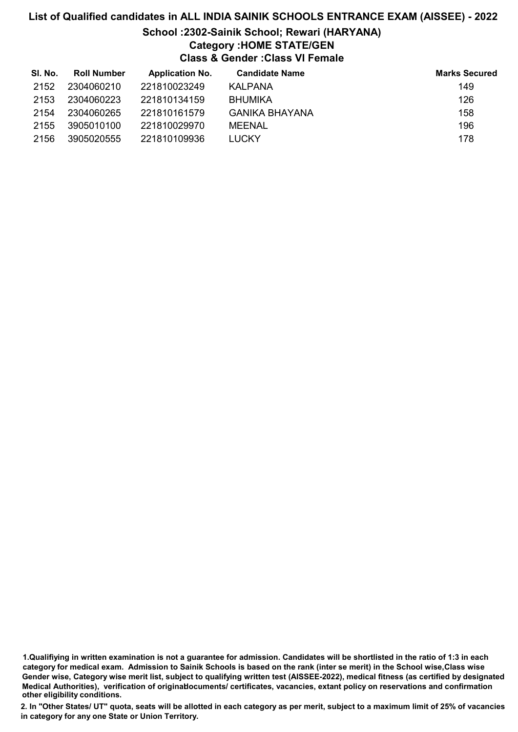# List of Qualified candidates in ALL INDIA SAINIK SCHOOLS ENTRANCE EXAM (AISSEE) - 2022

## School :2302-Sainik School; Rewari (HARYANA)

### Category :HOME STATE/GEN

### Class & Gender :Class VI Female

| Sl. No. | Roll Number | Application No. | Candidate Name | Marks Secured |
|---|---|---|---|---|
| 2152 | 2304060210 | 221810023249 | KALPANA | 149 |
| 2153 | 2304060223 | 221810134159 | BHUMIKA | 126 |
| 2154 | 2304060265 | 221810161579 | GANIKA BHAYANA | 158 |
| 2155 | 3905010100 | 221810029970 | MEENAL | 196 |
| 2156 | 3905020555 | 221810109936 | LUCKY | 178 |

**1.Qualifiying in written examination is not a guarantee for admission. Candidates will be shortlisted in the ratio of 1:3 in each category for medical exam. Admission to Sainik Schools is based on the rank (inter se merit) in the School wise,Class wise Gender wise, Category wise merit list, subject to qualifying written test (AISSEE-2022), medical fitness (as certified by designated Medical Authorities), verification of originaldocuments/ certificates, vacancies, extant policy on reservations and confirmation other eligibility conditions.**

**2. In "Other States/ UT" quota, seats will be allotted in each category as per merit, subject to a maximum limit of 25% of vacancies in category for any one State or Union Territory.**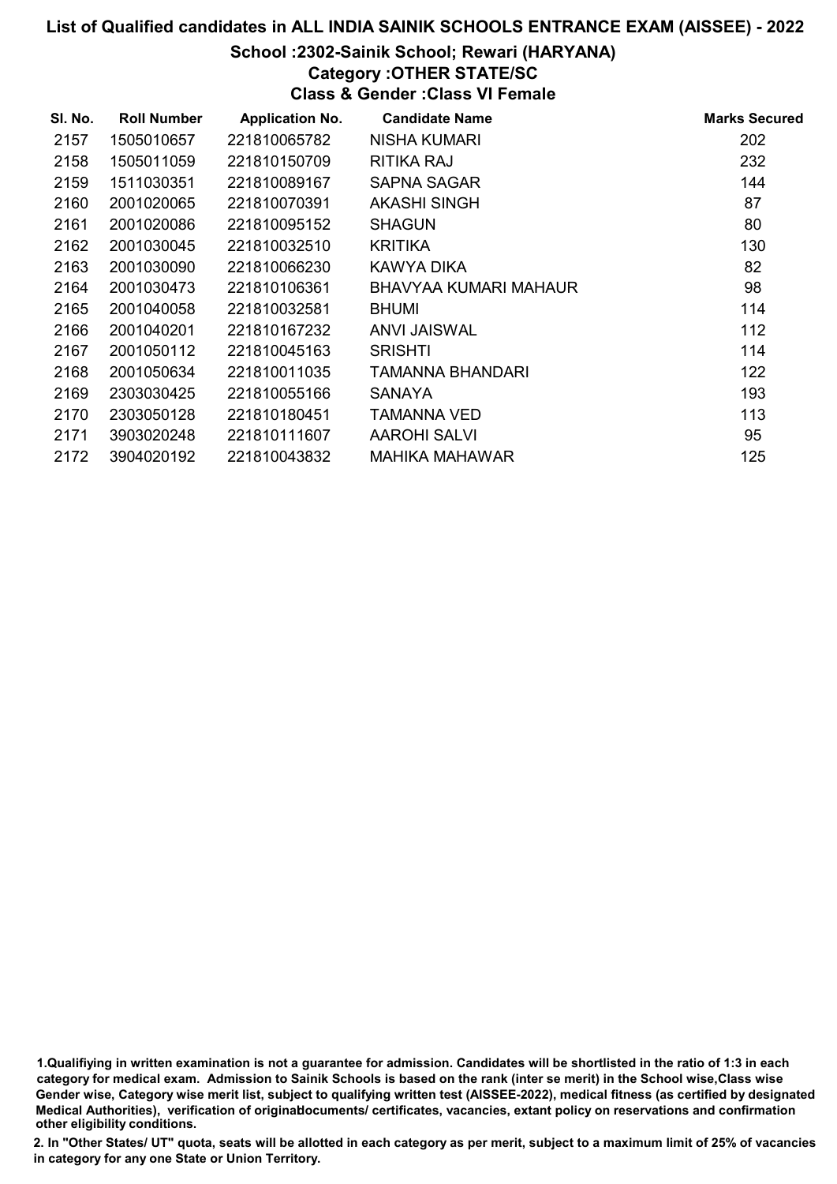# List of Qualified candidates in ALL INDIA SAINIK SCHOOLS ENTRANCE EXAM (AISSEE) - 2022

## School :2302-Sainik School; Rewari (HARYANA)

### Category :OTHER STATE/SC

### Class & Gender :Class VI Female

| Sl. No. | Roll Number | Application No. | Candidate Name | Marks Secured |
|---|---|---|---|---|
| 2157 | 1505010657 | 221810065782 | NISHA KUMARI | 202 |
| 2158 | 1505011059 | 221810150709 | RITIKA RAJ | 232 |
| 2159 | 1511030351 | 221810089167 | SAPNA SAGAR | 144 |
| 2160 | 2001020065 | 221810070391 | AKASHI SINGH | 87 |
| 2161 | 2001020086 | 221810095152 | SHAGUN | 80 |
| 2162 | 2001030045 | 221810032510 | KRITIKA | 130 |
| 2163 | 2001030090 | 221810066230 | KAWYA DIKA | 82 |
| 2164 | 2001030473 | 221810106361 | BHAVYAA KUMARI MAHAUR | 98 |
| 2165 | 2001040058 | 221810032581 | BHUMI | 114 |
| 2166 | 2001040201 | 221810167232 | ANVI JAISWAL | 112 |
| 2167 | 2001050112 | 221810045163 | SRISHTI | 114 |
| 2168 | 2001050634 | 221810011035 | TAMANNA BHANDARI | 122 |
| 2169 | 2303030425 | 221810055166 | SANAYA | 193 |
| 2170 | 2303050128 | 221810180451 | TAMANNA VED | 113 |
| 2171 | 3903020248 | 221810111607 | AAROHI SALVI | 95 |
| 2172 | 3904020192 | 221810043832 | MAHIKA MAHAWAR | 125 |

1.Qualifiying in written examination is not a guarantee for admission. Candidates will be shortlisted in the ratio of 1:3 in each category for medical exam. Admission to Sainik Schools is based on the rank (inter se merit) in the School wise,Class wise Gender wise, Category wise merit list, subject to qualifying written test (AISSEE-2022), medical fitness (as certified by designated Medical Authorities), verification of originaldocuments/ certificates, vacancies, extant policy on reservations and confirmation other eligibility conditions.

2. In "Other States/ UT" quota, seats will be allotted in each category as per merit, subject to a maximum limit of 25% of vacancies in category for any one State or Union Territory.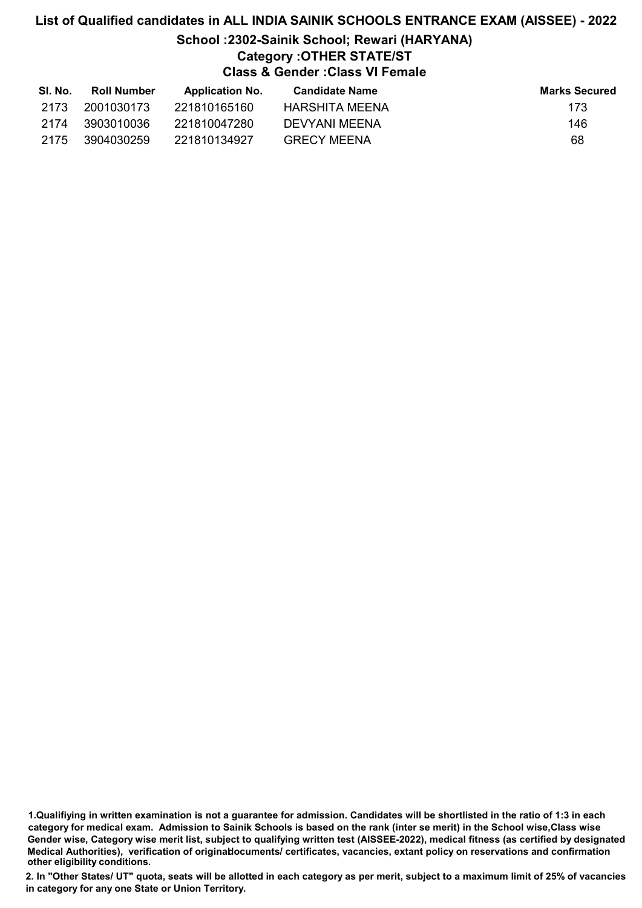# List of Qualified candidates in ALL INDIA SAINIK SCHOOLS ENTRANCE EXAM (AISSEE) - 2022

## School :2302-Sainik School; Rewari (HARYANA)

### Category :OTHER STATE/ST

### Class & Gender :Class VI Female

| Sl. No. | Roll Number | Application No. | Candidate Name | Marks Secured |
|---|---|---|---|---|
| 2173 | 2001030173 | 221810165160 | HARSHITA MEENA | 173 |
| 2174 | 3903010036 | 221810047280 | DEVYANI MEENA | 146 |
| 2175 | 3904030259 | 221810134927 | GRECY MEENA | 68 |

1.Qualifiying in written examination is not a guarantee for admission. Candidates will be shortlisted in the ratio of 1:3 in each category for medical exam. Admission to Sainik Schools is based on the rank (inter se merit) in the School wise,Class wise Gender wise, Category wise merit list, subject to qualifying written test (AISSEE-2022), medical fitness (as certified by designated Medical Authorities), verification of originaldocuments/ certificates, vacancies, extant policy on reservations and confirmation other eligibility conditions.

2. In "Other States/ UT" quota, seats will be allotted in each category as per merit, subject to a maximum limit of 25% of vacancies in category for any one State or Union Territory.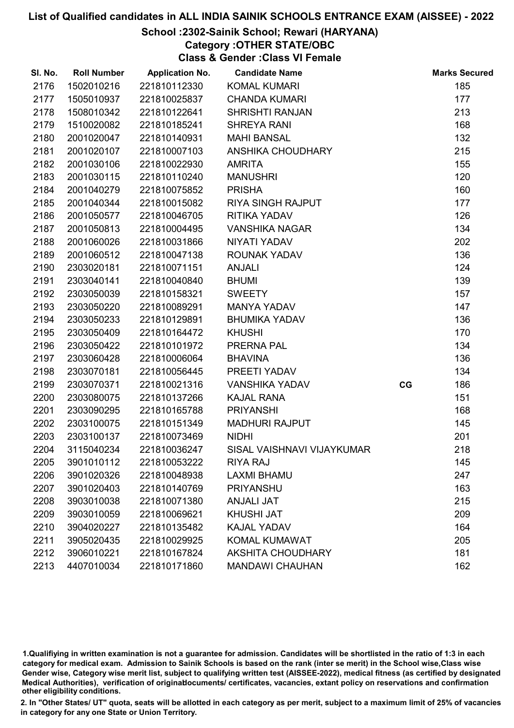# List of Qualified candidates in ALL INDIA SAINIK SCHOOLS ENTRANCE EXAM (AISSEE) - 2022

## School :2302-Sainik School; Rewari (HARYANA)

### Category :OTHER STATE/OBC

### Class & Gender :Class VI Female

| Sl. No. | Roll Number | Application No. | Candidate Name | | Marks Secured |
|---|---|---|---|---|---|
| 2176 | 1502010216 | 221810112330 | KOMAL KUMARI | | 185 |
| 2177 | 1505010937 | 221810025837 | CHANDA KUMARI | | 177 |
| 2178 | 1508010342 | 221810122641 | SHRISHTI RANJAN | | 213 |
| 2179 | 1510020082 | 221810185241 | SHREYA RANI | | 168 |
| 2180 | 2001020047 | 221810140931 | MAHI BANSAL | | 132 |
| 2181 | 2001020107 | 221810007103 | ANSHIKA CHOUDHARY | | 215 |
| 2182 | 2001030106 | 221810022930 | AMRITA | | 155 |
| 2183 | 2001030115 | 221810110240 | MANUSHRI | | 120 |
| 2184 | 2001040279 | 221810075852 | PRISHA | | 160 |
| 2185 | 2001040344 | 221810015082 | RIYA SINGH RAJPUT | | 177 |
| 2186 | 2001050577 | 221810046705 | RITIKA YADAV | | 126 |
| 2187 | 2001050813 | 221810004495 | VANSHIKA NAGAR | | 134 |
| 2188 | 2001060026 | 221810031866 | NIYATI YADAV | | 202 |
| 2189 | 2001060512 | 221810047138 | ROUNAK YADAV | | 136 |
| 2190 | 2303020181 | 221810071151 | ANJALI | | 124 |
| 2191 | 2303040141 | 221810040840 | BHUMI | | 139 |
| 2192 | 2303050039 | 221810158321 | SWEETY | | 157 |
| 2193 | 2303050220 | 221810089291 | MANYA YADAV | | 147 |
| 2194 | 2303050233 | 221810129891 | BHUMIKA YADAV | | 136 |
| 2195 | 2303050409 | 221810164472 | KHUSHI | | 170 |
| 2196 | 2303050422 | 221810101972 | PRERNA PAL | | 134 |
| 2197 | 2303060428 | 221810006064 | BHAVINA | | 136 |
| 2198 | 2303070181 | 221810056445 | PREETI YADAV | | 134 |
| 2199 | 2303070371 | 221810021316 | VANSHIKA YADAV | CG | 186 |
| 2200 | 2303080075 | 221810137266 | KAJAL RANA | | 151 |
| 2201 | 2303090295 | 221810165788 | PRIYANSHI | | 168 |
| 2202 | 2303100075 | 221810151349 | MADHURI RAJPUT | | 145 |
| 2203 | 2303100137 | 221810073469 | NIDHI | | 201 |
| 2204 | 3115040234 | 221810036247 | SISAL VAISHNAVI VIJAYKUMAR | | 218 |
| 2205 | 3901010112 | 221810053222 | RIYA RAJ | | 145 |
| 2206 | 3901020326 | 221810048938 | LAXMI BHAMU | | 247 |
| 2207 | 3901020403 | 221810140769 | PRIYANSHU | | 163 |
| 2208 | 3903010038 | 221810071380 | ANJALI JAT | | 215 |
| 2209 | 3903010059 | 221810069621 | KHUSHI JAT | | 209 |
| 2210 | 3904020227 | 221810135482 | KAJAL YADAV | | 164 |
| 2211 | 3905020435 | 221810029925 | KOMAL KUMAWAT | | 205 |
| 2212 | 3906010221 | 221810167824 | AKSHITA CHOUDHARY | | 181 |
| 2213 | 4407010034 | 221810171860 | MANDAWI CHAUHAN | | 162 |

1.Qualifiying in written examination is not a guarantee for admission. Candidates will be shortlisted in the ratio of 1:3 in each category for medical exam. Admission to Sainik Schools is based on the rank (inter se merit) in the School wise,Class wise Gender wise, Category wise merit list, subject to qualifying written test (AISSEE-2022), medical fitness (as certified by designated Medical Authorities), verification of originaldocuments/ certificates, vacancies, extant policy on reservations and confirmation other eligibility conditions.

2. In "Other States/ UT" quota, seats will be allotted in each category as per merit, subject to a maximum limit of 25% of vacancies in category for any one State or Union Territory.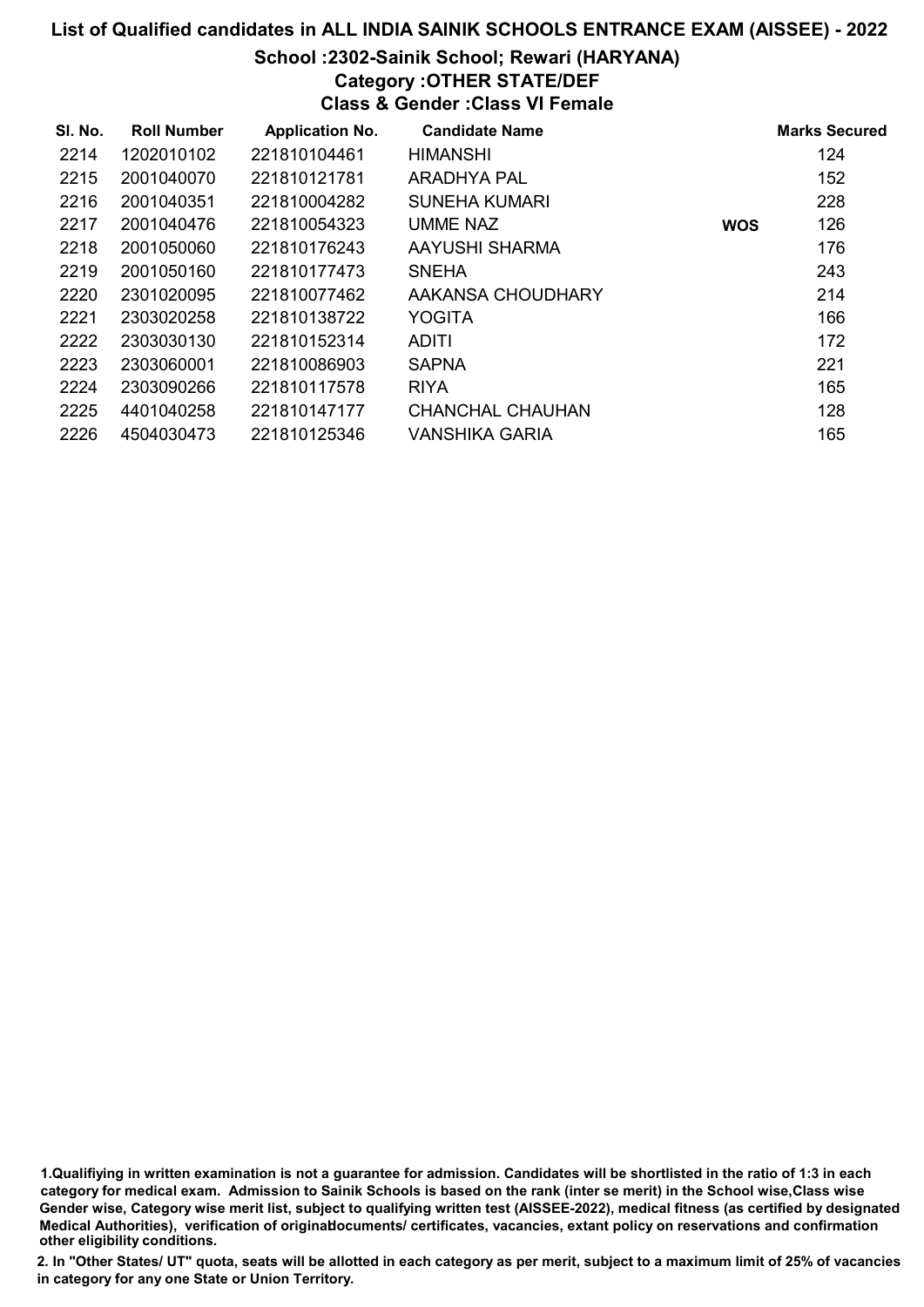# List of Qualified candidates in ALL INDIA SAINIK SCHOOLS ENTRANCE EXAM (AISSEE) - 2022

## School :2302-Sainik School; Rewari (HARYANA)

### Category :OTHER STATE/DEF

### Class & Gender :Class VI Female

| Sl. No. | Roll Number | Application No. | Candidate Name | | Marks Secured |
|---|---|---|---|---|---|
| 2214 | 1202010102 | 221810104461 | HIMANSHI | | 124 |
| 2215 | 2001040070 | 221810121781 | ARADHYA PAL | | 152 |
| 2216 | 2001040351 | 221810004282 | SUNEHA KUMARI | | 228 |
| 2217 | 2001040476 | 221810054323 | UMME NAZ | WOS | 126 |
| 2218 | 2001050060 | 221810176243 | AAYUSHI SHARMA | | 176 |
| 2219 | 2001050160 | 221810177473 | SNEHA | | 243 |
| 2220 | 2301020095 | 221810077462 | AAKANSA CHOUDHARY | | 214 |
| 2221 | 2303020258 | 221810138722 | YOGITA | | 166 |
| 2222 | 2303030130 | 221810152314 | ADITI | | 172 |
| 2223 | 2303060001 | 221810086903 | SAPNA | | 221 |
| 2224 | 2303090266 | 221810117578 | RIYA | | 165 |
| 2225 | 4401040258 | 221810147177 | CHANCHAL CHAUHAN | | 128 |
| 2226 | 4504030473 | 221810125346 | VANSHIKA GARIA | | 165 |

1.Qualifiying in written examination is not a guarantee for admission. Candidates will be shortlisted in the ratio of 1:3 in each category for medical exam. Admission to Sainik Schools is based on the rank (inter se merit) in the School wise,Class wise Gender wise, Category wise merit list, subject to qualifying written test (AISSEE-2022), medical fitness (as certified by designated Medical Authorities), verification of originaldocuments/ certificates, vacancies, extant policy on reservations and confirmation other eligibility conditions.

2. In "Other States/ UT" quota, seats will be allotted in each category as per merit, subject to a maximum limit of 25% of vacancies in category for any one State or Union Territory.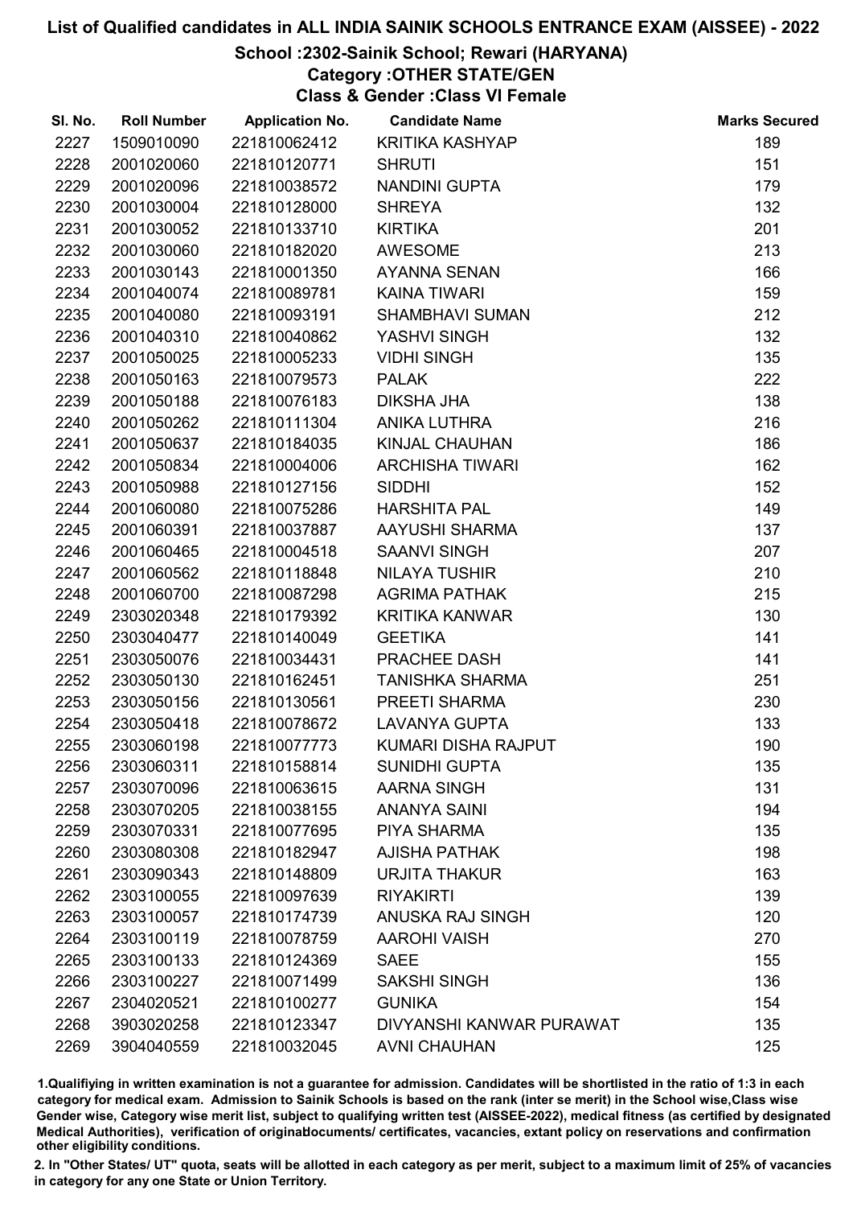# List of Qualified candidates in ALL INDIA SAINIK SCHOOLS ENTRANCE EXAM (AISSEE) - 2022

## School :2302-Sainik School; Rewari (HARYANA)

### Category :OTHER STATE/GEN

### Class & Gender :Class VI Female

| Sl. No. | Roll Number | Application No. | Candidate Name | Marks Secured |
|---|---|---|---|---|
| 2227 | 1509010090 | 221810062412 | KRITIKA KASHYAP | 189 |
| 2228 | 2001020060 | 221810120771 | SHRUTI | 151 |
| 2229 | 2001020096 | 221810038572 | NANDINI GUPTA | 179 |
| 2230 | 2001030004 | 221810128000 | SHREYA | 132 |
| 2231 | 2001030052 | 221810133710 | KIRTIKA | 201 |
| 2232 | 2001030060 | 221810182020 | AWESOME | 213 |
| 2233 | 2001030143 | 221810001350 | AYANNA SENAN | 166 |
| 2234 | 2001040074 | 221810089781 | KAINA TIWARI | 159 |
| 2235 | 2001040080 | 221810093191 | SHAMBHAVI SUMAN | 212 |
| 2236 | 2001040310 | 221810040862 | YASHVI SINGH | 132 |
| 2237 | 2001050025 | 221810005233 | VIDHI SINGH | 135 |
| 2238 | 2001050163 | 221810079573 | PALAK | 222 |
| 2239 | 2001050188 | 221810076183 | DIKSHA JHA | 138 |
| 2240 | 2001050262 | 221810111304 | ANIKA LUTHRA | 216 |
| 2241 | 2001050637 | 221810184035 | KINJAL CHAUHAN | 186 |
| 2242 | 2001050834 | 221810004006 | ARCHISHA TIWARI | 162 |
| 2243 | 2001050988 | 221810127156 | SIDDHI | 152 |
| 2244 | 2001060080 | 221810075286 | HARSHITA PAL | 149 |
| 2245 | 2001060391 | 221810037887 | AAYUSHI SHARMA | 137 |
| 2246 | 2001060465 | 221810004518 | SAANVI SINGH | 207 |
| 2247 | 2001060562 | 221810118848 | NILAYA TUSHIR | 210 |
| 2248 | 2001060700 | 221810087298 | AGRIMA PATHAK | 215 |
| 2249 | 2303020348 | 221810179392 | KRITIKA KANWAR | 130 |
| 2250 | 2303040477 | 221810140049 | GEETIKA | 141 |
| 2251 | 2303050076 | 221810034431 | PRACHEE DASH | 141 |
| 2252 | 2303050130 | 221810162451 | TANISHKA SHARMA | 251 |
| 2253 | 2303050156 | 221810130561 | PREETI SHARMA | 230 |
| 2254 | 2303050418 | 221810078672 | LAVANYA GUPTA | 133 |
| 2255 | 2303060198 | 221810077773 | KUMARI DISHA RAJPUT | 190 |
| 2256 | 2303060311 | 221810158814 | SUNIDHI GUPTA | 135 |
| 2257 | 2303070096 | 221810063615 | AARNA SINGH | 131 |
| 2258 | 2303070205 | 221810038155 | ANANYA SAINI | 194 |
| 2259 | 2303070331 | 221810077695 | PIYA SHARMA | 135 |
| 2260 | 2303080308 | 221810182947 | AJISHA PATHAK | 198 |
| 2261 | 2303090343 | 221810148809 | URJITA THAKUR | 163 |
| 2262 | 2303100055 | 221810097639 | RIYAKIRTI | 139 |
| 2263 | 2303100057 | 221810174739 | ANUSKA RAJ SINGH | 120 |
| 2264 | 2303100119 | 221810078759 | AAROHI VAISH | 270 |
| 2265 | 2303100133 | 221810124369 | SAEE | 155 |
| 2266 | 2303100227 | 221810071499 | SAKSHI SINGH | 136 |
| 2267 | 2304020521 | 221810100277 | GUNIKA | 154 |
| 2268 | 3903020258 | 221810123347 | DIVYANSHI KANWAR PURAWAT | 135 |
| 2269 | 3904040559 | 221810032045 | AVNI CHAUHAN | 125 |

1.Qualifiying in written examination is not a guarantee for admission. Candidates will be shortlisted in the ratio of 1:3 in each category for medical exam. Admission to Sainik Schools is based on the rank (inter se merit) in the School wise,Class wise Gender wise, Category wise merit list, subject to qualifying written test (AISSEE-2022), medical fitness (as certified by designated Medical Authorities), verification of originaldocuments/ certificates, vacancies, extant policy on reservations and confirmation other eligibility conditions.

2. In "Other States/ UT" quota, seats will be allotted in each category as per merit, subject to a maximum limit of 25% of vacancies in category for any one State or Union Territory.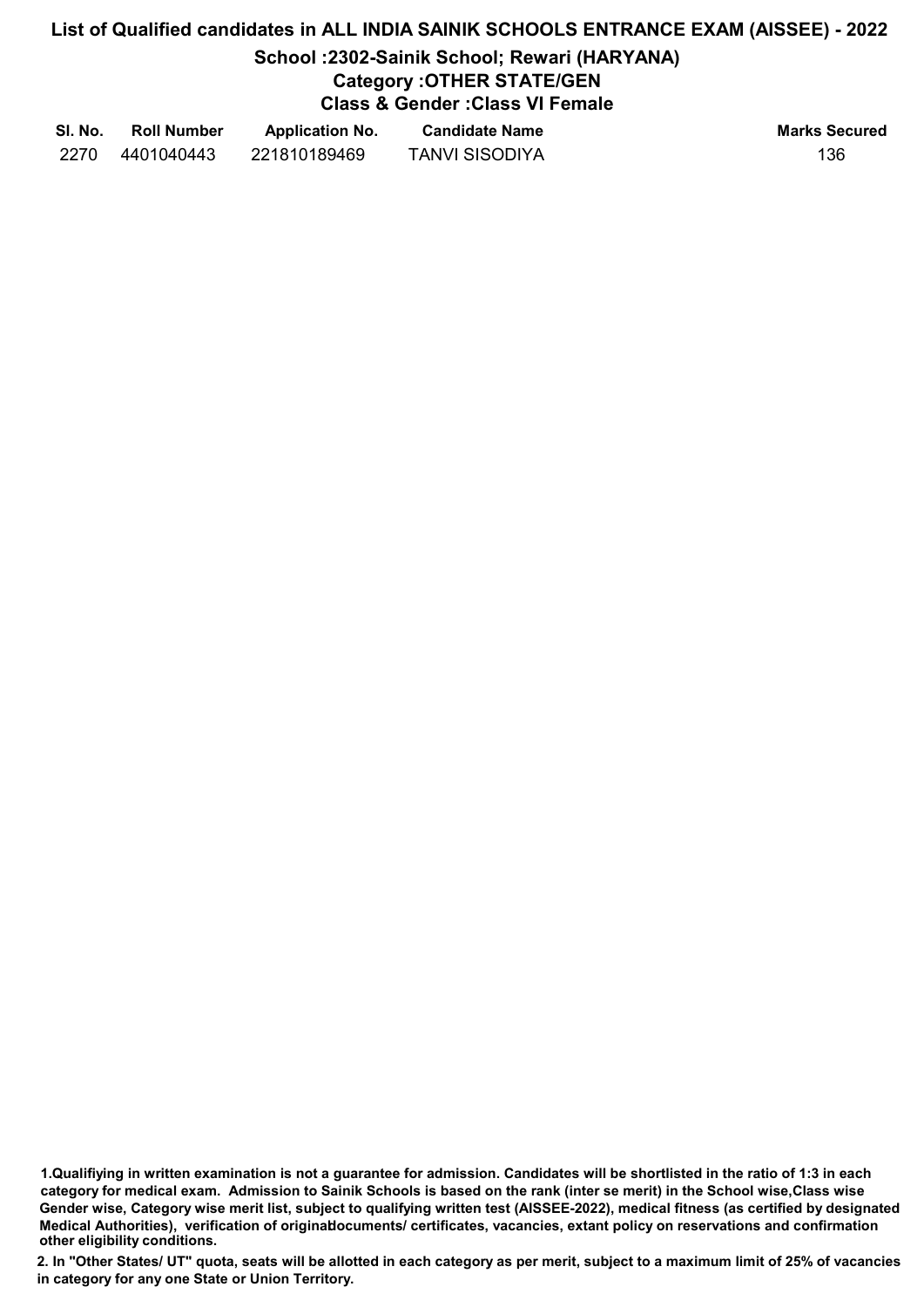# List of Qualified candidates in ALL INDIA SAINIK SCHOOLS ENTRANCE EXAM (AISSEE) - 2022

## School :2302-Sainik School; Rewari (HARYANA)

### Category :OTHER STATE/GEN

### Class & Gender :Class VI Female

| Sl. No. | Roll Number | Application No. | Candidate Name | Marks Secured |
|---|---|---|---|---|
| 2270 | 4401040443 | 221810189469 | TANVI SISODIYA | 136 |

**1.Qualifiying in written examination is not a guarantee for admission. Candidates will be shortlisted in the ratio of 1:3 in each category for medical exam. Admission to Sainik Schools is based on the rank (inter se merit) in the School wise,Class wise Gender wise, Category wise merit list, subject to qualifying written test (AISSEE-2022), medical fitness (as certified by designated Medical Authorities), verification of originaldocuments/ certificates, vacancies, extant policy on reservations and confirmation other eligibility conditions.**

**2. In "Other States/ UT" quota, seats will be allotted in each category as per merit, subject to a maximum limit of 25% of vacancies in category for any one State or Union Territory.**